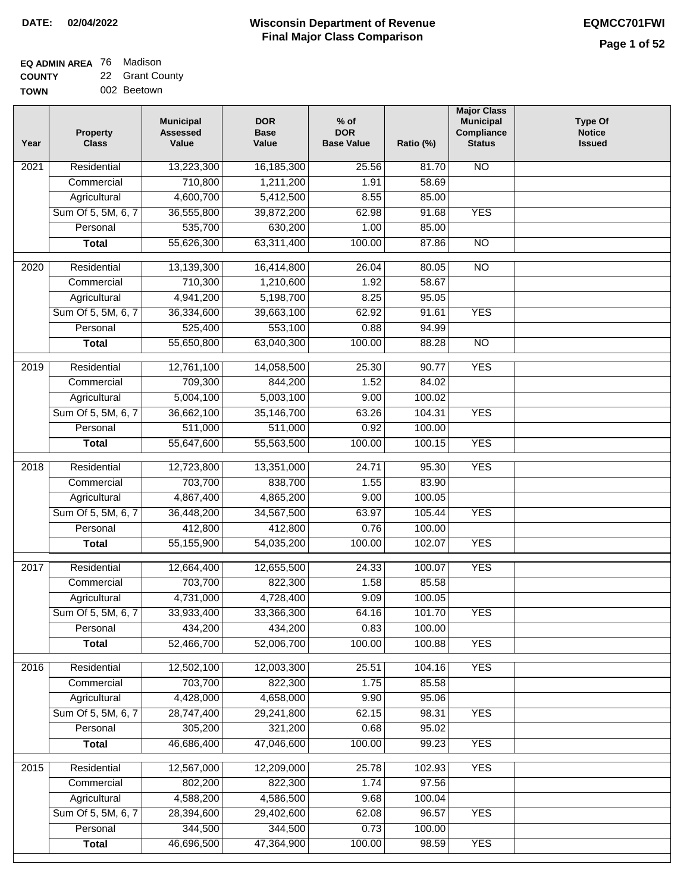**DATE:** 02/04/2022

# Wisconsin Department of Revenue
## Final Major Class Comparison

**EQMCC701FWI**

**EQ ADMIN AREA** 76 Madison
**COUNTY** 22 Grant County
**TOWN** 002 Beetown

| Year | Property Class | Municipal Assessed Value | DOR Base Value | % of DOR Base Value | Ratio (%) | Major Class Municipal Compliance Status | Type Of Notice Issued |
|---|---|---|---|---|---|---|---|
| 2021 | Residential | 13,223,300 | 16,185,300 | 25.56 | 81.70 | NO | |
| | Commercial | 710,800 | 1,211,200 | 1.91 | 58.69 | | |
| | Agricultural | 4,600,700 | 5,412,500 | 8.55 | 85.00 | | |
| | Sum Of 5, 5M, 6, 7 | 36,555,800 | 39,872,200 | 62.98 | 91.68 | YES | |
| | Personal | 535,700 | 630,200 | 1.00 | 85.00 | | |
| | **Total** | 55,626,300 | 63,311,400 | 100.00 | 87.86 | NO | |
| 2020 | Residential | 13,139,300 | 16,414,800 | 26.04 | 80.05 | NO | |
| | Commercial | 710,300 | 1,210,600 | 1.92 | 58.67 | | |
| | Agricultural | 4,941,200 | 5,198,700 | 8.25 | 95.05 | | |
| | Sum Of 5, 5M, 6, 7 | 36,334,600 | 39,663,100 | 62.92 | 91.61 | YES | |
| | Personal | 525,400 | 553,100 | 0.88 | 94.99 | | |
| | **Total** | 55,650,800 | 63,040,300 | 100.00 | 88.28 | NO | |
| 2019 | Residential | 12,761,100 | 14,058,500 | 25.30 | 90.77 | YES | |
| | Commercial | 709,300 | 844,200 | 1.52 | 84.02 | | |
| | Agricultural | 5,004,100 | 5,003,100 | 9.00 | 100.02 | | |
| | Sum Of 5, 5M, 6, 7 | 36,662,100 | 35,146,700 | 63.26 | 104.31 | YES | |
| | Personal | 511,000 | 511,000 | 0.92 | 100.00 | | |
| | **Total** | 55,647,600 | 55,563,500 | 100.00 | 100.15 | YES | |
| 2018 | Residential | 12,723,800 | 13,351,000 | 24.71 | 95.30 | YES | |
| | Commercial | 703,700 | 838,700 | 1.55 | 83.90 | | |
| | Agricultural | 4,867,400 | 4,865,200 | 9.00 | 100.05 | | |
| | Sum Of 5, 5M, 6, 7 | 36,448,200 | 34,567,500 | 63.97 | 105.44 | YES | |
| | Personal | 412,800 | 412,800 | 0.76 | 100.00 | | |
| | **Total** | 55,155,900 | 54,035,200 | 100.00 | 102.07 | YES | |
| 2017 | Residential | 12,664,400 | 12,655,500 | 24.33 | 100.07 | YES | |
| | Commercial | 703,700 | 822,300 | 1.58 | 85.58 | | |
| | Agricultural | 4,731,000 | 4,728,400 | 9.09 | 100.05 | | |
| | Sum Of 5, 5M, 6, 7 | 33,933,400 | 33,366,300 | 64.16 | 101.70 | YES | |
| | Personal | 434,200 | 434,200 | 0.83 | 100.00 | | |
| | **Total** | 52,466,700 | 52,006,700 | 100.00 | 100.88 | YES | |
| 2016 | Residential | 12,502,100 | 12,003,300 | 25.51 | 104.16 | YES | |
| | Commercial | 703,700 | 822,300 | 1.75 | 85.58 | | |
| | Agricultural | 4,428,000 | 4,658,000 | 9.90 | 95.06 | | |
| | Sum Of 5, 5M, 6, 7 | 28,747,400 | 29,241,800 | 62.15 | 98.31 | YES | |
| | Personal | 305,200 | 321,200 | 0.68 | 95.02 | | |
| | **Total** | 46,686,400 | 47,046,600 | 100.00 | 99.23 | YES | |
| 2015 | Residential | 12,567,000 | 12,209,000 | 25.78 | 102.93 | YES | |
| | Commercial | 802,200 | 822,300 | 1.74 | 97.56 | | |
| | Agricultural | 4,588,200 | 4,586,500 | 9.68 | 100.04 | | |
| | Sum Of 5, 5M, 6, 7 | 28,394,600 | 29,402,600 | 62.08 | 96.57 | YES | |
| | Personal | 344,500 | 344,500 | 0.73 | 100.00 | | |
| | **Total** | 46,696,500 | 47,364,900 | 100.00 | 98.59 | YES | |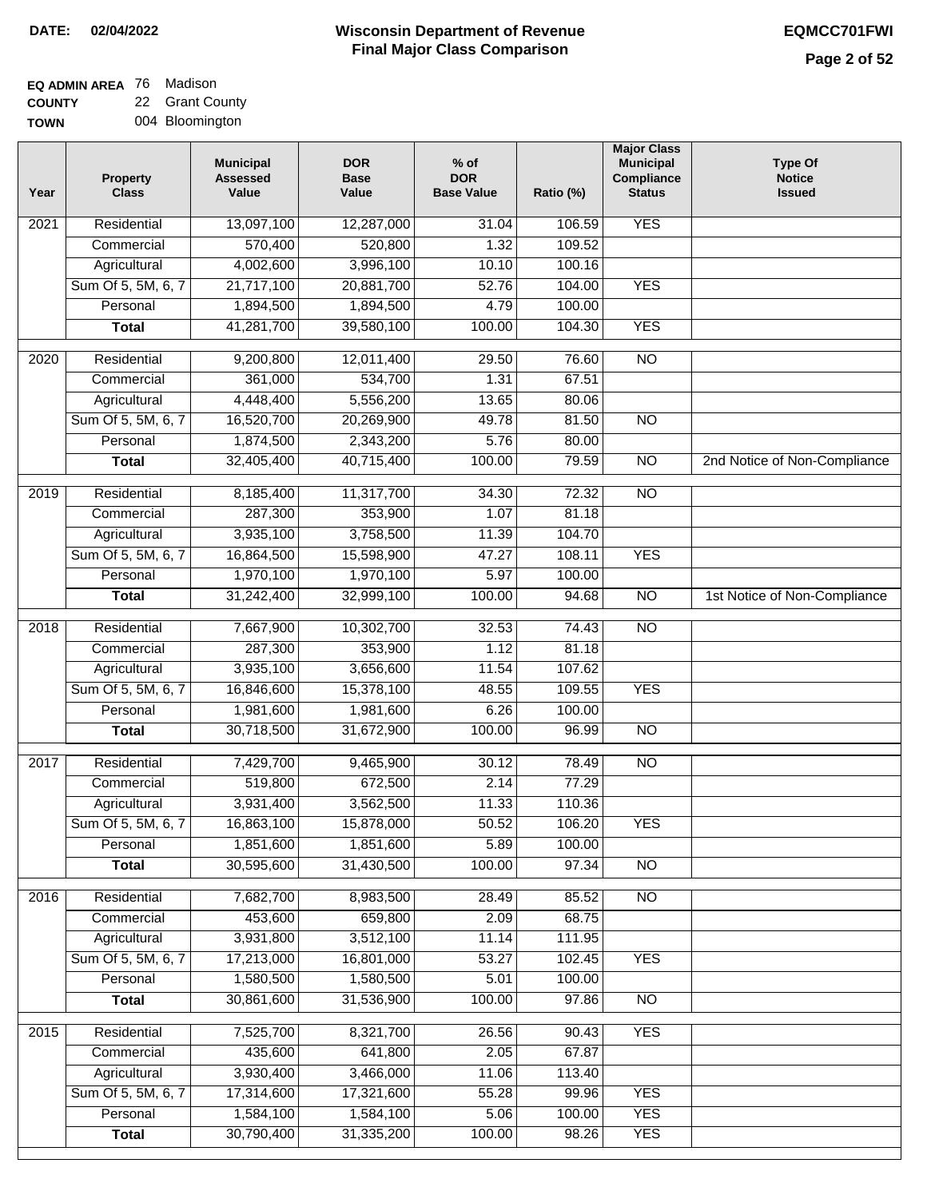**DATE:** 02/04/2022

# Wisconsin Department of Revenue
## Final Major Class Comparison

**EQMCC701FWI**

**EQ ADMIN AREA** 76 Madison
**COUNTY** 22 Grant County
**TOWN** 004 Bloomington

| Year | Property Class | Municipal Assessed Value | DOR Base Value | % of DOR Base Value | Ratio (%) | Major Class Municipal Compliance Status | Type Of Notice Issued |
|---|---|---|---|---|---|---|---|
| 2021 | Residential | 13,097,100 | 12,287,000 | 31.04 | 106.59 | YES | |
| | Commercial | 570,400 | 520,800 | 1.32 | 109.52 | | |
| | Agricultural | 4,002,600 | 3,996,100 | 10.10 | 100.16 | | |
| | Sum Of 5, 5M, 6, 7 | 21,717,100 | 20,881,700 | 52.76 | 104.00 | YES | |
| | Personal | 1,894,500 | 1,894,500 | 4.79 | 100.00 | | |
| | **Total** | 41,281,700 | 39,580,100 | 100.00 | 104.30 | YES | |
| 2020 | Residential | 9,200,800 | 12,011,400 | 29.50 | 76.60 | NO | |
| | Commercial | 361,000 | 534,700 | 1.31 | 67.51 | | |
| | Agricultural | 4,448,400 | 5,556,200 | 13.65 | 80.06 | | |
| | Sum Of 5, 5M, 6, 7 | 16,520,700 | 20,269,900 | 49.78 | 81.50 | NO | |
| | Personal | 1,874,500 | 2,343,200 | 5.76 | 80.00 | | |
| | **Total** | 32,405,400 | 40,715,400 | 100.00 | 79.59 | NO | 2nd Notice of Non-Compliance |
| 2019 | Residential | 8,185,400 | 11,317,700 | 34.30 | 72.32 | NO | |
| | Commercial | 287,300 | 353,900 | 1.07 | 81.18 | | |
| | Agricultural | 3,935,100 | 3,758,500 | 11.39 | 104.70 | | |
| | Sum Of 5, 5M, 6, 7 | 16,864,500 | 15,598,900 | 47.27 | 108.11 | YES | |
| | Personal | 1,970,100 | 1,970,100 | 5.97 | 100.00 | | |
| | **Total** | 31,242,400 | 32,999,100 | 100.00 | 94.68 | NO | 1st Notice of Non-Compliance |
| 2018 | Residential | 7,667,900 | 10,302,700 | 32.53 | 74.43 | NO | |
| | Commercial | 287,300 | 353,900 | 1.12 | 81.18 | | |
| | Agricultural | 3,935,100 | 3,656,600 | 11.54 | 107.62 | | |
| | Sum Of 5, 5M, 6, 7 | 16,846,600 | 15,378,100 | 48.55 | 109.55 | YES | |
| | Personal | 1,981,600 | 1,981,600 | 6.26 | 100.00 | | |
| | **Total** | 30,718,500 | 31,672,900 | 100.00 | 96.99 | NO | |
| 2017 | Residential | 7,429,700 | 9,465,900 | 30.12 | 78.49 | NO | |
| | Commercial | 519,800 | 672,500 | 2.14 | 77.29 | | |
| | Agricultural | 3,931,400 | 3,562,500 | 11.33 | 110.36 | | |
| | Sum Of 5, 5M, 6, 7 | 16,863,100 | 15,878,000 | 50.52 | 106.20 | YES | |
| | Personal | 1,851,600 | 1,851,600 | 5.89 | 100.00 | | |
| | **Total** | 30,595,600 | 31,430,500 | 100.00 | 97.34 | NO | |
| 2016 | Residential | 7,682,700 | 8,983,500 | 28.49 | 85.52 | NO | |
| | Commercial | 453,600 | 659,800 | 2.09 | 68.75 | | |
| | Agricultural | 3,931,800 | 3,512,100 | 11.14 | 111.95 | | |
| | Sum Of 5, 5M, 6, 7 | 17,213,000 | 16,801,000 | 53.27 | 102.45 | YES | |
| | Personal | 1,580,500 | 1,580,500 | 5.01 | 100.00 | | |
| | **Total** | 30,861,600 | 31,536,900 | 100.00 | 97.86 | NO | |
| 2015 | Residential | 7,525,700 | 8,321,700 | 26.56 | 90.43 | YES | |
| | Commercial | 435,600 | 641,800 | 2.05 | 67.87 | | |
| | Agricultural | 3,930,400 | 3,466,000 | 11.06 | 113.40 | | |
| | Sum Of 5, 5M, 6, 7 | 17,314,600 | 17,321,600 | 55.28 | 99.96 | YES | |
| | Personal | 1,584,100 | 1,584,100 | 5.06 | 100.00 | YES | |
| | **Total** | 30,790,400 | 31,335,200 | 100.00 | 98.26 | YES | |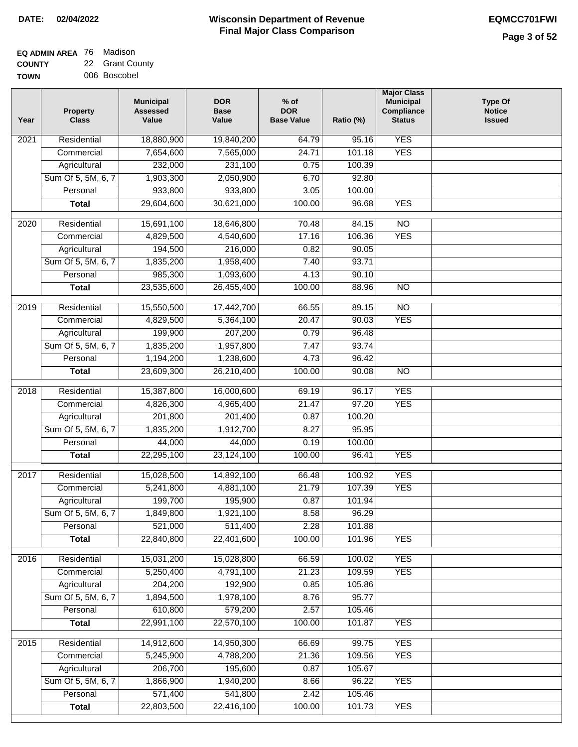**DATE:** 02/04/2022

# Wisconsin Department of Revenue
## Final Major Class Comparison

**EQMCC701FWI**

**EQ ADMIN AREA** 76 Madison
**COUNTY** 22 Grant County
**TOWN** 006 Boscobel

| Year | Property Class | Municipal Assessed Value | DOR Base Value | % of DOR Base Value | Ratio (%) | Major Class Municipal Compliance Status | Type Of Notice Issued |
|---|---|---|---|---|---|---|---|
| 2021 | Residential | 18,880,900 | 19,840,200 | 64.79 | 95.16 | YES | |
| | Commercial | 7,654,600 | 7,565,000 | 24.71 | 101.18 | YES | |
| | Agricultural | 232,000 | 231,100 | 0.75 | 100.39 | | |
| | Sum Of 5, 5M, 6, 7 | 1,903,300 | 2,050,900 | 6.70 | 92.80 | | |
| | Personal | 933,800 | 933,800 | 3.05 | 100.00 | | |
| | **Total** | 29,604,600 | 30,621,000 | 100.00 | 96.68 | YES | |
| 2020 | Residential | 15,691,100 | 18,646,800 | 70.48 | 84.15 | NO | |
| | Commercial | 4,829,500 | 4,540,600 | 17.16 | 106.36 | YES | |
| | Agricultural | 194,500 | 216,000 | 0.82 | 90.05 | | |
| | Sum Of 5, 5M, 6, 7 | 1,835,200 | 1,958,400 | 7.40 | 93.71 | | |
| | Personal | 985,300 | 1,093,600 | 4.13 | 90.10 | | |
| | **Total** | 23,535,600 | 26,455,400 | 100.00 | 88.96 | NO | |
| 2019 | Residential | 15,550,500 | 17,442,700 | 66.55 | 89.15 | NO | |
| | Commercial | 4,829,500 | 5,364,100 | 20.47 | 90.03 | YES | |
| | Agricultural | 199,900 | 207,200 | 0.79 | 96.48 | | |
| | Sum Of 5, 5M, 6, 7 | 1,835,200 | 1,957,800 | 7.47 | 93.74 | | |
| | Personal | 1,194,200 | 1,238,600 | 4.73 | 96.42 | | |
| | **Total** | 23,609,300 | 26,210,400 | 100.00 | 90.08 | NO | |
| 2018 | Residential | 15,387,800 | 16,000,600 | 69.19 | 96.17 | YES | |
| | Commercial | 4,826,300 | 4,965,400 | 21.47 | 97.20 | YES | |
| | Agricultural | 201,800 | 201,400 | 0.87 | 100.20 | | |
| | Sum Of 5, 5M, 6, 7 | 1,835,200 | 1,912,700 | 8.27 | 95.95 | | |
| | Personal | 44,000 | 44,000 | 0.19 | 100.00 | | |
| | **Total** | 22,295,100 | 23,124,100 | 100.00 | 96.41 | YES | |
| 2017 | Residential | 15,028,500 | 14,892,100 | 66.48 | 100.92 | YES | |
| | Commercial | 5,241,800 | 4,881,100 | 21.79 | 107.39 | YES | |
| | Agricultural | 199,700 | 195,900 | 0.87 | 101.94 | | |
| | Sum Of 5, 5M, 6, 7 | 1,849,800 | 1,921,100 | 8.58 | 96.29 | | |
| | Personal | 521,000 | 511,400 | 2.28 | 101.88 | | |
| | **Total** | 22,840,800 | 22,401,600 | 100.00 | 101.96 | YES | |
| 2016 | Residential | 15,031,200 | 15,028,800 | 66.59 | 100.02 | YES | |
| | Commercial | 5,250,400 | 4,791,100 | 21.23 | 109.59 | YES | |
| | Agricultural | 204,200 | 192,900 | 0.85 | 105.86 | | |
| | Sum Of 5, 5M, 6, 7 | 1,894,500 | 1,978,100 | 8.76 | 95.77 | | |
| | Personal | 610,800 | 579,200 | 2.57 | 105.46 | | |
| | **Total** | 22,991,100 | 22,570,100 | 100.00 | 101.87 | YES | |
| 2015 | Residential | 14,912,600 | 14,950,300 | 66.69 | 99.75 | YES | |
| | Commercial | 5,245,900 | 4,788,200 | 21.36 | 109.56 | YES | |
| | Agricultural | 206,700 | 195,600 | 0.87 | 105.67 | | |
| | Sum Of 5, 5M, 6, 7 | 1,866,900 | 1,940,200 | 8.66 | 96.22 | YES | |
| | Personal | 571,400 | 541,800 | 2.42 | 105.46 | | |
| | **Total** | 22,803,500 | 22,416,100 | 100.00 | 101.73 | YES | |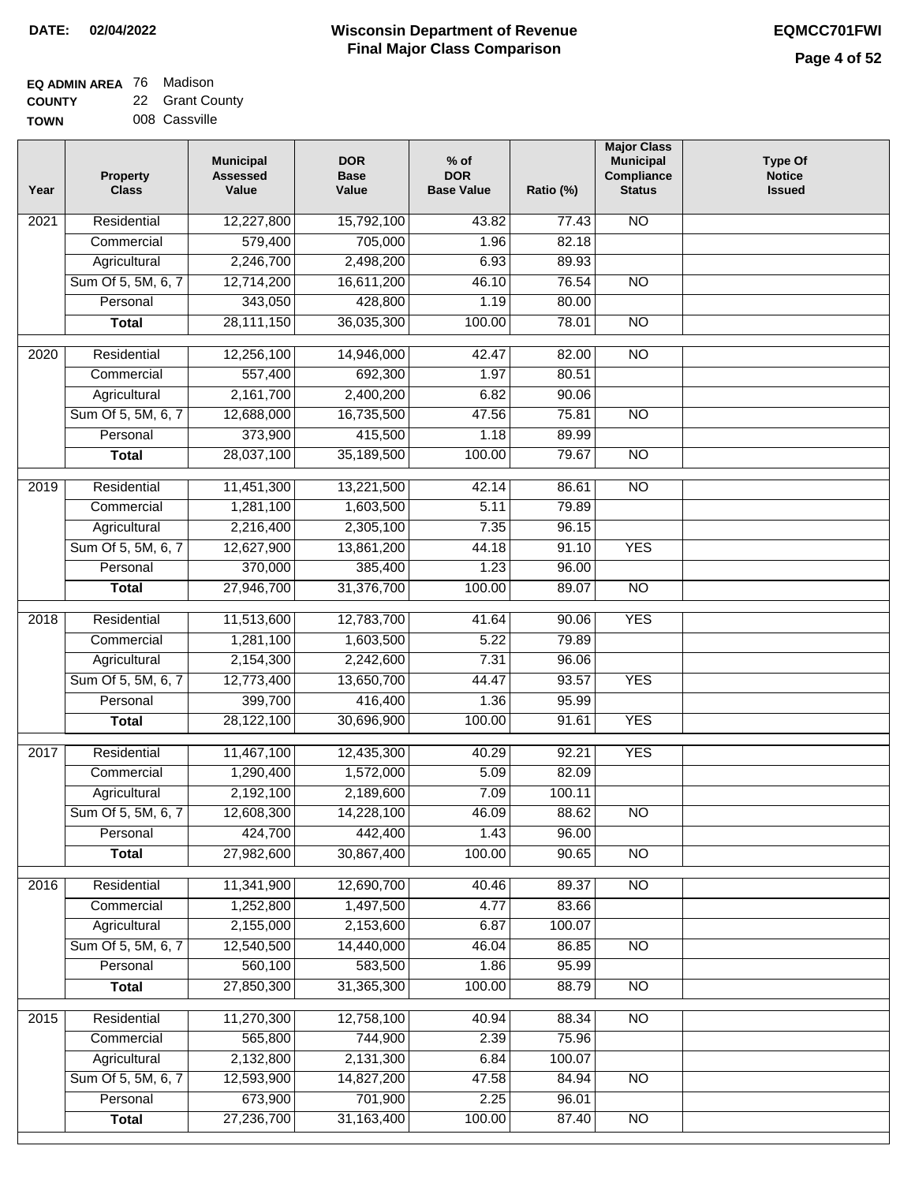**DATE:** 02/04/2022

# Wisconsin Department of Revenue
## Final Major Class Comparison

**EQMCC701FWI**

**EQ ADMIN AREA** 76 Madison
**COUNTY** 22 Grant County
**TOWN** 008 Cassville

| Year | Property Class | Municipal Assessed Value | DOR Base Value | % of DOR Base Value | Ratio (%) | Major Class Municipal Compliance Status | Type Of Notice Issued |
|---|---|---|---|---|---|---|---|
| 2021 | Residential | 12,227,800 | 15,792,100 | 43.82 | 77.43 | NO | |
| | Commercial | 579,400 | 705,000 | 1.96 | 82.18 | | |
| | Agricultural | 2,246,700 | 2,498,200 | 6.93 | 89.93 | | |
| | Sum Of 5, 5M, 6, 7 | 12,714,200 | 16,611,200 | 46.10 | 76.54 | NO | |
| | Personal | 343,050 | 428,800 | 1.19 | 80.00 | | |
| | **Total** | 28,111,150 | 36,035,300 | 100.00 | 78.01 | NO | |
| 2020 | Residential | 12,256,100 | 14,946,000 | 42.47 | 82.00 | NO | |
| | Commercial | 557,400 | 692,300 | 1.97 | 80.51 | | |
| | Agricultural | 2,161,700 | 2,400,200 | 6.82 | 90.06 | | |
| | Sum Of 5, 5M, 6, 7 | 12,688,000 | 16,735,500 | 47.56 | 75.81 | NO | |
| | Personal | 373,900 | 415,500 | 1.18 | 89.99 | | |
| | **Total** | 28,037,100 | 35,189,500 | 100.00 | 79.67 | NO | |
| 2019 | Residential | 11,451,300 | 13,221,500 | 42.14 | 86.61 | NO | |
| | Commercial | 1,281,100 | 1,603,500 | 5.11 | 79.89 | | |
| | Agricultural | 2,216,400 | 2,305,100 | 7.35 | 96.15 | | |
| | Sum Of 5, 5M, 6, 7 | 12,627,900 | 13,861,200 | 44.18 | 91.10 | YES | |
| | Personal | 370,000 | 385,400 | 1.23 | 96.00 | | |
| | **Total** | 27,946,700 | 31,376,700 | 100.00 | 89.07 | NO | |
| 2018 | Residential | 11,513,600 | 12,783,700 | 41.64 | 90.06 | YES | |
| | Commercial | 1,281,100 | 1,603,500 | 5.22 | 79.89 | | |
| | Agricultural | 2,154,300 | 2,242,600 | 7.31 | 96.06 | | |
| | Sum Of 5, 5M, 6, 7 | 12,773,400 | 13,650,700 | 44.47 | 93.57 | YES | |
| | Personal | 399,700 | 416,400 | 1.36 | 95.99 | | |
| | **Total** | 28,122,100 | 30,696,900 | 100.00 | 91.61 | YES | |
| 2017 | Residential | 11,467,100 | 12,435,300 | 40.29 | 92.21 | YES | |
| | Commercial | 1,290,400 | 1,572,000 | 5.09 | 82.09 | | |
| | Agricultural | 2,192,100 | 2,189,600 | 7.09 | 100.11 | | |
| | Sum Of 5, 5M, 6, 7 | 12,608,300 | 14,228,100 | 46.09 | 88.62 | NO | |
| | Personal | 424,700 | 442,400 | 1.43 | 96.00 | | |
| | **Total** | 27,982,600 | 30,867,400 | 100.00 | 90.65 | NO | |
| 2016 | Residential | 11,341,900 | 12,690,700 | 40.46 | 89.37 | NO | |
| | Commercial | 1,252,800 | 1,497,500 | 4.77 | 83.66 | | |
| | Agricultural | 2,155,000 | 2,153,600 | 6.87 | 100.07 | | |
| | Sum Of 5, 5M, 6, 7 | 12,540,500 | 14,440,000 | 46.04 | 86.85 | NO | |
| | Personal | 560,100 | 583,500 | 1.86 | 95.99 | | |
| | **Total** | 27,850,300 | 31,365,300 | 100.00 | 88.79 | NO | |
| 2015 | Residential | 11,270,300 | 12,758,100 | 40.94 | 88.34 | NO | |
| | Commercial | 565,800 | 744,900 | 2.39 | 75.96 | | |
| | Agricultural | 2,132,800 | 2,131,300 | 6.84 | 100.07 | | |
| | Sum Of 5, 5M, 6, 7 | 12,593,900 | 14,827,200 | 47.58 | 84.94 | NO | |
| | Personal | 673,900 | 701,900 | 2.25 | 96.01 | | |
| | **Total** | 27,236,700 | 31,163,400 | 100.00 | 87.40 | NO | |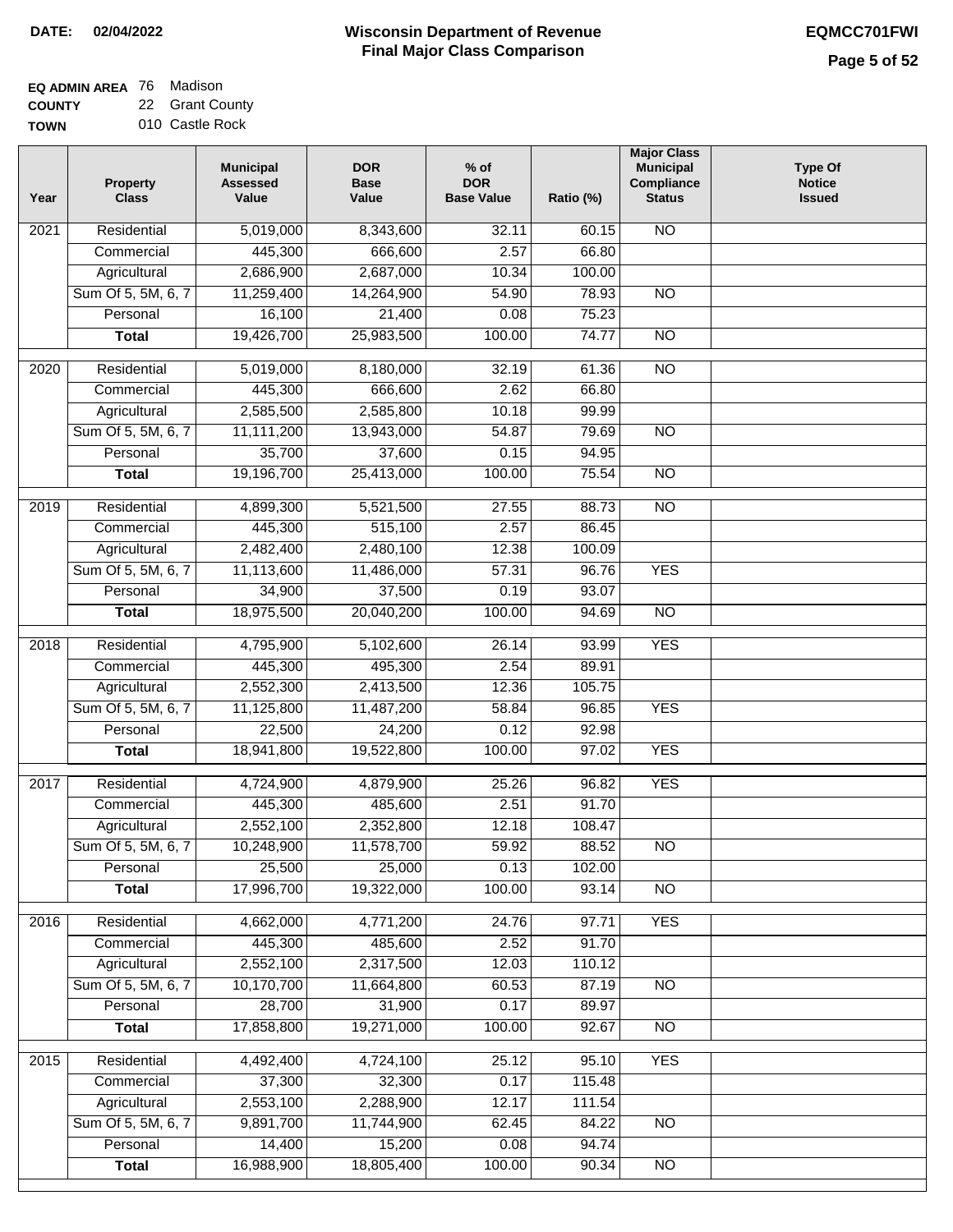**DATE: 02/04/2022**

# Wisconsin Department of Revenue
## Final Major Class Comparison

**EQMCC701FWI**

**EQ ADMIN AREA** 76 Madison
**COUNTY** 22 Grant County
**TOWN** 010 Castle Rock

| Year | Property Class | Municipal Assessed Value | DOR Base Value | % of DOR Base Value | Ratio (%) | Major Class Municipal Compliance Status | Type Of Notice Issued |
|---|---|---|---|---|---|---|---|
| 2021 | Residential | 5,019,000 | 8,343,600 | 32.11 | 60.15 | NO | |
| | Commercial | 445,300 | 666,600 | 2.57 | 66.80 | | |
| | Agricultural | 2,686,900 | 2,687,000 | 10.34 | 100.00 | | |
| | Sum Of 5, 5M, 6, 7 | 11,259,400 | 14,264,900 | 54.90 | 78.93 | NO | |
| | Personal | 16,100 | 21,400 | 0.08 | 75.23 | | |
| | **Total** | 19,426,700 | 25,983,500 | 100.00 | 74.77 | NO | |
| 2020 | Residential | 5,019,000 | 8,180,000 | 32.19 | 61.36 | NO | |
| | Commercial | 445,300 | 666,600 | 2.62 | 66.80 | | |
| | Agricultural | 2,585,500 | 2,585,800 | 10.18 | 99.99 | | |
| | Sum Of 5, 5M, 6, 7 | 11,111,200 | 13,943,000 | 54.87 | 79.69 | NO | |
| | Personal | 35,700 | 37,600 | 0.15 | 94.95 | | |
| | **Total** | 19,196,700 | 25,413,000 | 100.00 | 75.54 | NO | |
| 2019 | Residential | 4,899,300 | 5,521,500 | 27.55 | 88.73 | NO | |
| | Commercial | 445,300 | 515,100 | 2.57 | 86.45 | | |
| | Agricultural | 2,482,400 | 2,480,100 | 12.38 | 100.09 | | |
| | Sum Of 5, 5M, 6, 7 | 11,113,600 | 11,486,000 | 57.31 | 96.76 | YES | |
| | Personal | 34,900 | 37,500 | 0.19 | 93.07 | | |
| | **Total** | 18,975,500 | 20,040,200 | 100.00 | 94.69 | NO | |
| 2018 | Residential | 4,795,900 | 5,102,600 | 26.14 | 93.99 | YES | |
| | Commercial | 445,300 | 495,300 | 2.54 | 89.91 | | |
| | Agricultural | 2,552,300 | 2,413,500 | 12.36 | 105.75 | | |
| | Sum Of 5, 5M, 6, 7 | 11,125,800 | 11,487,200 | 58.84 | 96.85 | YES | |
| | Personal | 22,500 | 24,200 | 0.12 | 92.98 | | |
| | **Total** | 18,941,800 | 19,522,800 | 100.00 | 97.02 | YES | |
| 2017 | Residential | 4,724,900 | 4,879,900 | 25.26 | 96.82 | YES | |
| | Commercial | 445,300 | 485,600 | 2.51 | 91.70 | | |
| | Agricultural | 2,552,100 | 2,352,800 | 12.18 | 108.47 | | |
| | Sum Of 5, 5M, 6, 7 | 10,248,900 | 11,578,700 | 59.92 | 88.52 | NO | |
| | Personal | 25,500 | 25,000 | 0.13 | 102.00 | | |
| | **Total** | 17,996,700 | 19,322,000 | 100.00 | 93.14 | NO | |
| 2016 | Residential | 4,662,000 | 4,771,200 | 24.76 | 97.71 | YES | |
| | Commercial | 445,300 | 485,600 | 2.52 | 91.70 | | |
| | Agricultural | 2,552,100 | 2,317,500 | 12.03 | 110.12 | | |
| | Sum Of 5, 5M, 6, 7 | 10,170,700 | 11,664,800 | 60.53 | 87.19 | NO | |
| | Personal | 28,700 | 31,900 | 0.17 | 89.97 | | |
| | **Total** | 17,858,800 | 19,271,000 | 100.00 | 92.67 | NO | |
| 2015 | Residential | 4,492,400 | 4,724,100 | 25.12 | 95.10 | YES | |
| | Commercial | 37,300 | 32,300 | 0.17 | 115.48 | | |
| | Agricultural | 2,553,100 | 2,288,900 | 12.17 | 111.54 | | |
| | Sum Of 5, 5M, 6, 7 | 9,891,700 | 11,744,900 | 62.45 | 84.22 | NO | |
| | Personal | 14,400 | 15,200 | 0.08 | 94.74 | | |
| | **Total** | 16,988,900 | 18,805,400 | 100.00 | 90.34 | NO | |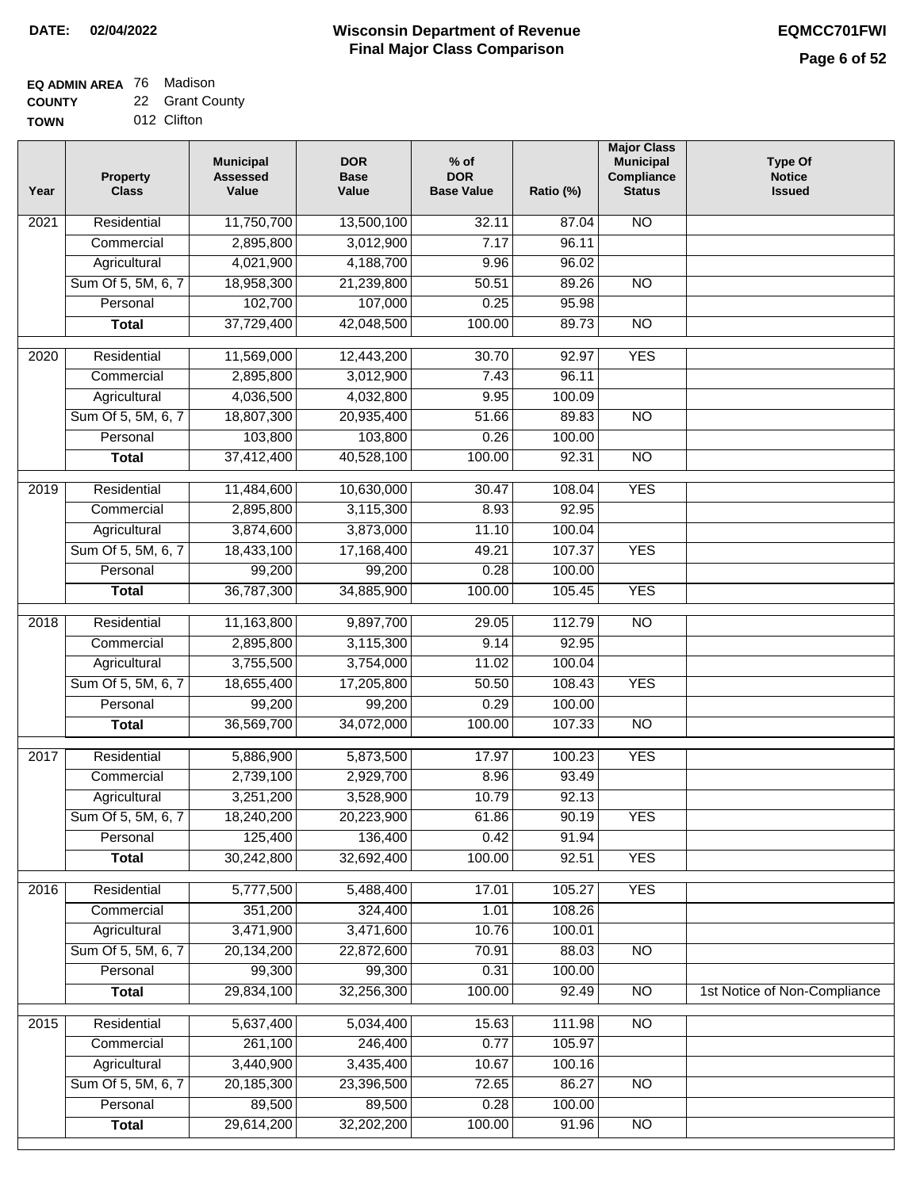**DATE: 02/04/2022**

# Wisconsin Department of Revenue
## Final Major Class Comparison

**EQMCC701FWI**

**EQ ADMIN AREA** 76 Madison
**COUNTY** 22 Grant County
**TOWN** 012 Clifton

| Year | Property Class | Municipal Assessed Value | DOR Base Value | % of DOR Base Value | Ratio (%) | Major Class Municipal Compliance Status | Type Of Notice Issued |
|---|---|---|---|---|---|---|---|
| 2021 | Residential | 11,750,700 | 13,500,100 | 32.11 | 87.04 | NO | |
| | Commercial | 2,895,800 | 3,012,900 | 7.17 | 96.11 | | |
| | Agricultural | 4,021,900 | 4,188,700 | 9.96 | 96.02 | | |
| | Sum Of 5, 5M, 6, 7 | 18,958,300 | 21,239,800 | 50.51 | 89.26 | NO | |
| | Personal | 102,700 | 107,000 | 0.25 | 95.98 | | |
| | **Total** | 37,729,400 | 42,048,500 | 100.00 | 89.73 | NO | |
| 2020 | Residential | 11,569,000 | 12,443,200 | 30.70 | 92.97 | YES | |
| | Commercial | 2,895,800 | 3,012,900 | 7.43 | 96.11 | | |
| | Agricultural | 4,036,500 | 4,032,800 | 9.95 | 100.09 | | |
| | Sum Of 5, 5M, 6, 7 | 18,807,300 | 20,935,400 | 51.66 | 89.83 | NO | |
| | Personal | 103,800 | 103,800 | 0.26 | 100.00 | | |
| | **Total** | 37,412,400 | 40,528,100 | 100.00 | 92.31 | NO | |
| 2019 | Residential | 11,484,600 | 10,630,000 | 30.47 | 108.04 | YES | |
| | Commercial | 2,895,800 | 3,115,300 | 8.93 | 92.95 | | |
| | Agricultural | 3,874,600 | 3,873,000 | 11.10 | 100.04 | | |
| | Sum Of 5, 5M, 6, 7 | 18,433,100 | 17,168,400 | 49.21 | 107.37 | YES | |
| | Personal | 99,200 | 99,200 | 0.28 | 100.00 | | |
| | **Total** | 36,787,300 | 34,885,900 | 100.00 | 105.45 | YES | |
| 2018 | Residential | 11,163,800 | 9,897,700 | 29.05 | 112.79 | NO | |
| | Commercial | 2,895,800 | 3,115,300 | 9.14 | 92.95 | | |
| | Agricultural | 3,755,500 | 3,754,000 | 11.02 | 100.04 | | |
| | Sum Of 5, 5M, 6, 7 | 18,655,400 | 17,205,800 | 50.50 | 108.43 | YES | |
| | Personal | 99,200 | 99,200 | 0.29 | 100.00 | | |
| | **Total** | 36,569,700 | 34,072,000 | 100.00 | 107.33 | NO | |
| 2017 | Residential | 5,886,900 | 5,873,500 | 17.97 | 100.23 | YES | |
| | Commercial | 2,739,100 | 2,929,700 | 8.96 | 93.49 | | |
| | Agricultural | 3,251,200 | 3,528,900 | 10.79 | 92.13 | | |
| | Sum Of 5, 5M, 6, 7 | 18,240,200 | 20,223,900 | 61.86 | 90.19 | YES | |
| | Personal | 125,400 | 136,400 | 0.42 | 91.94 | | |
| | **Total** | 30,242,800 | 32,692,400 | 100.00 | 92.51 | YES | |
| 2016 | Residential | 5,777,500 | 5,488,400 | 17.01 | 105.27 | YES | |
| | Commercial | 351,200 | 324,400 | 1.01 | 108.26 | | |
| | Agricultural | 3,471,900 | 3,471,600 | 10.76 | 100.01 | | |
| | Sum Of 5, 5M, 6, 7 | 20,134,200 | 22,872,600 | 70.91 | 88.03 | NO | |
| | Personal | 99,300 | 99,300 | 0.31 | 100.00 | | |
| | **Total** | 29,834,100 | 32,256,300 | 100.00 | 92.49 | NO | 1st Notice of Non-Compliance |
| 2015 | Residential | 5,637,400 | 5,034,400 | 15.63 | 111.98 | NO | |
| | Commercial | 261,100 | 246,400 | 0.77 | 105.97 | | |
| | Agricultural | 3,440,900 | 3,435,400 | 10.67 | 100.16 | | |
| | Sum Of 5, 5M, 6, 7 | 20,185,300 | 23,396,500 | 72.65 | 86.27 | NO | |
| | Personal | 89,500 | 89,500 | 0.28 | 100.00 | | |
| | **Total** | 29,614,200 | 32,202,200 | 100.00 | 91.96 | NO | |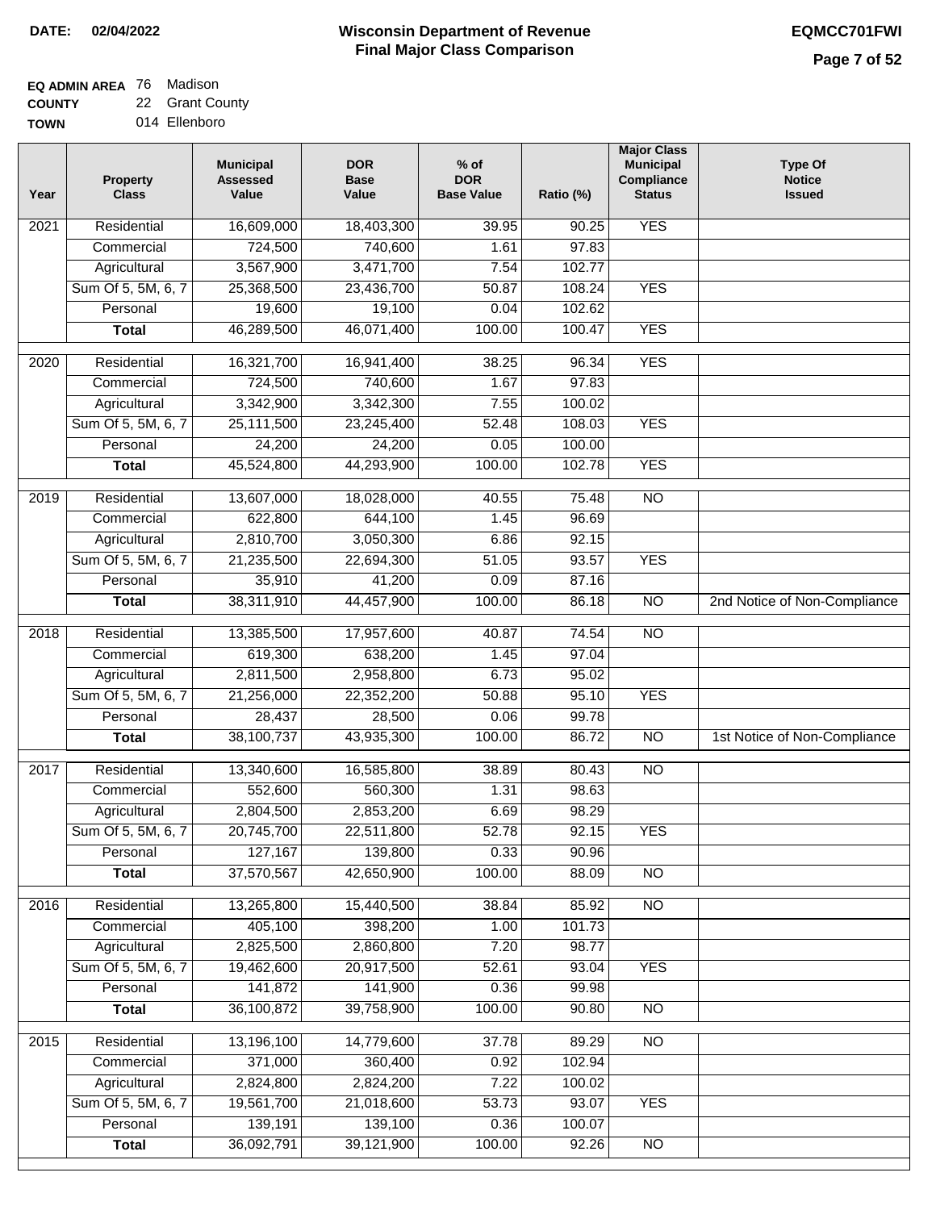**DATE: 02/04/2022**

# Wisconsin Department of Revenue
## Final Major Class Comparison

**EQMCC701FWI**

**EQ ADMIN AREA** 76 Madison
**COUNTY** 22 Grant County
**TOWN** 014 Ellenboro

| Year | Property Class | Municipal Assessed Value | DOR Base Value | % of DOR Base Value | Ratio (%) | Major Class Municipal Compliance Status | Type Of Notice Issued |
|---|---|---|---|---|---|---|---|
| 2021 | Residential | 16,609,000 | 18,403,300 | 39.95 | 90.25 | YES | |
| | Commercial | 724,500 | 740,600 | 1.61 | 97.83 | | |
| | Agricultural | 3,567,900 | 3,471,700 | 7.54 | 102.77 | | |
| | Sum Of 5, 5M, 6, 7 | 25,368,500 | 23,436,700 | 50.87 | 108.24 | YES | |
| | Personal | 19,600 | 19,100 | 0.04 | 102.62 | | |
| | **Total** | 46,289,500 | 46,071,400 | 100.00 | 100.47 | YES | |
| 2020 | Residential | 16,321,700 | 16,941,400 | 38.25 | 96.34 | YES | |
| | Commercial | 724,500 | 740,600 | 1.67 | 97.83 | | |
| | Agricultural | 3,342,900 | 3,342,300 | 7.55 | 100.02 | | |
| | Sum Of 5, 5M, 6, 7 | 25,111,500 | 23,245,400 | 52.48 | 108.03 | YES | |
| | Personal | 24,200 | 24,200 | 0.05 | 100.00 | | |
| | **Total** | 45,524,800 | 44,293,900 | 100.00 | 102.78 | YES | |
| 2019 | Residential | 13,607,000 | 18,028,000 | 40.55 | 75.48 | NO | |
| | Commercial | 622,800 | 644,100 | 1.45 | 96.69 | | |
| | Agricultural | 2,810,700 | 3,050,300 | 6.86 | 92.15 | | |
| | Sum Of 5, 5M, 6, 7 | 21,235,500 | 22,694,300 | 51.05 | 93.57 | YES | |
| | Personal | 35,910 | 41,200 | 0.09 | 87.16 | | |
| | **Total** | 38,311,910 | 44,457,900 | 100.00 | 86.18 | NO | 2nd Notice of Non-Compliance |
| 2018 | Residential | 13,385,500 | 17,957,600 | 40.87 | 74.54 | NO | |
| | Commercial | 619,300 | 638,200 | 1.45 | 97.04 | | |
| | Agricultural | 2,811,500 | 2,958,800 | 6.73 | 95.02 | | |
| | Sum Of 5, 5M, 6, 7 | 21,256,000 | 22,352,200 | 50.88 | 95.10 | YES | |
| | Personal | 28,437 | 28,500 | 0.06 | 99.78 | | |
| | **Total** | 38,100,737 | 43,935,300 | 100.00 | 86.72 | NO | 1st Notice of Non-Compliance |
| 2017 | Residential | 13,340,600 | 16,585,800 | 38.89 | 80.43 | NO | |
| | Commercial | 552,600 | 560,300 | 1.31 | 98.63 | | |
| | Agricultural | 2,804,500 | 2,853,200 | 6.69 | 98.29 | | |
| | Sum Of 5, 5M, 6, 7 | 20,745,700 | 22,511,800 | 52.78 | 92.15 | YES | |
| | Personal | 127,167 | 139,800 | 0.33 | 90.96 | | |
| | **Total** | 37,570,567 | 42,650,900 | 100.00 | 88.09 | NO | |
| 2016 | Residential | 13,265,800 | 15,440,500 | 38.84 | 85.92 | NO | |
| | Commercial | 405,100 | 398,200 | 1.00 | 101.73 | | |
| | Agricultural | 2,825,500 | 2,860,800 | 7.20 | 98.77 | | |
| | Sum Of 5, 5M, 6, 7 | 19,462,600 | 20,917,500 | 52.61 | 93.04 | YES | |
| | Personal | 141,872 | 141,900 | 0.36 | 99.98 | | |
| | **Total** | 36,100,872 | 39,758,900 | 100.00 | 90.80 | NO | |
| 2015 | Residential | 13,196,100 | 14,779,600 | 37.78 | 89.29 | NO | |
| | Commercial | 371,000 | 360,400 | 0.92 | 102.94 | | |
| | Agricultural | 2,824,800 | 2,824,200 | 7.22 | 100.02 | | |
| | Sum Of 5, 5M, 6, 7 | 19,561,700 | 21,018,600 | 53.73 | 93.07 | YES | |
| | Personal | 139,191 | 139,100 | 0.36 | 100.07 | | |
| | **Total** | 36,092,791 | 39,121,900 | 100.00 | 92.26 | NO | |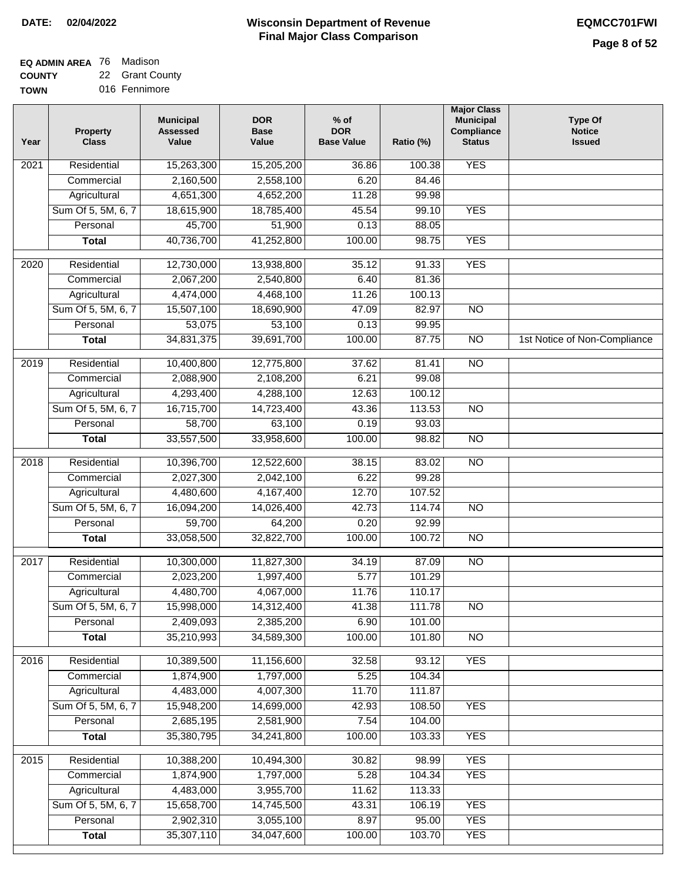**DATE: 02/04/2022**

# Wisconsin Department of Revenue
## Final Major Class Comparison

**EQMCC701FWI**

**EQ ADMIN AREA** 76 Madison
**COUNTY** 22 Grant County
**TOWN** 016 Fennimore

| Year | Property Class | Municipal Assessed Value | DOR Base Value | % of DOR Base Value | Ratio (%) | Major Class Municipal Compliance Status | Type Of Notice Issued |
|---|---|---|---|---|---|---|---|
| 2021 | Residential | 15,263,300 | 15,205,200 | 36.86 | 100.38 | YES | |
| | Commercial | 2,160,500 | 2,558,100 | 6.20 | 84.46 | | |
| | Agricultural | 4,651,300 | 4,652,200 | 11.28 | 99.98 | | |
| | Sum Of 5, 5M, 6, 7 | 18,615,900 | 18,785,400 | 45.54 | 99.10 | YES | |
| | Personal | 45,700 | 51,900 | 0.13 | 88.05 | | |
| | **Total** | 40,736,700 | 41,252,800 | 100.00 | 98.75 | YES | |
| 2020 | Residential | 12,730,000 | 13,938,800 | 35.12 | 91.33 | YES | |
| | Commercial | 2,067,200 | 2,540,800 | 6.40 | 81.36 | | |
| | Agricultural | 4,474,000 | 4,468,100 | 11.26 | 100.13 | | |
| | Sum Of 5, 5M, 6, 7 | 15,507,100 | 18,690,900 | 47.09 | 82.97 | NO | |
| | Personal | 53,075 | 53,100 | 0.13 | 99.95 | | |
| | **Total** | 34,831,375 | 39,691,700 | 100.00 | 87.75 | NO | 1st Notice of Non-Compliance |
| 2019 | Residential | 10,400,800 | 12,775,800 | 37.62 | 81.41 | NO | |
| | Commercial | 2,088,900 | 2,108,200 | 6.21 | 99.08 | | |
| | Agricultural | 4,293,400 | 4,288,100 | 12.63 | 100.12 | | |
| | Sum Of 5, 5M, 6, 7 | 16,715,700 | 14,723,400 | 43.36 | 113.53 | NO | |
| | Personal | 58,700 | 63,100 | 0.19 | 93.03 | | |
| | **Total** | 33,557,500 | 33,958,600 | 100.00 | 98.82 | NO | |
| 2018 | Residential | 10,396,700 | 12,522,600 | 38.15 | 83.02 | NO | |
| | Commercial | 2,027,300 | 2,042,100 | 6.22 | 99.28 | | |
| | Agricultural | 4,480,600 | 4,167,400 | 12.70 | 107.52 | | |
| | Sum Of 5, 5M, 6, 7 | 16,094,200 | 14,026,400 | 42.73 | 114.74 | NO | |
| | Personal | 59,700 | 64,200 | 0.20 | 92.99 | | |
| | **Total** | 33,058,500 | 32,822,700 | 100.00 | 100.72 | NO | |
| 2017 | Residential | 10,300,000 | 11,827,300 | 34.19 | 87.09 | NO | |
| | Commercial | 2,023,200 | 1,997,400 | 5.77 | 101.29 | | |
| | Agricultural | 4,480,700 | 4,067,000 | 11.76 | 110.17 | | |
| | Sum Of 5, 5M, 6, 7 | 15,998,000 | 14,312,400 | 41.38 | 111.78 | NO | |
| | Personal | 2,409,093 | 2,385,200 | 6.90 | 101.00 | | |
| | **Total** | 35,210,993 | 34,589,300 | 100.00 | 101.80 | NO | |
| 2016 | Residential | 10,389,500 | 11,156,600 | 32.58 | 93.12 | YES | |
| | Commercial | 1,874,900 | 1,797,000 | 5.25 | 104.34 | | |
| | Agricultural | 4,483,000 | 4,007,300 | 11.70 | 111.87 | | |
| | Sum Of 5, 5M, 6, 7 | 15,948,200 | 14,699,000 | 42.93 | 108.50 | YES | |
| | Personal | 2,685,195 | 2,581,900 | 7.54 | 104.00 | | |
| | **Total** | 35,380,795 | 34,241,800 | 100.00 | 103.33 | YES | |
| 2015 | Residential | 10,388,200 | 10,494,300 | 30.82 | 98.99 | YES | |
| | Commercial | 1,874,900 | 1,797,000 | 5.28 | 104.34 | YES | |
| | Agricultural | 4,483,000 | 3,955,700 | 11.62 | 113.33 | | |
| | Sum Of 5, 5M, 6, 7 | 15,658,700 | 14,745,500 | 43.31 | 106.19 | YES | |
| | Personal | 2,902,310 | 3,055,100 | 8.97 | 95.00 | YES | |
| | **Total** | 35,307,110 | 34,047,600 | 100.00 | 103.70 | YES | |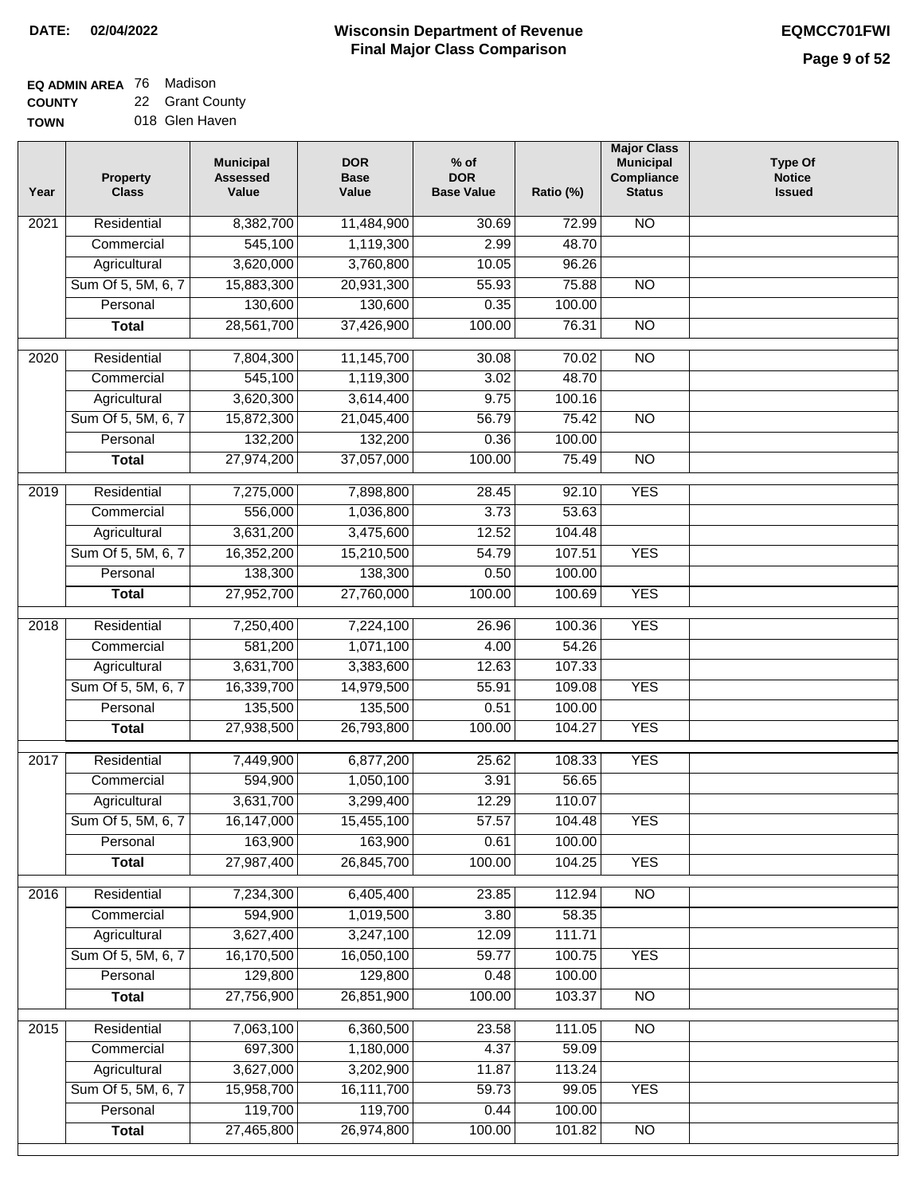**DATE:** 02/04/2022

# Wisconsin Department of Revenue
## Final Major Class Comparison

**EQMCC701FWI**

**EQ ADMIN AREA** 76 Madison
**COUNTY** 22 Grant County
**TOWN** 018 Glen Haven

| Year | Property Class | Municipal Assessed Value | DOR Base Value | % of DOR Base Value | Ratio (%) | Major Class Municipal Compliance Status | Type Of Notice Issued |
|---|---|---|---|---|---|---|---|
| 2021 | Residential | 8,382,700 | 11,484,900 | 30.69 | 72.99 | NO | |
| | Commercial | 545,100 | 1,119,300 | 2.99 | 48.70 | | |
| | Agricultural | 3,620,000 | 3,760,800 | 10.05 | 96.26 | | |
| | Sum Of 5, 5M, 6, 7 | 15,883,300 | 20,931,300 | 55.93 | 75.88 | NO | |
| | Personal | 130,600 | 130,600 | 0.35 | 100.00 | | |
| | **Total** | 28,561,700 | 37,426,900 | 100.00 | 76.31 | NO | |
| 2020 | Residential | 7,804,300 | 11,145,700 | 30.08 | 70.02 | NO | |
| | Commercial | 545,100 | 1,119,300 | 3.02 | 48.70 | | |
| | Agricultural | 3,620,300 | 3,614,400 | 9.75 | 100.16 | | |
| | Sum Of 5, 5M, 6, 7 | 15,872,300 | 21,045,400 | 56.79 | 75.42 | NO | |
| | Personal | 132,200 | 132,200 | 0.36 | 100.00 | | |
| | **Total** | 27,974,200 | 37,057,000 | 100.00 | 75.49 | NO | |
| 2019 | Residential | 7,275,000 | 7,898,800 | 28.45 | 92.10 | YES | |
| | Commercial | 556,000 | 1,036,800 | 3.73 | 53.63 | | |
| | Agricultural | 3,631,200 | 3,475,600 | 12.52 | 104.48 | | |
| | Sum Of 5, 5M, 6, 7 | 16,352,200 | 15,210,500 | 54.79 | 107.51 | YES | |
| | Personal | 138,300 | 138,300 | 0.50 | 100.00 | | |
| | **Total** | 27,952,700 | 27,760,000 | 100.00 | 100.69 | YES | |
| 2018 | Residential | 7,250,400 | 7,224,100 | 26.96 | 100.36 | YES | |
| | Commercial | 581,200 | 1,071,100 | 4.00 | 54.26 | | |
| | Agricultural | 3,631,700 | 3,383,600 | 12.63 | 107.33 | | |
| | Sum Of 5, 5M, 6, 7 | 16,339,700 | 14,979,500 | 55.91 | 109.08 | YES | |
| | Personal | 135,500 | 135,500 | 0.51 | 100.00 | | |
| | **Total** | 27,938,500 | 26,793,800 | 100.00 | 104.27 | YES | |
| 2017 | Residential | 7,449,900 | 6,877,200 | 25.62 | 108.33 | YES | |
| | Commercial | 594,900 | 1,050,100 | 3.91 | 56.65 | | |
| | Agricultural | 3,631,700 | 3,299,400 | 12.29 | 110.07 | | |
| | Sum Of 5, 5M, 6, 7 | 16,147,000 | 15,455,100 | 57.57 | 104.48 | YES | |
| | Personal | 163,900 | 163,900 | 0.61 | 100.00 | | |
| | **Total** | 27,987,400 | 26,845,700 | 100.00 | 104.25 | YES | |
| 2016 | Residential | 7,234,300 | 6,405,400 | 23.85 | 112.94 | NO | |
| | Commercial | 594,900 | 1,019,500 | 3.80 | 58.35 | | |
| | Agricultural | 3,627,400 | 3,247,100 | 12.09 | 111.71 | | |
| | Sum Of 5, 5M, 6, 7 | 16,170,500 | 16,050,100 | 59.77 | 100.75 | YES | |
| | Personal | 129,800 | 129,800 | 0.48 | 100.00 | | |
| | **Total** | 27,756,900 | 26,851,900 | 100.00 | 103.37 | NO | |
| 2015 | Residential | 7,063,100 | 6,360,500 | 23.58 | 111.05 | NO | |
| | Commercial | 697,300 | 1,180,000 | 4.37 | 59.09 | | |
| | Agricultural | 3,627,000 | 3,202,900 | 11.87 | 113.24 | | |
| | Sum Of 5, 5M, 6, 7 | 15,958,700 | 16,111,700 | 59.73 | 99.05 | YES | |
| | Personal | 119,700 | 119,700 | 0.44 | 100.00 | | |
| | **Total** | 27,465,800 | 26,974,800 | 100.00 | 101.82 | NO | |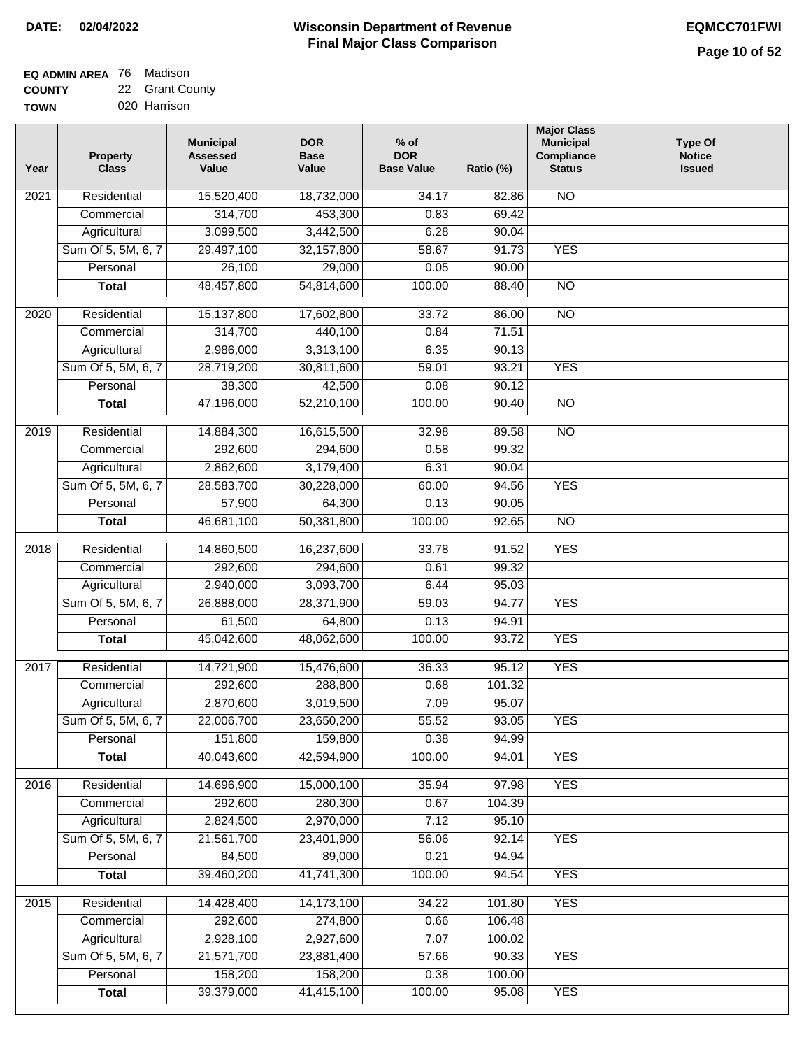**DATE: 02/04/2022**

# Wisconsin Department of Revenue
## Final Major Class Comparison

**EQMCC701FWI**

**EQ ADMIN AREA** 76 Madison
**COUNTY** 22 Grant County
**TOWN** 020 Harrison

| Year | Property Class | Municipal Assessed Value | DOR Base Value | % of DOR Base Value | Ratio (%) | Major Class Municipal Compliance Status | Type Of Notice Issued |
|---|---|---|---|---|---|---|---|
| 2021 | Residential | 15,520,400 | 18,732,000 | 34.17 | 82.86 | NO | |
| | Commercial | 314,700 | 453,300 | 0.83 | 69.42 | | |
| | Agricultural | 3,099,500 | 3,442,500 | 6.28 | 90.04 | | |
| | Sum Of 5, 5M, 6, 7 | 29,497,100 | 32,157,800 | 58.67 | 91.73 | YES | |
| | Personal | 26,100 | 29,000 | 0.05 | 90.00 | | |
| | **Total** | 48,457,800 | 54,814,600 | 100.00 | 88.40 | NO | |
| 2020 | Residential | 15,137,800 | 17,602,800 | 33.72 | 86.00 | NO | |
| | Commercial | 314,700 | 440,100 | 0.84 | 71.51 | | |
| | Agricultural | 2,986,000 | 3,313,100 | 6.35 | 90.13 | | |
| | Sum Of 5, 5M, 6, 7 | 28,719,200 | 30,811,600 | 59.01 | 93.21 | YES | |
| | Personal | 38,300 | 42,500 | 0.08 | 90.12 | | |
| | **Total** | 47,196,000 | 52,210,100 | 100.00 | 90.40 | NO | |
| 2019 | Residential | 14,884,300 | 16,615,500 | 32.98 | 89.58 | NO | |
| | Commercial | 292,600 | 294,600 | 0.58 | 99.32 | | |
| | Agricultural | 2,862,600 | 3,179,400 | 6.31 | 90.04 | | |
| | Sum Of 5, 5M, 6, 7 | 28,583,700 | 30,228,000 | 60.00 | 94.56 | YES | |
| | Personal | 57,900 | 64,300 | 0.13 | 90.05 | | |
| | **Total** | 46,681,100 | 50,381,800 | 100.00 | 92.65 | NO | |
| 2018 | Residential | 14,860,500 | 16,237,600 | 33.78 | 91.52 | YES | |
| | Commercial | 292,600 | 294,600 | 0.61 | 99.32 | | |
| | Agricultural | 2,940,000 | 3,093,700 | 6.44 | 95.03 | | |
| | Sum Of 5, 5M, 6, 7 | 26,888,000 | 28,371,900 | 59.03 | 94.77 | YES | |
| | Personal | 61,500 | 64,800 | 0.13 | 94.91 | | |
| | **Total** | 45,042,600 | 48,062,600 | 100.00 | 93.72 | YES | |
| 2017 | Residential | 14,721,900 | 15,476,600 | 36.33 | 95.12 | YES | |
| | Commercial | 292,600 | 288,800 | 0.68 | 101.32 | | |
| | Agricultural | 2,870,600 | 3,019,500 | 7.09 | 95.07 | | |
| | Sum Of 5, 5M, 6, 7 | 22,006,700 | 23,650,200 | 55.52 | 93.05 | YES | |
| | Personal | 151,800 | 159,800 | 0.38 | 94.99 | | |
| | **Total** | 40,043,600 | 42,594,900 | 100.00 | 94.01 | YES | |
| 2016 | Residential | 14,696,900 | 15,000,100 | 35.94 | 97.98 | YES | |
| | Commercial | 292,600 | 280,300 | 0.67 | 104.39 | | |
| | Agricultural | 2,824,500 | 2,970,000 | 7.12 | 95.10 | | |
| | Sum Of 5, 5M, 6, 7 | 21,561,700 | 23,401,900 | 56.06 | 92.14 | YES | |
| | Personal | 84,500 | 89,000 | 0.21 | 94.94 | | |
| | **Total** | 39,460,200 | 41,741,300 | 100.00 | 94.54 | YES | |
| 2015 | Residential | 14,428,400 | 14,173,100 | 34.22 | 101.80 | YES | |
| | Commercial | 292,600 | 274,800 | 0.66 | 106.48 | | |
| | Agricultural | 2,928,100 | 2,927,600 | 7.07 | 100.02 | | |
| | Sum Of 5, 5M, 6, 7 | 21,571,700 | 23,881,400 | 57.66 | 90.33 | YES | |
| | Personal | 158,200 | 158,200 | 0.38 | 100.00 | | |
| | **Total** | 39,379,000 | 41,415,100 | 100.00 | 95.08 | YES | |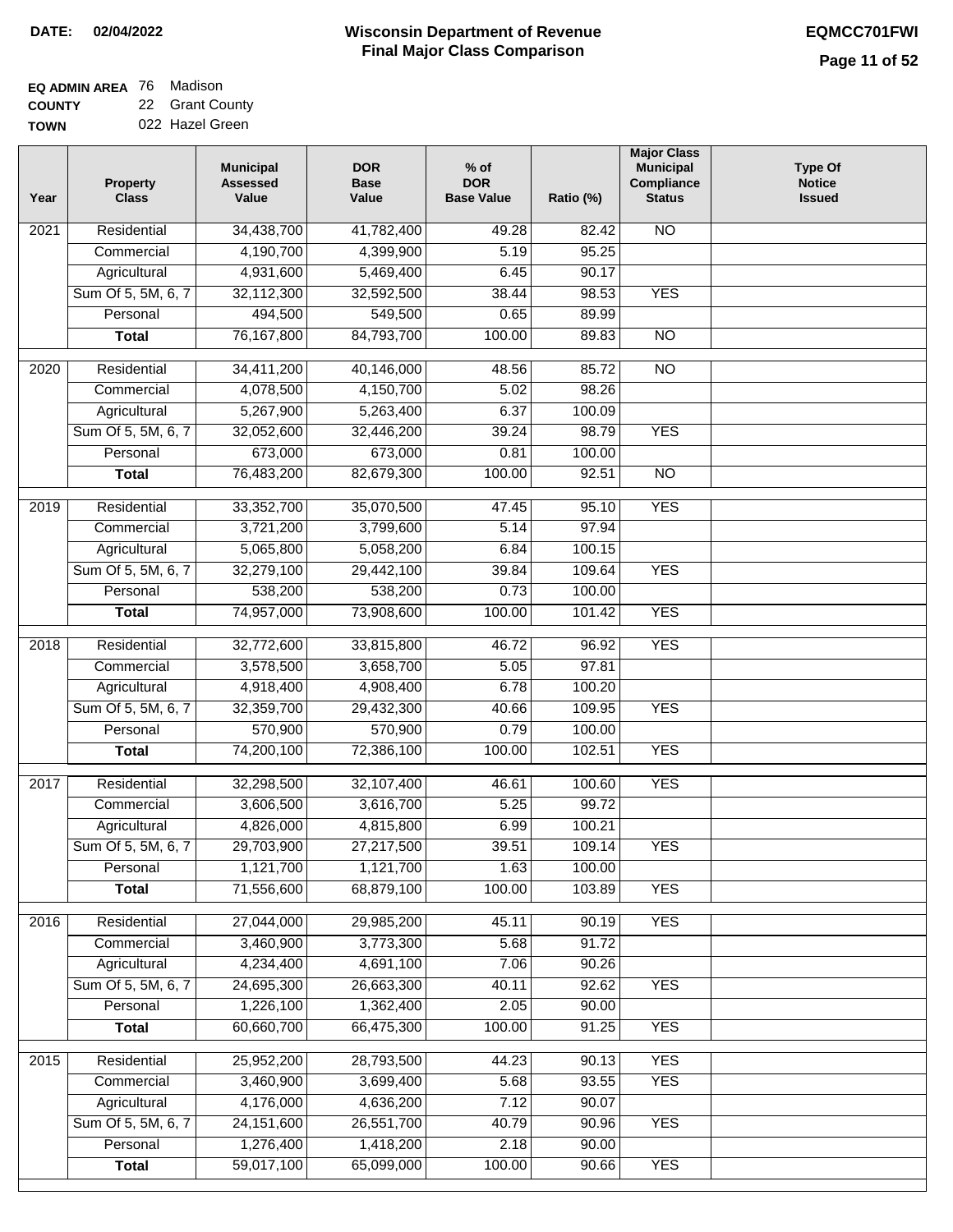**DATE:** 02/04/2022

# Wisconsin Department of Revenue
## Final Major Class Comparison

**EQMCC701FWI**

**EQ ADMIN AREA** 76 Madison
**COUNTY** 22 Grant County
**TOWN** 022 Hazel Green

| Year | Property Class | Municipal Assessed Value | DOR Base Value | % of DOR Base Value | Ratio (%) | Major Class Municipal Compliance Status | Type Of Notice Issued |
|---|---|---|---|---|---|---|---|
| 2021 | Residential | 34,438,700 | 41,782,400 | 49.28 | 82.42 | NO | |
| | Commercial | 4,190,700 | 4,399,900 | 5.19 | 95.25 | | |
| | Agricultural | 4,931,600 | 5,469,400 | 6.45 | 90.17 | | |
| | Sum Of 5, 5M, 6, 7 | 32,112,300 | 32,592,500 | 38.44 | 98.53 | YES | |
| | Personal | 494,500 | 549,500 | 0.65 | 89.99 | | |
| | **Total** | 76,167,800 | 84,793,700 | 100.00 | 89.83 | NO | |
| 2020 | Residential | 34,411,200 | 40,146,000 | 48.56 | 85.72 | NO | |
| | Commercial | 4,078,500 | 4,150,700 | 5.02 | 98.26 | | |
| | Agricultural | 5,267,900 | 5,263,400 | 6.37 | 100.09 | | |
| | Sum Of 5, 5M, 6, 7 | 32,052,600 | 32,446,200 | 39.24 | 98.79 | YES | |
| | Personal | 673,000 | 673,000 | 0.81 | 100.00 | | |
| | **Total** | 76,483,200 | 82,679,300 | 100.00 | 92.51 | NO | |
| 2019 | Residential | 33,352,700 | 35,070,500 | 47.45 | 95.10 | YES | |
| | Commercial | 3,721,200 | 3,799,600 | 5.14 | 97.94 | | |
| | Agricultural | 5,065,800 | 5,058,200 | 6.84 | 100.15 | | |
| | Sum Of 5, 5M, 6, 7 | 32,279,100 | 29,442,100 | 39.84 | 109.64 | YES | |
| | Personal | 538,200 | 538,200 | 0.73 | 100.00 | | |
| | **Total** | 74,957,000 | 73,908,600 | 100.00 | 101.42 | YES | |
| 2018 | Residential | 32,772,600 | 33,815,800 | 46.72 | 96.92 | YES | |
| | Commercial | 3,578,500 | 3,658,700 | 5.05 | 97.81 | | |
| | Agricultural | 4,918,400 | 4,908,400 | 6.78 | 100.20 | | |
| | Sum Of 5, 5M, 6, 7 | 32,359,700 | 29,432,300 | 40.66 | 109.95 | YES | |
| | Personal | 570,900 | 570,900 | 0.79 | 100.00 | | |
| | **Total** | 74,200,100 | 72,386,100 | 100.00 | 102.51 | YES | |
| 2017 | Residential | 32,298,500 | 32,107,400 | 46.61 | 100.60 | YES | |
| | Commercial | 3,606,500 | 3,616,700 | 5.25 | 99.72 | | |
| | Agricultural | 4,826,000 | 4,815,800 | 6.99 | 100.21 | | |
| | Sum Of 5, 5M, 6, 7 | 29,703,900 | 27,217,500 | 39.51 | 109.14 | YES | |
| | Personal | 1,121,700 | 1,121,700 | 1.63 | 100.00 | | |
| | **Total** | 71,556,600 | 68,879,100 | 100.00 | 103.89 | YES | |
| 2016 | Residential | 27,044,000 | 29,985,200 | 45.11 | 90.19 | YES | |
| | Commercial | 3,460,900 | 3,773,300 | 5.68 | 91.72 | | |
| | Agricultural | 4,234,400 | 4,691,100 | 7.06 | 90.26 | | |
| | Sum Of 5, 5M, 6, 7 | 24,695,300 | 26,663,300 | 40.11 | 92.62 | YES | |
| | Personal | 1,226,100 | 1,362,400 | 2.05 | 90.00 | | |
| | **Total** | 60,660,700 | 66,475,300 | 100.00 | 91.25 | YES | |
| 2015 | Residential | 25,952,200 | 28,793,500 | 44.23 | 90.13 | YES | |
| | Commercial | 3,460,900 | 3,699,400 | 5.68 | 93.55 | YES | |
| | Agricultural | 4,176,000 | 4,636,200 | 7.12 | 90.07 | | |
| | Sum Of 5, 5M, 6, 7 | 24,151,600 | 26,551,700 | 40.79 | 90.96 | YES | |
| | Personal | 1,276,400 | 1,418,200 | 2.18 | 90.00 | | |
| | **Total** | 59,017,100 | 65,099,000 | 100.00 | 90.66 | YES | |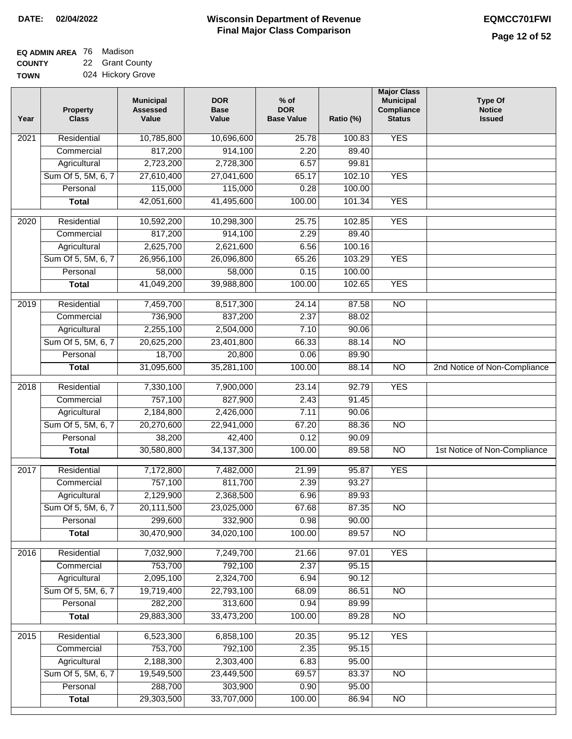**DATE: 02/04/2022**

# Wisconsin Department of Revenue
## Final Major Class Comparison

**EQMCC701FWI**

**EQ ADMIN AREA** 76 Madison
**COUNTY** 22 Grant County
**TOWN** 024 Hickory Grove

| Year | Property Class | Municipal Assessed Value | DOR Base Value | % of DOR Base Value | Ratio (%) | Major Class Municipal Compliance Status | Type Of Notice Issued |
|---|---|---|---|---|---|---|---|
| 2021 | Residential | 10,785,800 | 10,696,600 | 25.78 | 100.83 | YES | |
| | Commercial | 817,200 | 914,100 | 2.20 | 89.40 | | |
| | Agricultural | 2,723,200 | 2,728,300 | 6.57 | 99.81 | | |
| | Sum Of 5, 5M, 6, 7 | 27,610,400 | 27,041,600 | 65.17 | 102.10 | YES | |
| | Personal | 115,000 | 115,000 | 0.28 | 100.00 | | |
| | **Total** | 42,051,600 | 41,495,600 | 100.00 | 101.34 | YES | |
| 2020 | Residential | 10,592,200 | 10,298,300 | 25.75 | 102.85 | YES | |
| | Commercial | 817,200 | 914,100 | 2.29 | 89.40 | | |
| | Agricultural | 2,625,700 | 2,621,600 | 6.56 | 100.16 | | |
| | Sum Of 5, 5M, 6, 7 | 26,956,100 | 26,096,800 | 65.26 | 103.29 | YES | |
| | Personal | 58,000 | 58,000 | 0.15 | 100.00 | | |
| | **Total** | 41,049,200 | 39,988,800 | 100.00 | 102.65 | YES | |
| 2019 | Residential | 7,459,700 | 8,517,300 | 24.14 | 87.58 | NO | |
| | Commercial | 736,900 | 837,200 | 2.37 | 88.02 | | |
| | Agricultural | 2,255,100 | 2,504,000 | 7.10 | 90.06 | | |
| | Sum Of 5, 5M, 6, 7 | 20,625,200 | 23,401,800 | 66.33 | 88.14 | NO | |
| | Personal | 18,700 | 20,800 | 0.06 | 89.90 | | |
| | **Total** | 31,095,600 | 35,281,100 | 100.00 | 88.14 | NO | 2nd Notice of Non-Compliance |
| 2018 | Residential | 7,330,100 | 7,900,000 | 23.14 | 92.79 | YES | |
| | Commercial | 757,100 | 827,900 | 2.43 | 91.45 | | |
| | Agricultural | 2,184,800 | 2,426,000 | 7.11 | 90.06 | | |
| | Sum Of 5, 5M, 6, 7 | 20,270,600 | 22,941,000 | 67.20 | 88.36 | NO | |
| | Personal | 38,200 | 42,400 | 0.12 | 90.09 | | |
| | **Total** | 30,580,800 | 34,137,300 | 100.00 | 89.58 | NO | 1st Notice of Non-Compliance |
| 2017 | Residential | 7,172,800 | 7,482,000 | 21.99 | 95.87 | YES | |
| | Commercial | 757,100 | 811,700 | 2.39 | 93.27 | | |
| | Agricultural | 2,129,900 | 2,368,500 | 6.96 | 89.93 | | |
| | Sum Of 5, 5M, 6, 7 | 20,111,500 | 23,025,000 | 67.68 | 87.35 | NO | |
| | Personal | 299,600 | 332,900 | 0.98 | 90.00 | | |
| | **Total** | 30,470,900 | 34,020,100 | 100.00 | 89.57 | NO | |
| 2016 | Residential | 7,032,900 | 7,249,700 | 21.66 | 97.01 | YES | |
| | Commercial | 753,700 | 792,100 | 2.37 | 95.15 | | |
| | Agricultural | 2,095,100 | 2,324,700 | 6.94 | 90.12 | | |
| | Sum Of 5, 5M, 6, 7 | 19,719,400 | 22,793,100 | 68.09 | 86.51 | NO | |
| | Personal | 282,200 | 313,600 | 0.94 | 89.99 | | |
| | **Total** | 29,883,300 | 33,473,200 | 100.00 | 89.28 | NO | |
| 2015 | Residential | 6,523,300 | 6,858,100 | 20.35 | 95.12 | YES | |
| | Commercial | 753,700 | 792,100 | 2.35 | 95.15 | | |
| | Agricultural | 2,188,300 | 2,303,400 | 6.83 | 95.00 | | |
| | Sum Of 5, 5M, 6, 7 | 19,549,500 | 23,449,500 | 69.57 | 83.37 | NO | |
| | Personal | 288,700 | 303,900 | 0.90 | 95.00 | | |
| | **Total** | 29,303,500 | 33,707,000 | 100.00 | 86.94 | NO | |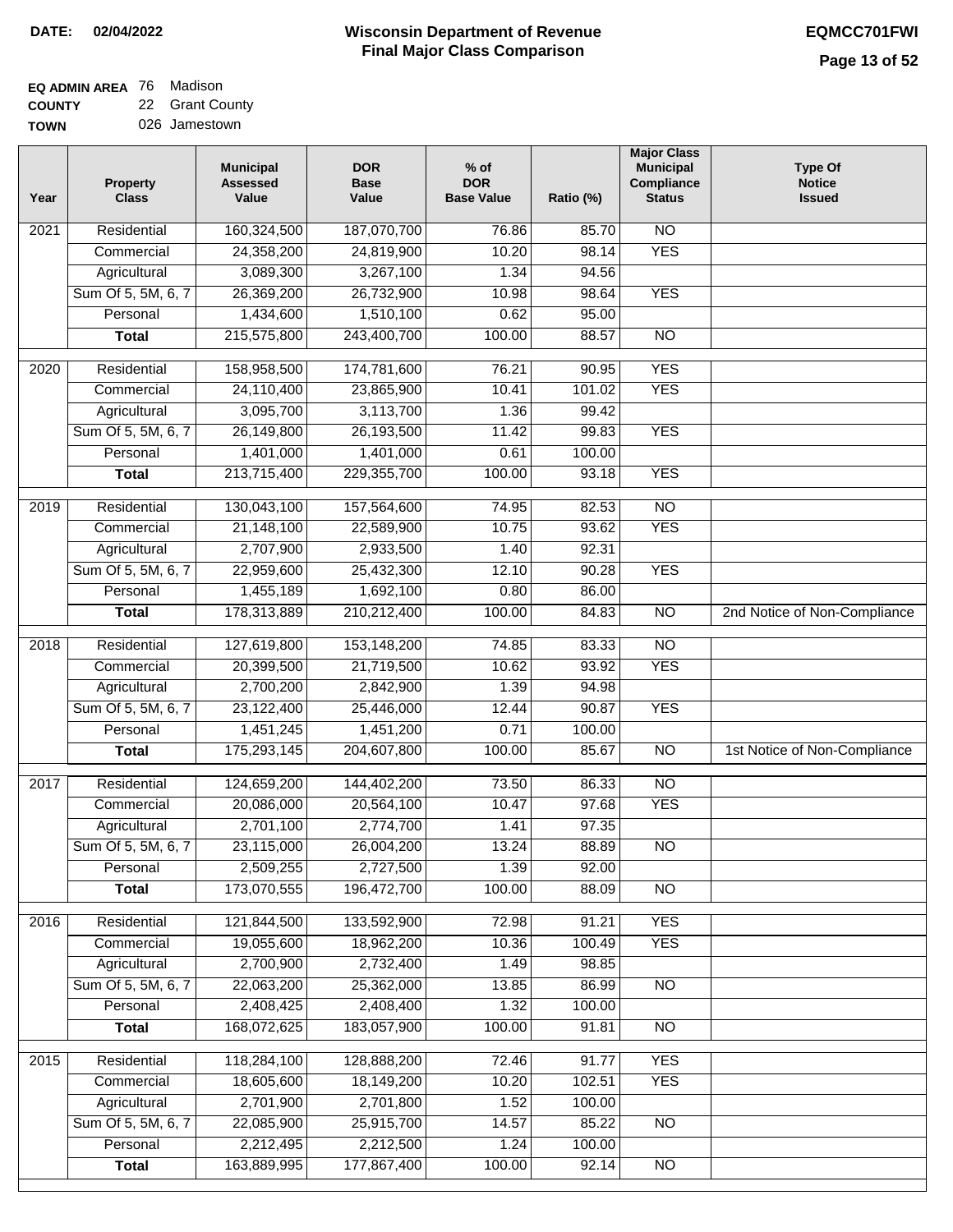**DATE: 02/04/2022**

# Wisconsin Department of Revenue
## Final Major Class Comparison

**EQMCC701FWI**

**EQ ADMIN AREA** 76 Madison
**COUNTY** 22 Grant County
**TOWN** 026 Jamestown

| Year | Property Class | Municipal Assessed Value | DOR Base Value | % of DOR Base Value | Ratio (%) | Major Class Municipal Compliance Status | Type Of Notice Issued |
|---|---|---|---|---|---|---|---|
| 2021 | Residential | 160,324,500 | 187,070,700 | 76.86 | 85.70 | NO | |
| | Commercial | 24,358,200 | 24,819,900 | 10.20 | 98.14 | YES | |
| | Agricultural | 3,089,300 | 3,267,100 | 1.34 | 94.56 | | |
| | Sum Of 5, 5M, 6, 7 | 26,369,200 | 26,732,900 | 10.98 | 98.64 | YES | |
| | Personal | 1,434,600 | 1,510,100 | 0.62 | 95.00 | | |
| | **Total** | 215,575,800 | 243,400,700 | 100.00 | 88.57 | NO | |
| 2020 | Residential | 158,958,500 | 174,781,600 | 76.21 | 90.95 | YES | |
| | Commercial | 24,110,400 | 23,865,900 | 10.41 | 101.02 | YES | |
| | Agricultural | 3,095,700 | 3,113,700 | 1.36 | 99.42 | | |
| | Sum Of 5, 5M, 6, 7 | 26,149,800 | 26,193,500 | 11.42 | 99.83 | YES | |
| | Personal | 1,401,000 | 1,401,000 | 0.61 | 100.00 | | |
| | **Total** | 213,715,400 | 229,355,700 | 100.00 | 93.18 | YES | |
| 2019 | Residential | 130,043,100 | 157,564,600 | 74.95 | 82.53 | NO | |
| | Commercial | 21,148,100 | 22,589,900 | 10.75 | 93.62 | YES | |
| | Agricultural | 2,707,900 | 2,933,500 | 1.40 | 92.31 | | |
| | Sum Of 5, 5M, 6, 7 | 22,959,600 | 25,432,300 | 12.10 | 90.28 | YES | |
| | Personal | 1,455,189 | 1,692,100 | 0.80 | 86.00 | | |
| | **Total** | 178,313,889 | 210,212,400 | 100.00 | 84.83 | NO | 2nd Notice of Non-Compliance |
| 2018 | Residential | 127,619,800 | 153,148,200 | 74.85 | 83.33 | NO | |
| | Commercial | 20,399,500 | 21,719,500 | 10.62 | 93.92 | YES | |
| | Agricultural | 2,700,200 | 2,842,900 | 1.39 | 94.98 | | |
| | Sum Of 5, 5M, 6, 7 | 23,122,400 | 25,446,000 | 12.44 | 90.87 | YES | |
| | Personal | 1,451,245 | 1,451,200 | 0.71 | 100.00 | | |
| | **Total** | 175,293,145 | 204,607,800 | 100.00 | 85.67 | NO | 1st Notice of Non-Compliance |
| 2017 | Residential | 124,659,200 | 144,402,200 | 73.50 | 86.33 | NO | |
| | Commercial | 20,086,000 | 20,564,100 | 10.47 | 97.68 | YES | |
| | Agricultural | 2,701,100 | 2,774,700 | 1.41 | 97.35 | | |
| | Sum Of 5, 5M, 6, 7 | 23,115,000 | 26,004,200 | 13.24 | 88.89 | NO | |
| | Personal | 2,509,255 | 2,727,500 | 1.39 | 92.00 | | |
| | **Total** | 173,070,555 | 196,472,700 | 100.00 | 88.09 | NO | |
| 2016 | Residential | 121,844,500 | 133,592,900 | 72.98 | 91.21 | YES | |
| | Commercial | 19,055,600 | 18,962,200 | 10.36 | 100.49 | YES | |
| | Agricultural | 2,700,900 | 2,732,400 | 1.49 | 98.85 | | |
| | Sum Of 5, 5M, 6, 7 | 22,063,200 | 25,362,000 | 13.85 | 86.99 | NO | |
| | Personal | 2,408,425 | 2,408,400 | 1.32 | 100.00 | | |
| | **Total** | 168,072,625 | 183,057,900 | 100.00 | 91.81 | NO | |
| 2015 | Residential | 118,284,100 | 128,888,200 | 72.46 | 91.77 | YES | |
| | Commercial | 18,605,600 | 18,149,200 | 10.20 | 102.51 | YES | |
| | Agricultural | 2,701,900 | 2,701,800 | 1.52 | 100.00 | | |
| | Sum Of 5, 5M, 6, 7 | 22,085,900 | 25,915,700 | 14.57 | 85.22 | NO | |
| | Personal | 2,212,495 | 2,212,500 | 1.24 | 100.00 | | |
| | **Total** | 163,889,995 | 177,867,400 | 100.00 | 92.14 | NO | |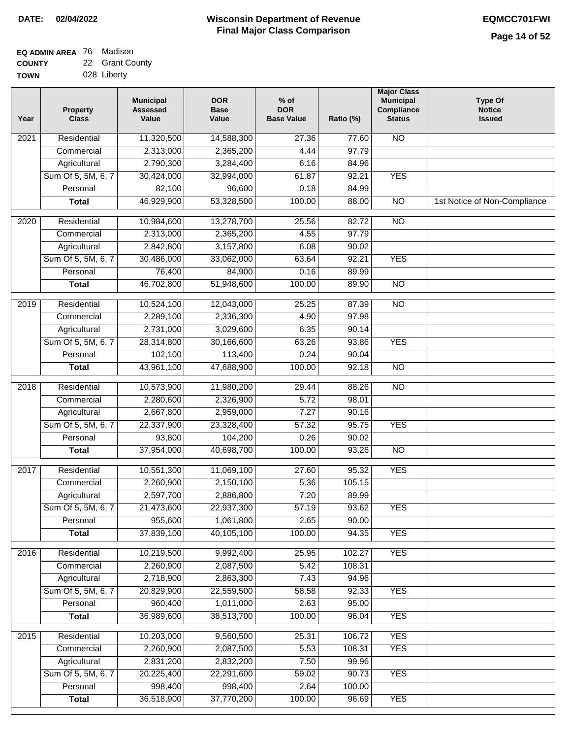**DATE: 02/04/2022**

# Wisconsin Department of Revenue
## Final Major Class Comparison

**EQMCC701FWI**

**EQ ADMIN AREA** 76 Madison
**COUNTY** 22 Grant County
**TOWN** 028 Liberty

| Year | Property Class | Municipal Assessed Value | DOR Base Value | % of DOR Base Value | Ratio (%) | Major Class Municipal Compliance Status | Type Of Notice Issued |
|---|---|---|---|---|---|---|---|
| 2021 | Residential | 11,320,500 | 14,588,300 | 27.36 | 77.60 | NO | |
| | Commercial | 2,313,000 | 2,365,200 | 4.44 | 97.79 | | |
| | Agricultural | 2,790,300 | 3,284,400 | 6.16 | 84.96 | | |
| | Sum Of 5, 5M, 6, 7 | 30,424,000 | 32,994,000 | 61.87 | 92.21 | YES | |
| | Personal | 82,100 | 96,600 | 0.18 | 84.99 | | |
| | **Total** | 46,929,900 | 53,328,500 | 100.00 | 88.00 | NO | 1st Notice of Non-Compliance |
| 2020 | Residential | 10,984,600 | 13,278,700 | 25.56 | 82.72 | NO | |
| | Commercial | 2,313,000 | 2,365,200 | 4.55 | 97.79 | | |
| | Agricultural | 2,842,800 | 3,157,800 | 6.08 | 90.02 | | |
| | Sum Of 5, 5M, 6, 7 | 30,486,000 | 33,062,000 | 63.64 | 92.21 | YES | |
| | Personal | 76,400 | 84,900 | 0.16 | 89.99 | | |
| | **Total** | 46,702,800 | 51,948,600 | 100.00 | 89.90 | NO | |
| 2019 | Residential | 10,524,100 | 12,043,000 | 25.25 | 87.39 | NO | |
| | Commercial | 2,289,100 | 2,336,300 | 4.90 | 97.98 | | |
| | Agricultural | 2,731,000 | 3,029,600 | 6.35 | 90.14 | | |
| | Sum Of 5, 5M, 6, 7 | 28,314,800 | 30,166,600 | 63.26 | 93.86 | YES | |
| | Personal | 102,100 | 113,400 | 0.24 | 90.04 | | |
| | **Total** | 43,961,100 | 47,688,900 | 100.00 | 92.18 | NO | |
| 2018 | Residential | 10,573,900 | 11,980,200 | 29.44 | 88.26 | NO | |
| | Commercial | 2,280,600 | 2,326,900 | 5.72 | 98.01 | | |
| | Agricultural | 2,667,800 | 2,959,000 | 7.27 | 90.16 | | |
| | Sum Of 5, 5M, 6, 7 | 22,337,900 | 23,328,400 | 57.32 | 95.75 | YES | |
| | Personal | 93,800 | 104,200 | 0.26 | 90.02 | | |
| | **Total** | 37,954,000 | 40,698,700 | 100.00 | 93.26 | NO | |
| 2017 | Residential | 10,551,300 | 11,069,100 | 27.60 | 95.32 | YES | |
| | Commercial | 2,260,900 | 2,150,100 | 5.36 | 105.15 | | |
| | Agricultural | 2,597,700 | 2,886,800 | 7.20 | 89.99 | | |
| | Sum Of 5, 5M, 6, 7 | 21,473,600 | 22,937,300 | 57.19 | 93.62 | YES | |
| | Personal | 955,600 | 1,061,800 | 2.65 | 90.00 | | |
| | **Total** | 37,839,100 | 40,105,100 | 100.00 | 94.35 | YES | |
| 2016 | Residential | 10,219,500 | 9,992,400 | 25.95 | 102.27 | YES | |
| | Commercial | 2,260,900 | 2,087,500 | 5.42 | 108.31 | | |
| | Agricultural | 2,718,900 | 2,863,300 | 7.43 | 94.96 | | |
| | Sum Of 5, 5M, 6, 7 | 20,829,900 | 22,559,500 | 58.58 | 92.33 | YES | |
| | Personal | 960,400 | 1,011,000 | 2.63 | 95.00 | | |
| | **Total** | 36,989,600 | 38,513,700 | 100.00 | 96.04 | YES | |
| 2015 | Residential | 10,203,000 | 9,560,500 | 25.31 | 106.72 | YES | |
| | Commercial | 2,260,900 | 2,087,500 | 5.53 | 108.31 | YES | |
| | Agricultural | 2,831,200 | 2,832,200 | 7.50 | 99.96 | | |
| | Sum Of 5, 5M, 6, 7 | 20,225,400 | 22,291,600 | 59.02 | 90.73 | YES | |
| | Personal | 998,400 | 998,400 | 2.64 | 100.00 | | |
| | **Total** | 36,518,900 | 37,770,200 | 100.00 | 96.69 | YES | |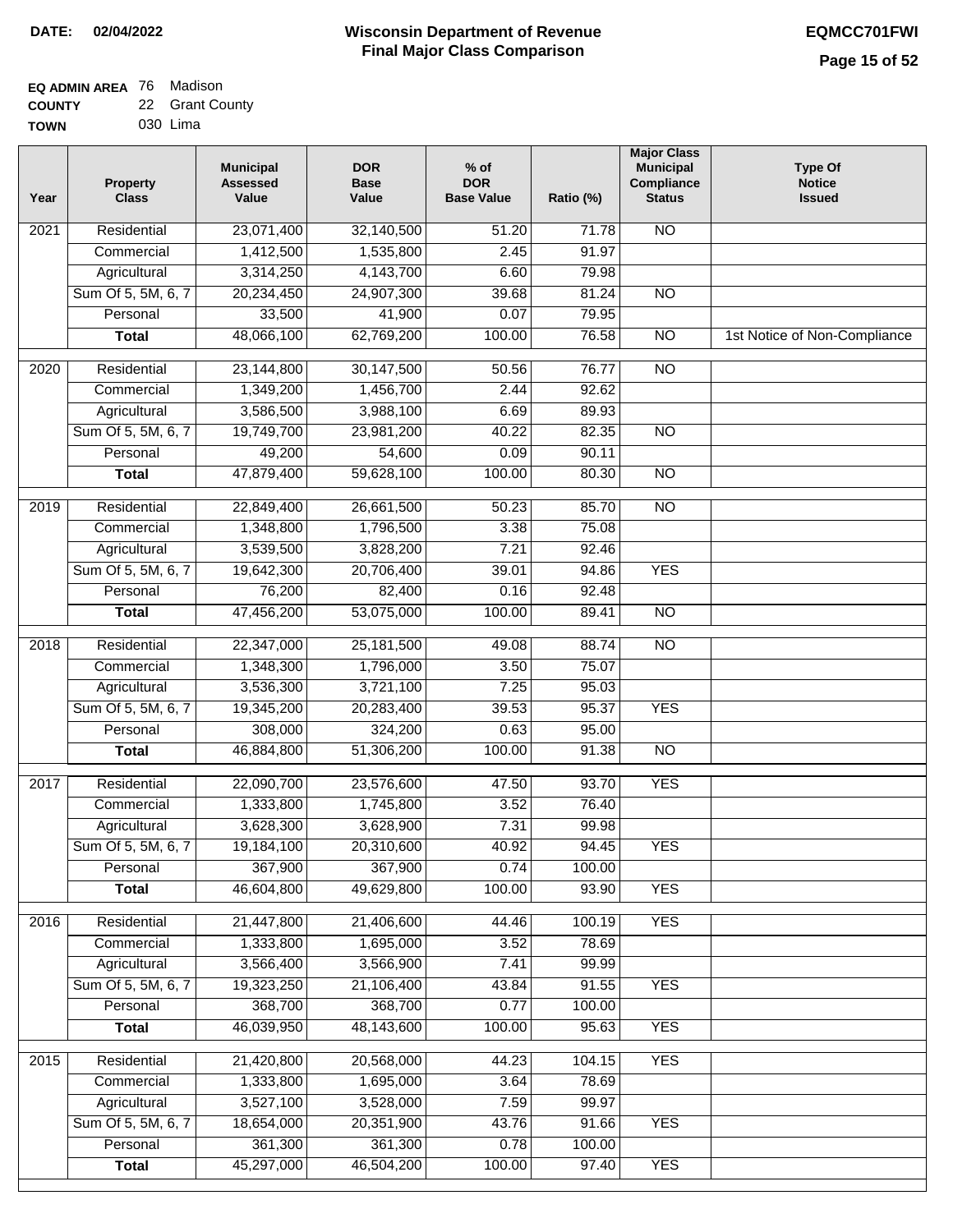**DATE:** 02/04/2022

# Wisconsin Department of Revenue
## Final Major Class Comparison

**EQMCC701FWI**

**EQ ADMIN AREA** 76 Madison
**COUNTY** 22 Grant County
**TOWN** 030 Lima

| Year | Property Class | Municipal Assessed Value | DOR Base Value | % of DOR Base Value | Ratio (%) | Major Class Municipal Compliance Status | Type Of Notice Issued |
|---|---|---|---|---|---|---|---|
| 2021 | Residential | 23,071,400 | 32,140,500 | 51.20 | 71.78 | NO | |
| | Commercial | 1,412,500 | 1,535,800 | 2.45 | 91.97 | | |
| | Agricultural | 3,314,250 | 4,143,700 | 6.60 | 79.98 | | |
| | Sum Of 5, 5M, 6, 7 | 20,234,450 | 24,907,300 | 39.68 | 81.24 | NO | |
| | Personal | 33,500 | 41,900 | 0.07 | 79.95 | | |
| | **Total** | 48,066,100 | 62,769,200 | 100.00 | 76.58 | NO | 1st Notice of Non-Compliance |
| 2020 | Residential | 23,144,800 | 30,147,500 | 50.56 | 76.77 | NO | |
| | Commercial | 1,349,200 | 1,456,700 | 2.44 | 92.62 | | |
| | Agricultural | 3,586,500 | 3,988,100 | 6.69 | 89.93 | | |
| | Sum Of 5, 5M, 6, 7 | 19,749,700 | 23,981,200 | 40.22 | 82.35 | NO | |
| | Personal | 49,200 | 54,600 | 0.09 | 90.11 | | |
| | **Total** | 47,879,400 | 59,628,100 | 100.00 | 80.30 | NO | |
| 2019 | Residential | 22,849,400 | 26,661,500 | 50.23 | 85.70 | NO | |
| | Commercial | 1,348,800 | 1,796,500 | 3.38 | 75.08 | | |
| | Agricultural | 3,539,500 | 3,828,200 | 7.21 | 92.46 | | |
| | Sum Of 5, 5M, 6, 7 | 19,642,300 | 20,706,400 | 39.01 | 94.86 | YES | |
| | Personal | 76,200 | 82,400 | 0.16 | 92.48 | | |
| | **Total** | 47,456,200 | 53,075,000 | 100.00 | 89.41 | NO | |
| 2018 | Residential | 22,347,000 | 25,181,500 | 49.08 | 88.74 | NO | |
| | Commercial | 1,348,300 | 1,796,000 | 3.50 | 75.07 | | |
| | Agricultural | 3,536,300 | 3,721,100 | 7.25 | 95.03 | | |
| | Sum Of 5, 5M, 6, 7 | 19,345,200 | 20,283,400 | 39.53 | 95.37 | YES | |
| | Personal | 308,000 | 324,200 | 0.63 | 95.00 | | |
| | **Total** | 46,884,800 | 51,306,200 | 100.00 | 91.38 | NO | |
| 2017 | Residential | 22,090,700 | 23,576,600 | 47.50 | 93.70 | YES | |
| | Commercial | 1,333,800 | 1,745,800 | 3.52 | 76.40 | | |
| | Agricultural | 3,628,300 | 3,628,900 | 7.31 | 99.98 | | |
| | Sum Of 5, 5M, 6, 7 | 19,184,100 | 20,310,600 | 40.92 | 94.45 | YES | |
| | Personal | 367,900 | 367,900 | 0.74 | 100.00 | | |
| | **Total** | 46,604,800 | 49,629,800 | 100.00 | 93.90 | YES | |
| 2016 | Residential | 21,447,800 | 21,406,600 | 44.46 | 100.19 | YES | |
| | Commercial | 1,333,800 | 1,695,000 | 3.52 | 78.69 | | |
| | Agricultural | 3,566,400 | 3,566,900 | 7.41 | 99.99 | | |
| | Sum Of 5, 5M, 6, 7 | 19,323,250 | 21,106,400 | 43.84 | 91.55 | YES | |
| | Personal | 368,700 | 368,700 | 0.77 | 100.00 | | |
| | **Total** | 46,039,950 | 48,143,600 | 100.00 | 95.63 | YES | |
| 2015 | Residential | 21,420,800 | 20,568,000 | 44.23 | 104.15 | YES | |
| | Commercial | 1,333,800 | 1,695,000 | 3.64 | 78.69 | | |
| | Agricultural | 3,527,100 | 3,528,000 | 7.59 | 99.97 | | |
| | Sum Of 5, 5M, 6, 7 | 18,654,000 | 20,351,900 | 43.76 | 91.66 | YES | |
| | Personal | 361,300 | 361,300 | 0.78 | 100.00 | | |
| | **Total** | 45,297,000 | 46,504,200 | 100.00 | 97.40 | YES | |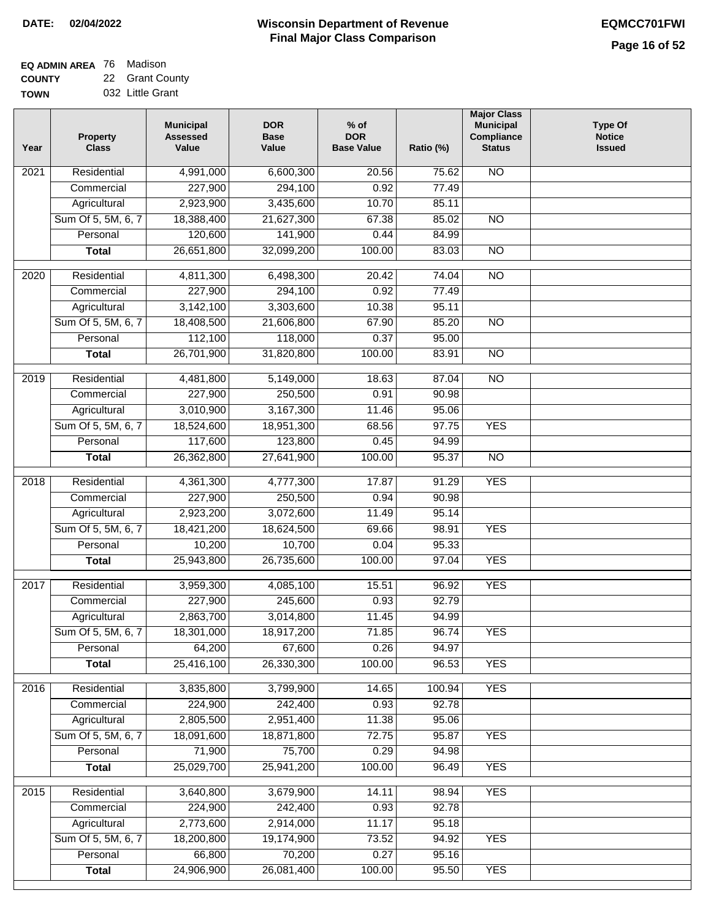**DATE:** 02/04/2022

# Wisconsin Department of Revenue
## Final Major Class Comparison

**EQMCC701FWI**

**EQ ADMIN AREA** 76 Madison
**COUNTY** 22 Grant County
**TOWN** 032 Little Grant

| Year | Property Class | Municipal Assessed Value | DOR Base Value | % of DOR Base Value | Ratio (%) | Major Class Municipal Compliance Status | Type Of Notice Issued |
|---|---|---|---|---|---|---|---|
| 2021 | Residential | 4,991,000 | 6,600,300 | 20.56 | 75.62 | NO | |
| | Commercial | 227,900 | 294,100 | 0.92 | 77.49 | | |
| | Agricultural | 2,923,900 | 3,435,600 | 10.70 | 85.11 | | |
| | Sum Of 5, 5M, 6, 7 | 18,388,400 | 21,627,300 | 67.38 | 85.02 | NO | |
| | Personal | 120,600 | 141,900 | 0.44 | 84.99 | | |
| | **Total** | 26,651,800 | 32,099,200 | 100.00 | 83.03 | NO | |
| 2020 | Residential | 4,811,300 | 6,498,300 | 20.42 | 74.04 | NO | |
| | Commercial | 227,900 | 294,100 | 0.92 | 77.49 | | |
| | Agricultural | 3,142,100 | 3,303,600 | 10.38 | 95.11 | | |
| | Sum Of 5, 5M, 6, 7 | 18,408,500 | 21,606,800 | 67.90 | 85.20 | NO | |
| | Personal | 112,100 | 118,000 | 0.37 | 95.00 | | |
| | **Total** | 26,701,900 | 31,820,800 | 100.00 | 83.91 | NO | |
| 2019 | Residential | 4,481,800 | 5,149,000 | 18.63 | 87.04 | NO | |
| | Commercial | 227,900 | 250,500 | 0.91 | 90.98 | | |
| | Agricultural | 3,010,900 | 3,167,300 | 11.46 | 95.06 | | |
| | Sum Of 5, 5M, 6, 7 | 18,524,600 | 18,951,300 | 68.56 | 97.75 | YES | |
| | Personal | 117,600 | 123,800 | 0.45 | 94.99 | | |
| | **Total** | 26,362,800 | 27,641,900 | 100.00 | 95.37 | NO | |
| 2018 | Residential | 4,361,300 | 4,777,300 | 17.87 | 91.29 | YES | |
| | Commercial | 227,900 | 250,500 | 0.94 | 90.98 | | |
| | Agricultural | 2,923,200 | 3,072,600 | 11.49 | 95.14 | | |
| | Sum Of 5, 5M, 6, 7 | 18,421,200 | 18,624,500 | 69.66 | 98.91 | YES | |
| | Personal | 10,200 | 10,700 | 0.04 | 95.33 | | |
| | **Total** | 25,943,800 | 26,735,600 | 100.00 | 97.04 | YES | |
| 2017 | Residential | 3,959,300 | 4,085,100 | 15.51 | 96.92 | YES | |
| | Commercial | 227,900 | 245,600 | 0.93 | 92.79 | | |
| | Agricultural | 2,863,700 | 3,014,800 | 11.45 | 94.99 | | |
| | Sum Of 5, 5M, 6, 7 | 18,301,000 | 18,917,200 | 71.85 | 96.74 | YES | |
| | Personal | 64,200 | 67,600 | 0.26 | 94.97 | | |
| | **Total** | 25,416,100 | 26,330,300 | 100.00 | 96.53 | YES | |
| 2016 | Residential | 3,835,800 | 3,799,900 | 14.65 | 100.94 | YES | |
| | Commercial | 224,900 | 242,400 | 0.93 | 92.78 | | |
| | Agricultural | 2,805,500 | 2,951,400 | 11.38 | 95.06 | | |
| | Sum Of 5, 5M, 6, 7 | 18,091,600 | 18,871,800 | 72.75 | 95.87 | YES | |
| | Personal | 71,900 | 75,700 | 0.29 | 94.98 | | |
| | **Total** | 25,029,700 | 25,941,200 | 100.00 | 96.49 | YES | |
| 2015 | Residential | 3,640,800 | 3,679,900 | 14.11 | 98.94 | YES | |
| | Commercial | 224,900 | 242,400 | 0.93 | 92.78 | | |
| | Agricultural | 2,773,600 | 2,914,000 | 11.17 | 95.18 | | |
| | Sum Of 5, 5M, 6, 7 | 18,200,800 | 19,174,900 | 73.52 | 94.92 | YES | |
| | Personal | 66,800 | 70,200 | 0.27 | 95.16 | | |
| | **Total** | 24,906,900 | 26,081,400 | 100.00 | 95.50 | YES | |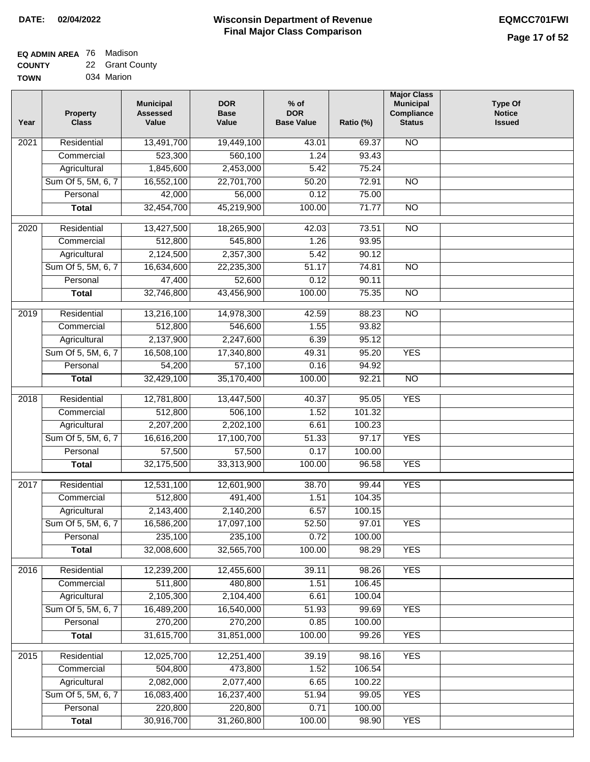# Wisconsin Department of Revenue
## Final Major Class Comparison

**DATE:** 02/04/2022

**EQMCC701FWI**

**EQ ADMIN AREA** 76 Madison
**COUNTY** 22 Grant County
**TOWN** 034 Marion

| Year | Property Class | Municipal Assessed Value | DOR Base Value | % of DOR Base Value | Ratio (%) | Major Class Municipal Compliance Status | Type Of Notice Issued |
|---|---|---|---|---|---|---|---|
| 2021 | Residential | 13,491,700 | 19,449,100 | 43.01 | 69.37 | NO | |
| | Commercial | 523,300 | 560,100 | 1.24 | 93.43 | | |
| | Agricultural | 1,845,600 | 2,453,000 | 5.42 | 75.24 | | |
| | Sum Of 5, 5M, 6, 7 | 16,552,100 | 22,701,700 | 50.20 | 72.91 | NO | |
| | Personal | 42,000 | 56,000 | 0.12 | 75.00 | | |
| | **Total** | 32,454,700 | 45,219,900 | 100.00 | 71.77 | NO | |
| 2020 | Residential | 13,427,500 | 18,265,900 | 42.03 | 73.51 | NO | |
| | Commercial | 512,800 | 545,800 | 1.26 | 93.95 | | |
| | Agricultural | 2,124,500 | 2,357,300 | 5.42 | 90.12 | | |
| | Sum Of 5, 5M, 6, 7 | 16,634,600 | 22,235,300 | 51.17 | 74.81 | NO | |
| | Personal | 47,400 | 52,600 | 0.12 | 90.11 | | |
| | **Total** | 32,746,800 | 43,456,900 | 100.00 | 75.35 | NO | |
| 2019 | Residential | 13,216,100 | 14,978,300 | 42.59 | 88.23 | NO | |
| | Commercial | 512,800 | 546,600 | 1.55 | 93.82 | | |
| | Agricultural | 2,137,900 | 2,247,600 | 6.39 | 95.12 | | |
| | Sum Of 5, 5M, 6, 7 | 16,508,100 | 17,340,800 | 49.31 | 95.20 | YES | |
| | Personal | 54,200 | 57,100 | 0.16 | 94.92 | | |
| | **Total** | 32,429,100 | 35,170,400 | 100.00 | 92.21 | NO | |
| 2018 | Residential | 12,781,800 | 13,447,500 | 40.37 | 95.05 | YES | |
| | Commercial | 512,800 | 506,100 | 1.52 | 101.32 | | |
| | Agricultural | 2,207,200 | 2,202,100 | 6.61 | 100.23 | | |
| | Sum Of 5, 5M, 6, 7 | 16,616,200 | 17,100,700 | 51.33 | 97.17 | YES | |
| | Personal | 57,500 | 57,500 | 0.17 | 100.00 | | |
| | **Total** | 32,175,500 | 33,313,900 | 100.00 | 96.58 | YES | |
| 2017 | Residential | 12,531,100 | 12,601,900 | 38.70 | 99.44 | YES | |
| | Commercial | 512,800 | 491,400 | 1.51 | 104.35 | | |
| | Agricultural | 2,143,400 | 2,140,200 | 6.57 | 100.15 | | |
| | Sum Of 5, 5M, 6, 7 | 16,586,200 | 17,097,100 | 52.50 | 97.01 | YES | |
| | Personal | 235,100 | 235,100 | 0.72 | 100.00 | | |
| | **Total** | 32,008,600 | 32,565,700 | 100.00 | 98.29 | YES | |
| 2016 | Residential | 12,239,200 | 12,455,600 | 39.11 | 98.26 | YES | |
| | Commercial | 511,800 | 480,800 | 1.51 | 106.45 | | |
| | Agricultural | 2,105,300 | 2,104,400 | 6.61 | 100.04 | | |
| | Sum Of 5, 5M, 6, 7 | 16,489,200 | 16,540,000 | 51.93 | 99.69 | YES | |
| | Personal | 270,200 | 270,200 | 0.85 | 100.00 | | |
| | **Total** | 31,615,700 | 31,851,000 | 100.00 | 99.26 | YES | |
| 2015 | Residential | 12,025,700 | 12,251,400 | 39.19 | 98.16 | YES | |
| | Commercial | 504,800 | 473,800 | 1.52 | 106.54 | | |
| | Agricultural | 2,082,000 | 2,077,400 | 6.65 | 100.22 | | |
| | Sum Of 5, 5M, 6, 7 | 16,083,400 | 16,237,400 | 51.94 | 99.05 | YES | |
| | Personal | 220,800 | 220,800 | 0.71 | 100.00 | | |
| | **Total** | 30,916,700 | 31,260,800 | 100.00 | 98.90 | YES | |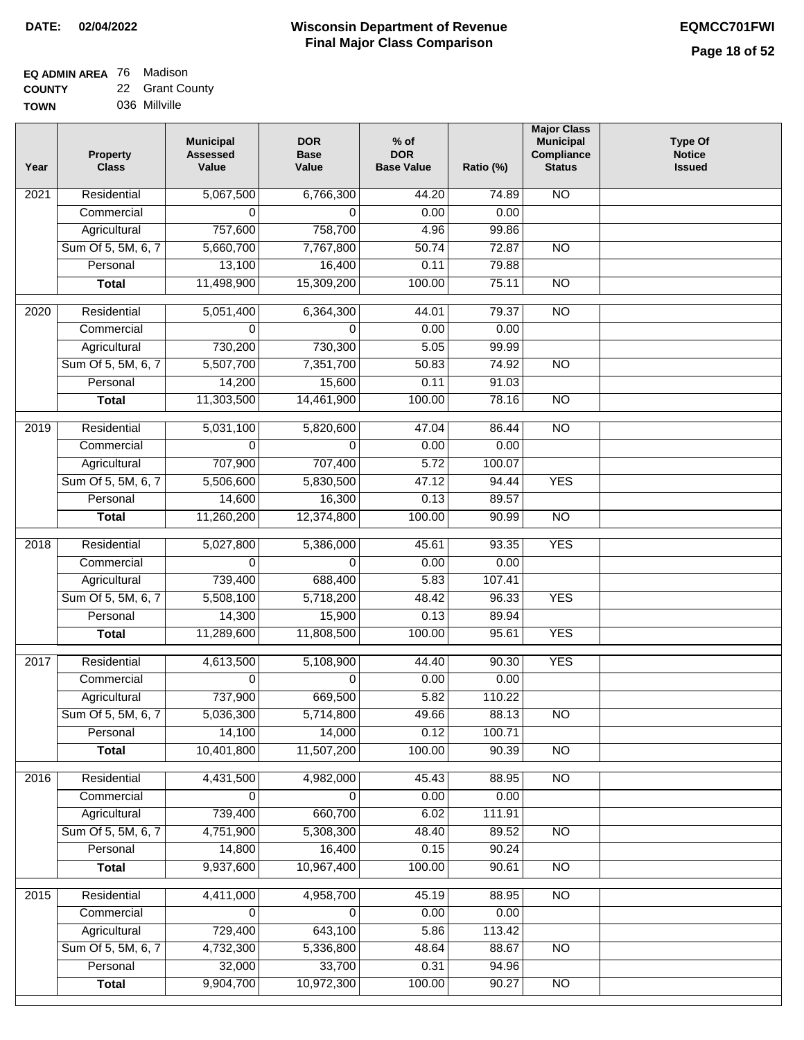DATE: 02/04/2022

# Wisconsin Department of Revenue
## Final Major Class Comparison

EQMCC701FWI

**EQ ADMIN AREA** 76 Madison
**COUNTY** 22 Grant County
**TOWN** 036 Millville

| Year | Property Class | Municipal Assessed Value | DOR Base Value | % of DOR Base Value | Ratio (%) | Major Class Municipal Compliance Status | Type Of Notice Issued |
|---|---|---|---|---|---|---|---|
| 2021 | Residential | 5,067,500 | 6,766,300 | 44.20 | 74.89 | NO | |
| | Commercial | 0 | 0 | 0.00 | 0.00 | | |
| | Agricultural | 757,600 | 758,700 | 4.96 | 99.86 | | |
| | Sum Of 5, 5M, 6, 7 | 5,660,700 | 7,767,800 | 50.74 | 72.87 | NO | |
| | Personal | 13,100 | 16,400 | 0.11 | 79.88 | | |
| | **Total** | 11,498,900 | 15,309,200 | 100.00 | 75.11 | NO | |
| 2020 | Residential | 5,051,400 | 6,364,300 | 44.01 | 79.37 | NO | |
| | Commercial | 0 | 0 | 0.00 | 0.00 | | |
| | Agricultural | 730,200 | 730,300 | 5.05 | 99.99 | | |
| | Sum Of 5, 5M, 6, 7 | 5,507,700 | 7,351,700 | 50.83 | 74.92 | NO | |
| | Personal | 14,200 | 15,600 | 0.11 | 91.03 | | |
| | **Total** | 11,303,500 | 14,461,900 | 100.00 | 78.16 | NO | |
| 2019 | Residential | 5,031,100 | 5,820,600 | 47.04 | 86.44 | NO | |
| | Commercial | 0 | 0 | 0.00 | 0.00 | | |
| | Agricultural | 707,900 | 707,400 | 5.72 | 100.07 | | |
| | Sum Of 5, 5M, 6, 7 | 5,506,600 | 5,830,500 | 47.12 | 94.44 | YES | |
| | Personal | 14,600 | 16,300 | 0.13 | 89.57 | | |
| | **Total** | 11,260,200 | 12,374,800 | 100.00 | 90.99 | NO | |
| 2018 | Residential | 5,027,800 | 5,386,000 | 45.61 | 93.35 | YES | |
| | Commercial | 0 | 0 | 0.00 | 0.00 | | |
| | Agricultural | 739,400 | 688,400 | 5.83 | 107.41 | | |
| | Sum Of 5, 5M, 6, 7 | 5,508,100 | 5,718,200 | 48.42 | 96.33 | YES | |
| | Personal | 14,300 | 15,900 | 0.13 | 89.94 | | |
| | **Total** | 11,289,600 | 11,808,500 | 100.00 | 95.61 | YES | |
| 2017 | Residential | 4,613,500 | 5,108,900 | 44.40 | 90.30 | YES | |
| | Commercial | 0 | 0 | 0.00 | 0.00 | | |
| | Agricultural | 737,900 | 669,500 | 5.82 | 110.22 | | |
| | Sum Of 5, 5M, 6, 7 | 5,036,300 | 5,714,800 | 49.66 | 88.13 | NO | |
| | Personal | 14,100 | 14,000 | 0.12 | 100.71 | | |
| | **Total** | 10,401,800 | 11,507,200 | 100.00 | 90.39 | NO | |
| 2016 | Residential | 4,431,500 | 4,982,000 | 45.43 | 88.95 | NO | |
| | Commercial | 0 | 0 | 0.00 | 0.00 | | |
| | Agricultural | 739,400 | 660,700 | 6.02 | 111.91 | | |
| | Sum Of 5, 5M, 6, 7 | 4,751,900 | 5,308,300 | 48.40 | 89.52 | NO | |
| | Personal | 14,800 | 16,400 | 0.15 | 90.24 | | |
| | **Total** | 9,937,600 | 10,967,400 | 100.00 | 90.61 | NO | |
| 2015 | Residential | 4,411,000 | 4,958,700 | 45.19 | 88.95 | NO | |
| | Commercial | 0 | 0 | 0.00 | 0.00 | | |
| | Agricultural | 729,400 | 643,100 | 5.86 | 113.42 | | |
| | Sum Of 5, 5M, 6, 7 | 4,732,300 | 5,336,800 | 48.64 | 88.67 | NO | |
| | Personal | 32,000 | 33,700 | 0.31 | 94.96 | | |
| | **Total** | 9,904,700 | 10,972,300 | 100.00 | 90.27 | NO | |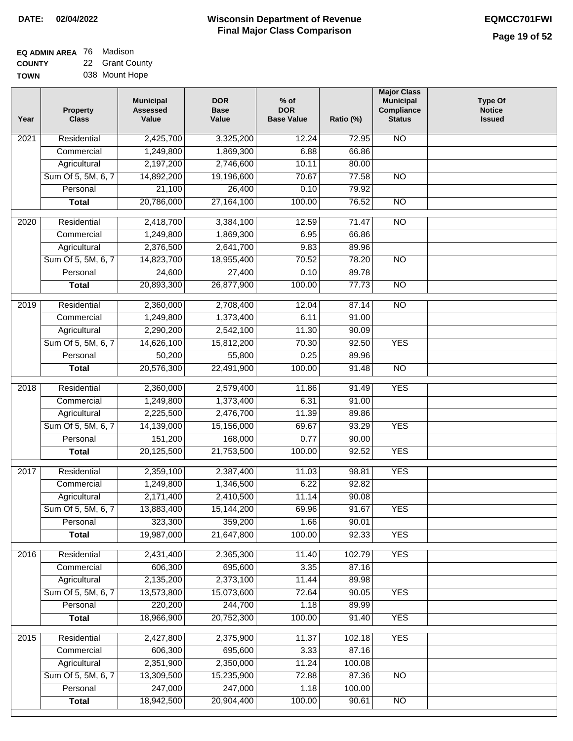**DATE:** 02/04/2022

# Wisconsin Department of Revenue
## Final Major Class Comparison

**EQMCC701FWI**

**EQ ADMIN AREA** 76 Madison
**COUNTY** 22 Grant County
**TOWN** 038 Mount Hope

| Year | Property Class | Municipal Assessed Value | DOR Base Value | % of DOR Base Value | Ratio (%) | Major Class Municipal Compliance Status | Type Of Notice Issued |
|---|---|---|---|---|---|---|---|
| 2021 | Residential | 2,425,700 | 3,325,200 | 12.24 | 72.95 | NO | |
| | Commercial | 1,249,800 | 1,869,300 | 6.88 | 66.86 | | |
| | Agricultural | 2,197,200 | 2,746,600 | 10.11 | 80.00 | | |
| | Sum Of 5, 5M, 6, 7 | 14,892,200 | 19,196,600 | 70.67 | 77.58 | NO | |
| | Personal | 21,100 | 26,400 | 0.10 | 79.92 | | |
| | **Total** | 20,786,000 | 27,164,100 | 100.00 | 76.52 | NO | |
| 2020 | Residential | 2,418,700 | 3,384,100 | 12.59 | 71.47 | NO | |
| | Commercial | 1,249,800 | 1,869,300 | 6.95 | 66.86 | | |
| | Agricultural | 2,376,500 | 2,641,700 | 9.83 | 89.96 | | |
| | Sum Of 5, 5M, 6, 7 | 14,823,700 | 18,955,400 | 70.52 | 78.20 | NO | |
| | Personal | 24,600 | 27,400 | 0.10 | 89.78 | | |
| | **Total** | 20,893,300 | 26,877,900 | 100.00 | 77.73 | NO | |
| 2019 | Residential | 2,360,000 | 2,708,400 | 12.04 | 87.14 | NO | |
| | Commercial | 1,249,800 | 1,373,400 | 6.11 | 91.00 | | |
| | Agricultural | 2,290,200 | 2,542,100 | 11.30 | 90.09 | | |
| | Sum Of 5, 5M, 6, 7 | 14,626,100 | 15,812,200 | 70.30 | 92.50 | YES | |
| | Personal | 50,200 | 55,800 | 0.25 | 89.96 | | |
| | **Total** | 20,576,300 | 22,491,900 | 100.00 | 91.48 | NO | |
| 2018 | Residential | 2,360,000 | 2,579,400 | 11.86 | 91.49 | YES | |
| | Commercial | 1,249,800 | 1,373,400 | 6.31 | 91.00 | | |
| | Agricultural | 2,225,500 | 2,476,700 | 11.39 | 89.86 | | |
| | Sum Of 5, 5M, 6, 7 | 14,139,000 | 15,156,000 | 69.67 | 93.29 | YES | |
| | Personal | 151,200 | 168,000 | 0.77 | 90.00 | | |
| | **Total** | 20,125,500 | 21,753,500 | 100.00 | 92.52 | YES | |
| 2017 | Residential | 2,359,100 | 2,387,400 | 11.03 | 98.81 | YES | |
| | Commercial | 1,249,800 | 1,346,500 | 6.22 | 92.82 | | |
| | Agricultural | 2,171,400 | 2,410,500 | 11.14 | 90.08 | | |
| | Sum Of 5, 5M, 6, 7 | 13,883,400 | 15,144,200 | 69.96 | 91.67 | YES | |
| | Personal | 323,300 | 359,200 | 1.66 | 90.01 | | |
| | **Total** | 19,987,000 | 21,647,800 | 100.00 | 92.33 | YES | |
| 2016 | Residential | 2,431,400 | 2,365,300 | 11.40 | 102.79 | YES | |
| | Commercial | 606,300 | 695,600 | 3.35 | 87.16 | | |
| | Agricultural | 2,135,200 | 2,373,100 | 11.44 | 89.98 | | |
| | Sum Of 5, 5M, 6, 7 | 13,573,800 | 15,073,600 | 72.64 | 90.05 | YES | |
| | Personal | 220,200 | 244,700 | 1.18 | 89.99 | | |
| | **Total** | 18,966,900 | 20,752,300 | 100.00 | 91.40 | YES | |
| 2015 | Residential | 2,427,800 | 2,375,900 | 11.37 | 102.18 | YES | |
| | Commercial | 606,300 | 695,600 | 3.33 | 87.16 | | |
| | Agricultural | 2,351,900 | 2,350,000 | 11.24 | 100.08 | | |
| | Sum Of 5, 5M, 6, 7 | 13,309,500 | 15,235,900 | 72.88 | 87.36 | NO | |
| | Personal | 247,000 | 247,000 | 1.18 | 100.00 | | |
| | **Total** | 18,942,500 | 20,904,400 | 100.00 | 90.61 | NO | |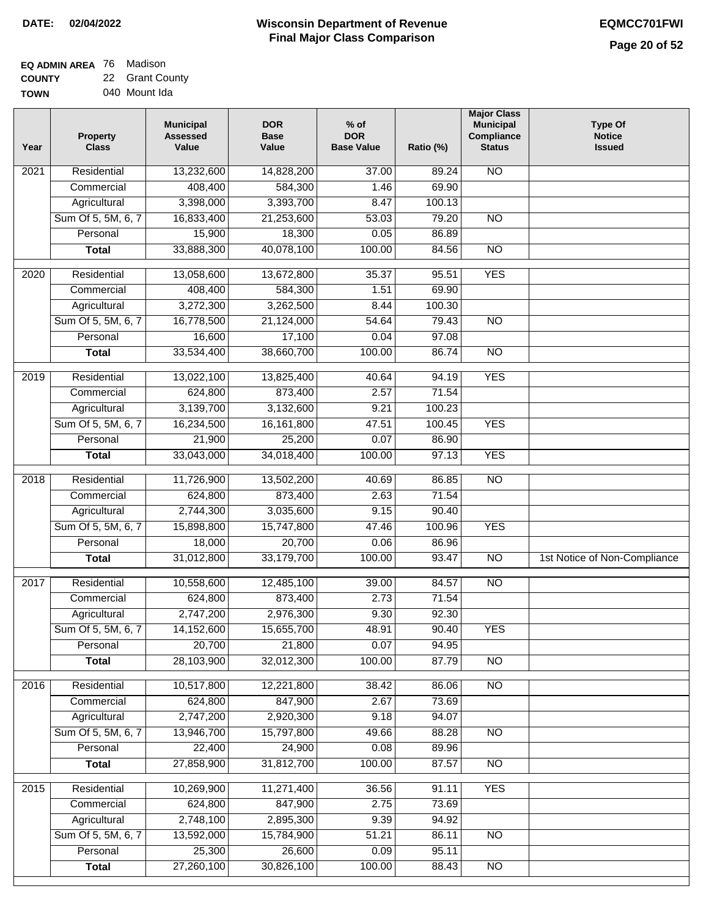**DATE: 02/04/2022**

# Wisconsin Department of Revenue Final Major Class Comparison

**EQMCC701FWI**

**EQ ADMIN AREA** 76 Madison
**COUNTY** 22 Grant County
**TOWN** 040 Mount Ida

| Year | Property Class | Municipal Assessed Value | DOR Base Value | % of DOR Base Value | Ratio (%) | Major Class Municipal Compliance Status | Type Of Notice Issued |
|---|---|---|---|---|---|---|---|
| 2021 | Residential | 13,232,600 | 14,828,200 | 37.00 | 89.24 | NO | |
| | Commercial | 408,400 | 584,300 | 1.46 | 69.90 | | |
| | Agricultural | 3,398,000 | 3,393,700 | 8.47 | 100.13 | | |
| | Sum Of 5, 5M, 6, 7 | 16,833,400 | 21,253,600 | 53.03 | 79.20 | NO | |
| | Personal | 15,900 | 18,300 | 0.05 | 86.89 | | |
| | **Total** | 33,888,300 | 40,078,100 | 100.00 | 84.56 | NO | |
| 2020 | Residential | 13,058,600 | 13,672,800 | 35.37 | 95.51 | YES | |
| | Commercial | 408,400 | 584,300 | 1.51 | 69.90 | | |
| | Agricultural | 3,272,300 | 3,262,500 | 8.44 | 100.30 | | |
| | Sum Of 5, 5M, 6, 7 | 16,778,500 | 21,124,000 | 54.64 | 79.43 | NO | |
| | Personal | 16,600 | 17,100 | 0.04 | 97.08 | | |
| | **Total** | 33,534,400 | 38,660,700 | 100.00 | 86.74 | NO | |
| 2019 | Residential | 13,022,100 | 13,825,400 | 40.64 | 94.19 | YES | |
| | Commercial | 624,800 | 873,400 | 2.57 | 71.54 | | |
| | Agricultural | 3,139,700 | 3,132,600 | 9.21 | 100.23 | | |
| | Sum Of 5, 5M, 6, 7 | 16,234,500 | 16,161,800 | 47.51 | 100.45 | YES | |
| | Personal | 21,900 | 25,200 | 0.07 | 86.90 | | |
| | **Total** | 33,043,000 | 34,018,400 | 100.00 | 97.13 | YES | |
| 2018 | Residential | 11,726,900 | 13,502,200 | 40.69 | 86.85 | NO | |
| | Commercial | 624,800 | 873,400 | 2.63 | 71.54 | | |
| | Agricultural | 2,744,300 | 3,035,600 | 9.15 | 90.40 | | |
| | Sum Of 5, 5M, 6, 7 | 15,898,800 | 15,747,800 | 47.46 | 100.96 | YES | |
| | Personal | 18,000 | 20,700 | 0.06 | 86.96 | | |
| | **Total** | 31,012,800 | 33,179,700 | 100.00 | 93.47 | NO | 1st Notice of Non-Compliance |
| 2017 | Residential | 10,558,600 | 12,485,100 | 39.00 | 84.57 | NO | |
| | Commercial | 624,800 | 873,400 | 2.73 | 71.54 | | |
| | Agricultural | 2,747,200 | 2,976,300 | 9.30 | 92.30 | | |
| | Sum Of 5, 5M, 6, 7 | 14,152,600 | 15,655,700 | 48.91 | 90.40 | YES | |
| | Personal | 20,700 | 21,800 | 0.07 | 94.95 | | |
| | **Total** | 28,103,900 | 32,012,300 | 100.00 | 87.79 | NO | |
| 2016 | Residential | 10,517,800 | 12,221,800 | 38.42 | 86.06 | NO | |
| | Commercial | 624,800 | 847,900 | 2.67 | 73.69 | | |
| | Agricultural | 2,747,200 | 2,920,300 | 9.18 | 94.07 | | |
| | Sum Of 5, 5M, 6, 7 | 13,946,700 | 15,797,800 | 49.66 | 88.28 | NO | |
| | Personal | 22,400 | 24,900 | 0.08 | 89.96 | | |
| | **Total** | 27,858,900 | 31,812,700 | 100.00 | 87.57 | NO | |
| 2015 | Residential | 10,269,900 | 11,271,400 | 36.56 | 91.11 | YES | |
| | Commercial | 624,800 | 847,900 | 2.75 | 73.69 | | |
| | Agricultural | 2,748,100 | 2,895,300 | 9.39 | 94.92 | | |
| | Sum Of 5, 5M, 6, 7 | 13,592,000 | 15,784,900 | 51.21 | 86.11 | NO | |
| | Personal | 25,300 | 26,600 | 0.09 | 95.11 | | |
| | **Total** | 27,260,100 | 30,826,100 | 100.00 | 88.43 | NO | |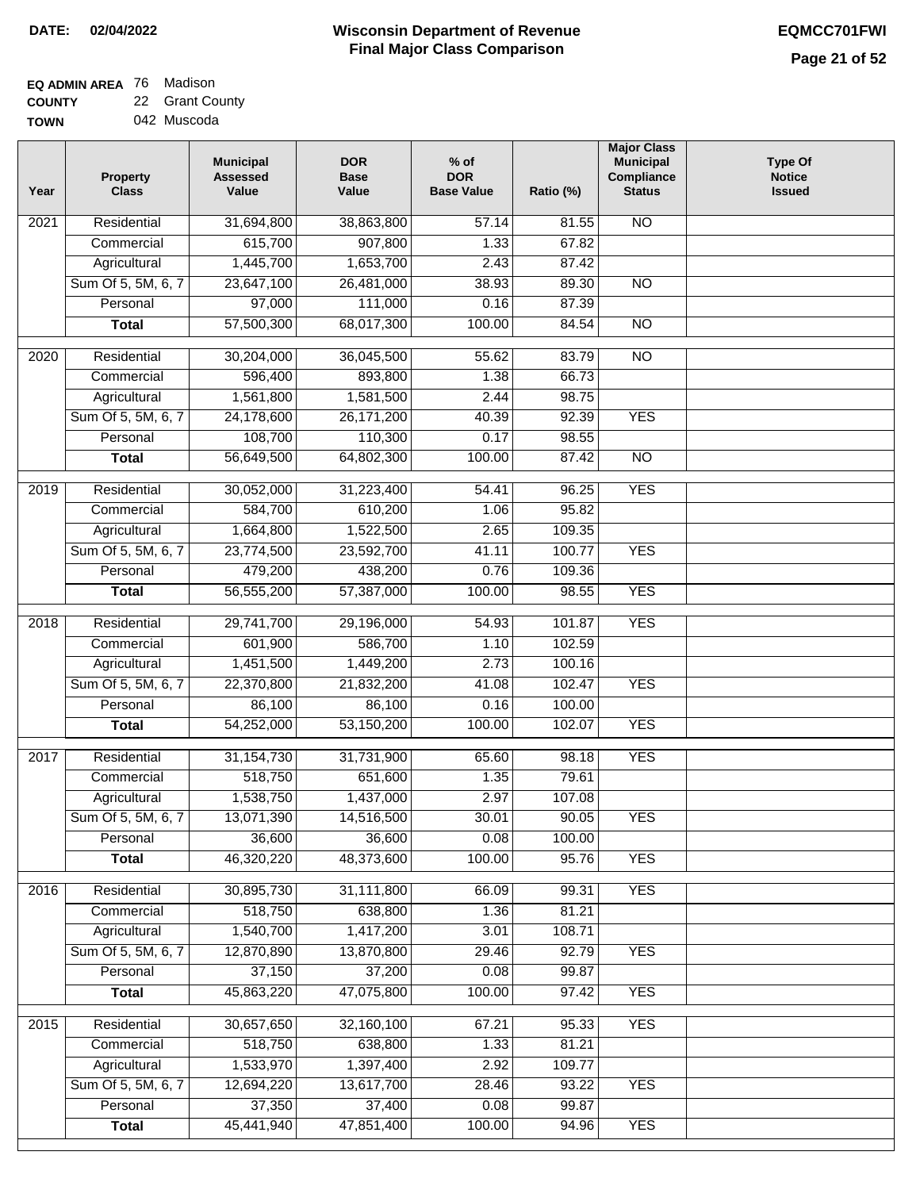**DATE: 02/04/2022**

# Wisconsin Department of Revenue
## Final Major Class Comparison

**EQMCC701FWI**

**EQ ADMIN AREA** 76 Madison
**COUNTY** 22 Grant County
**TOWN** 042 Muscoda

| Year | Property Class | Municipal Assessed Value | DOR Base Value | % of DOR Base Value | Ratio (%) | Major Class Municipal Compliance Status | Type Of Notice Issued |
|---|---|---|---|---|---|---|---|
| 2021 | Residential | 31,694,800 | 38,863,800 | 57.14 | 81.55 | NO | |
| | Commercial | 615,700 | 907,800 | 1.33 | 67.82 | | |
| | Agricultural | 1,445,700 | 1,653,700 | 2.43 | 87.42 | | |
| | Sum Of 5, 5M, 6, 7 | 23,647,100 | 26,481,000 | 38.93 | 89.30 | NO | |
| | Personal | 97,000 | 111,000 | 0.16 | 87.39 | | |
| | **Total** | 57,500,300 | 68,017,300 | 100.00 | 84.54 | NO | |
| 2020 | Residential | 30,204,000 | 36,045,500 | 55.62 | 83.79 | NO | |
| | Commercial | 596,400 | 893,800 | 1.38 | 66.73 | | |
| | Agricultural | 1,561,800 | 1,581,500 | 2.44 | 98.75 | | |
| | Sum Of 5, 5M, 6, 7 | 24,178,600 | 26,171,200 | 40.39 | 92.39 | YES | |
| | Personal | 108,700 | 110,300 | 0.17 | 98.55 | | |
| | **Total** | 56,649,500 | 64,802,300 | 100.00 | 87.42 | NO | |
| 2019 | Residential | 30,052,000 | 31,223,400 | 54.41 | 96.25 | YES | |
| | Commercial | 584,700 | 610,200 | 1.06 | 95.82 | | |
| | Agricultural | 1,664,800 | 1,522,500 | 2.65 | 109.35 | | |
| | Sum Of 5, 5M, 6, 7 | 23,774,500 | 23,592,700 | 41.11 | 100.77 | YES | |
| | Personal | 479,200 | 438,200 | 0.76 | 109.36 | | |
| | **Total** | 56,555,200 | 57,387,000 | 100.00 | 98.55 | YES | |
| 2018 | Residential | 29,741,700 | 29,196,000 | 54.93 | 101.87 | YES | |
| | Commercial | 601,900 | 586,700 | 1.10 | 102.59 | | |
| | Agricultural | 1,451,500 | 1,449,200 | 2.73 | 100.16 | | |
| | Sum Of 5, 5M, 6, 7 | 22,370,800 | 21,832,200 | 41.08 | 102.47 | YES | |
| | Personal | 86,100 | 86,100 | 0.16 | 100.00 | | |
| | **Total** | 54,252,000 | 53,150,200 | 100.00 | 102.07 | YES | |
| 2017 | Residential | 31,154,730 | 31,731,900 | 65.60 | 98.18 | YES | |
| | Commercial | 518,750 | 651,600 | 1.35 | 79.61 | | |
| | Agricultural | 1,538,750 | 1,437,000 | 2.97 | 107.08 | | |
| | Sum Of 5, 5M, 6, 7 | 13,071,390 | 14,516,500 | 30.01 | 90.05 | YES | |
| | Personal | 36,600 | 36,600 | 0.08 | 100.00 | | |
| | **Total** | 46,320,220 | 48,373,600 | 100.00 | 95.76 | YES | |
| 2016 | Residential | 30,895,730 | 31,111,800 | 66.09 | 99.31 | YES | |
| | Commercial | 518,750 | 638,800 | 1.36 | 81.21 | | |
| | Agricultural | 1,540,700 | 1,417,200 | 3.01 | 108.71 | | |
| | Sum Of 5, 5M, 6, 7 | 12,870,890 | 13,870,800 | 29.46 | 92.79 | YES | |
| | Personal | 37,150 | 37,200 | 0.08 | 99.87 | | |
| | **Total** | 45,863,220 | 47,075,800 | 100.00 | 97.42 | YES | |
| 2015 | Residential | 30,657,650 | 32,160,100 | 67.21 | 95.33 | YES | |
| | Commercial | 518,750 | 638,800 | 1.33 | 81.21 | | |
| | Agricultural | 1,533,970 | 1,397,400 | 2.92 | 109.77 | | |
| | Sum Of 5, 5M, 6, 7 | 12,694,220 | 13,617,700 | 28.46 | 93.22 | YES | |
| | Personal | 37,350 | 37,400 | 0.08 | 99.87 | | |
| | **Total** | 45,441,940 | 47,851,400 | 100.00 | 94.96 | YES | |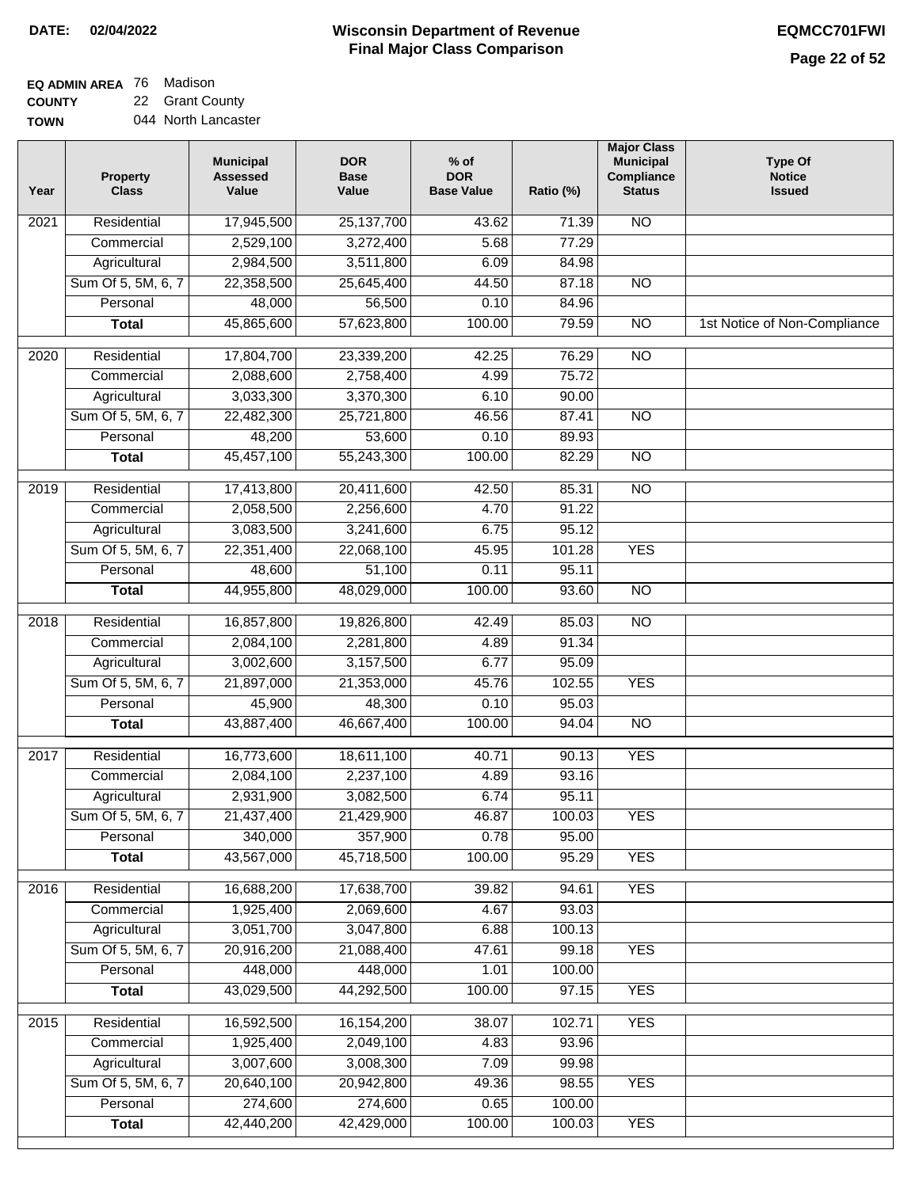**DATE:** 02/04/2022

# Wisconsin Department of Revenue
## Final Major Class Comparison

**EQMCC701FWI**

**EQ ADMIN AREA** 76 Madison
**COUNTY** 22 Grant County
**TOWN** 044 North Lancaster

| Year | Property Class | Municipal Assessed Value | DOR Base Value | % of DOR Base Value | Ratio (%) | Major Class Municipal Compliance Status | Type Of Notice Issued |
|---|---|---|---|---|---|---|---|
| 2021 | Residential | 17,945,500 | 25,137,700 | 43.62 | 71.39 | NO | |
| | Commercial | 2,529,100 | 3,272,400 | 5.68 | 77.29 | | |
| | Agricultural | 2,984,500 | 3,511,800 | 6.09 | 84.98 | | |
| | Sum Of 5, 5M, 6, 7 | 22,358,500 | 25,645,400 | 44.50 | 87.18 | NO | |
| | Personal | 48,000 | 56,500 | 0.10 | 84.96 | | |
| | **Total** | 45,865,600 | 57,623,800 | 100.00 | 79.59 | NO | 1st Notice of Non-Compliance |
| 2020 | Residential | 17,804,700 | 23,339,200 | 42.25 | 76.29 | NO | |
| | Commercial | 2,088,600 | 2,758,400 | 4.99 | 75.72 | | |
| | Agricultural | 3,033,300 | 3,370,300 | 6.10 | 90.00 | | |
| | Sum Of 5, 5M, 6, 7 | 22,482,300 | 25,721,800 | 46.56 | 87.41 | NO | |
| | Personal | 48,200 | 53,600 | 0.10 | 89.93 | | |
| | **Total** | 45,457,100 | 55,243,300 | 100.00 | 82.29 | NO | |
| 2019 | Residential | 17,413,800 | 20,411,600 | 42.50 | 85.31 | NO | |
| | Commercial | 2,058,500 | 2,256,600 | 4.70 | 91.22 | | |
| | Agricultural | 3,083,500 | 3,241,600 | 6.75 | 95.12 | | |
| | Sum Of 5, 5M, 6, 7 | 22,351,400 | 22,068,100 | 45.95 | 101.28 | YES | |
| | Personal | 48,600 | 51,100 | 0.11 | 95.11 | | |
| | **Total** | 44,955,800 | 48,029,000 | 100.00 | 93.60 | NO | |
| 2018 | Residential | 16,857,800 | 19,826,800 | 42.49 | 85.03 | NO | |
| | Commercial | 2,084,100 | 2,281,800 | 4.89 | 91.34 | | |
| | Agricultural | 3,002,600 | 3,157,500 | 6.77 | 95.09 | | |
| | Sum Of 5, 5M, 6, 7 | 21,897,000 | 21,353,000 | 45.76 | 102.55 | YES | |
| | Personal | 45,900 | 48,300 | 0.10 | 95.03 | | |
| | **Total** | 43,887,400 | 46,667,400 | 100.00 | 94.04 | NO | |
| 2017 | Residential | 16,773,600 | 18,611,100 | 40.71 | 90.13 | YES | |
| | Commercial | 2,084,100 | 2,237,100 | 4.89 | 93.16 | | |
| | Agricultural | 2,931,900 | 3,082,500 | 6.74 | 95.11 | | |
| | Sum Of 5, 5M, 6, 7 | 21,437,400 | 21,429,900 | 46.87 | 100.03 | YES | |
| | Personal | 340,000 | 357,900 | 0.78 | 95.00 | | |
| | **Total** | 43,567,000 | 45,718,500 | 100.00 | 95.29 | YES | |
| 2016 | Residential | 16,688,200 | 17,638,700 | 39.82 | 94.61 | YES | |
| | Commercial | 1,925,400 | 2,069,600 | 4.67 | 93.03 | | |
| | Agricultural | 3,051,700 | 3,047,800 | 6.88 | 100.13 | | |
| | Sum Of 5, 5M, 6, 7 | 20,916,200 | 21,088,400 | 47.61 | 99.18 | YES | |
| | Personal | 448,000 | 448,000 | 1.01 | 100.00 | | |
| | **Total** | 43,029,500 | 44,292,500 | 100.00 | 97.15 | YES | |
| 2015 | Residential | 16,592,500 | 16,154,200 | 38.07 | 102.71 | YES | |
| | Commercial | 1,925,400 | 2,049,100 | 4.83 | 93.96 | | |
| | Agricultural | 3,007,600 | 3,008,300 | 7.09 | 99.98 | | |
| | Sum Of 5, 5M, 6, 7 | 20,640,100 | 20,942,800 | 49.36 | 98.55 | YES | |
| | Personal | 274,600 | 274,600 | 0.65 | 100.00 | | |
| | **Total** | 42,440,200 | 42,429,000 | 100.00 | 100.03 | YES | |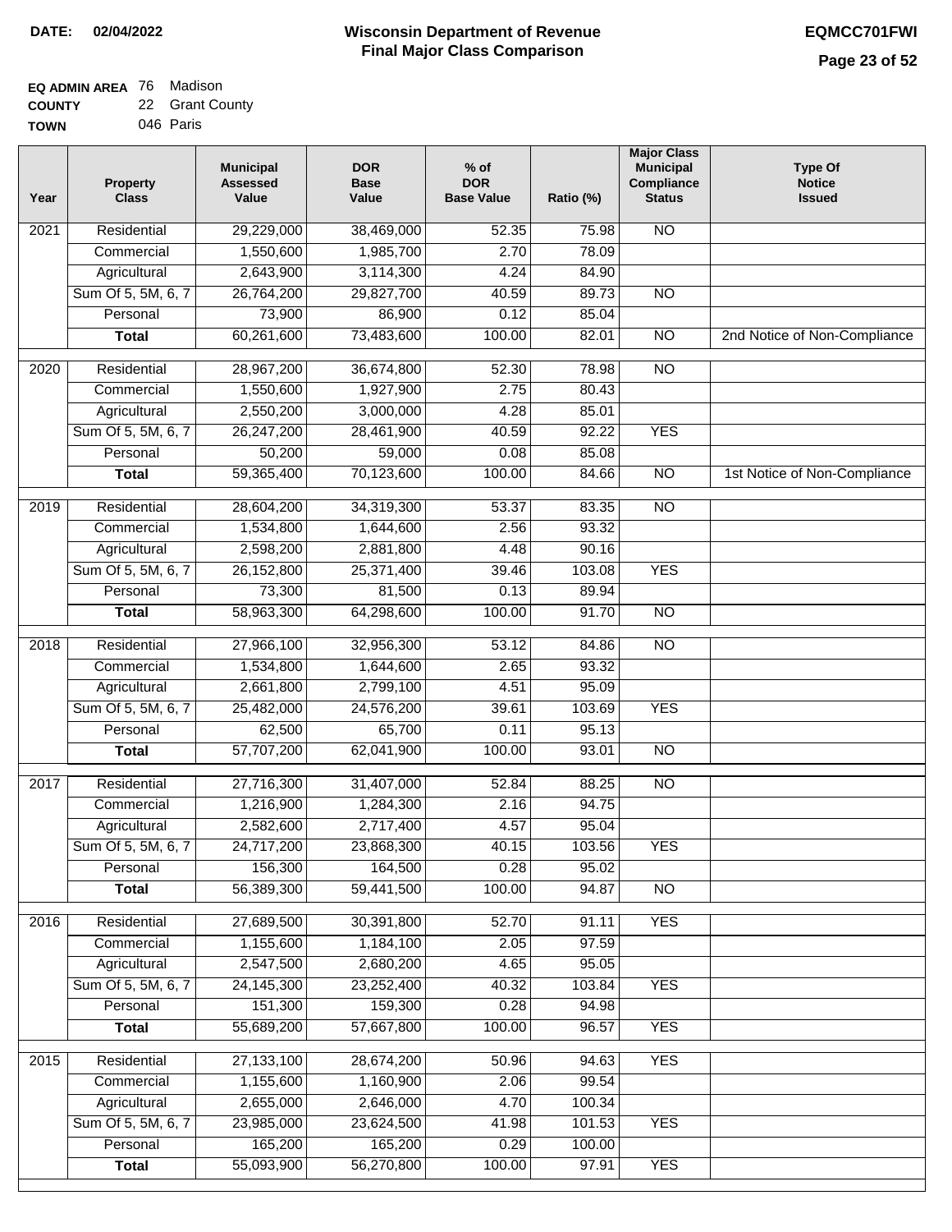**DATE:** 02/04/2022

# Wisconsin Department of Revenue
## Final Major Class Comparison

**EQMCC701FWI**

**EQ ADMIN AREA** 76 Madison
**COUNTY** 22 Grant County
**TOWN** 046 Paris

| Year | Property Class | Municipal Assessed Value | DOR Base Value | % of DOR Base Value | Ratio (%) | Major Class Municipal Compliance Status | Type Of Notice Issued |
|---|---|---|---|---|---|---|---|
| 2021 | Residential | 29,229,000 | 38,469,000 | 52.35 | 75.98 | NO | |
| | Commercial | 1,550,600 | 1,985,700 | 2.70 | 78.09 | | |
| | Agricultural | 2,643,900 | 3,114,300 | 4.24 | 84.90 | | |
| | Sum Of 5, 5M, 6, 7 | 26,764,200 | 29,827,700 | 40.59 | 89.73 | NO | |
| | Personal | 73,900 | 86,900 | 0.12 | 85.04 | | |
| | **Total** | 60,261,600 | 73,483,600 | 100.00 | 82.01 | NO | 2nd Notice of Non-Compliance |
| 2020 | Residential | 28,967,200 | 36,674,800 | 52.30 | 78.98 | NO | |
| | Commercial | 1,550,600 | 1,927,900 | 2.75 | 80.43 | | |
| | Agricultural | 2,550,200 | 3,000,000 | 4.28 | 85.01 | | |
| | Sum Of 5, 5M, 6, 7 | 26,247,200 | 28,461,900 | 40.59 | 92.22 | YES | |
| | Personal | 50,200 | 59,000 | 0.08 | 85.08 | | |
| | **Total** | 59,365,400 | 70,123,600 | 100.00 | 84.66 | NO | 1st Notice of Non-Compliance |
| 2019 | Residential | 28,604,200 | 34,319,300 | 53.37 | 83.35 | NO | |
| | Commercial | 1,534,800 | 1,644,600 | 2.56 | 93.32 | | |
| | Agricultural | 2,598,200 | 2,881,800 | 4.48 | 90.16 | | |
| | Sum Of 5, 5M, 6, 7 | 26,152,800 | 25,371,400 | 39.46 | 103.08 | YES | |
| | Personal | 73,300 | 81,500 | 0.13 | 89.94 | | |
| | **Total** | 58,963,300 | 64,298,600 | 100.00 | 91.70 | NO | |
| 2018 | Residential | 27,966,100 | 32,956,300 | 53.12 | 84.86 | NO | |
| | Commercial | 1,534,800 | 1,644,600 | 2.65 | 93.32 | | |
| | Agricultural | 2,661,800 | 2,799,100 | 4.51 | 95.09 | | |
| | Sum Of 5, 5M, 6, 7 | 25,482,000 | 24,576,200 | 39.61 | 103.69 | YES | |
| | Personal | 62,500 | 65,700 | 0.11 | 95.13 | | |
| | **Total** | 57,707,200 | 62,041,900 | 100.00 | 93.01 | NO | |
| 2017 | Residential | 27,716,300 | 31,407,000 | 52.84 | 88.25 | NO | |
| | Commercial | 1,216,900 | 1,284,300 | 2.16 | 94.75 | | |
| | Agricultural | 2,582,600 | 2,717,400 | 4.57 | 95.04 | | |
| | Sum Of 5, 5M, 6, 7 | 24,717,200 | 23,868,300 | 40.15 | 103.56 | YES | |
| | Personal | 156,300 | 164,500 | 0.28 | 95.02 | | |
| | **Total** | 56,389,300 | 59,441,500 | 100.00 | 94.87 | NO | |
| 2016 | Residential | 27,689,500 | 30,391,800 | 52.70 | 91.11 | YES | |
| | Commercial | 1,155,600 | 1,184,100 | 2.05 | 97.59 | | |
| | Agricultural | 2,547,500 | 2,680,200 | 4.65 | 95.05 | | |
| | Sum Of 5, 5M, 6, 7 | 24,145,300 | 23,252,400 | 40.32 | 103.84 | YES | |
| | Personal | 151,300 | 159,300 | 0.28 | 94.98 | | |
| | **Total** | 55,689,200 | 57,667,800 | 100.00 | 96.57 | YES | |
| 2015 | Residential | 27,133,100 | 28,674,200 | 50.96 | 94.63 | YES | |
| | Commercial | 1,155,600 | 1,160,900 | 2.06 | 99.54 | | |
| | Agricultural | 2,655,000 | 2,646,000 | 4.70 | 100.34 | | |
| | Sum Of 5, 5M, 6, 7 | 23,985,000 | 23,624,500 | 41.98 | 101.53 | YES | |
| | Personal | 165,200 | 165,200 | 0.29 | 100.00 | | |
| | **Total** | 55,093,900 | 56,270,800 | 100.00 | 97.91 | YES | |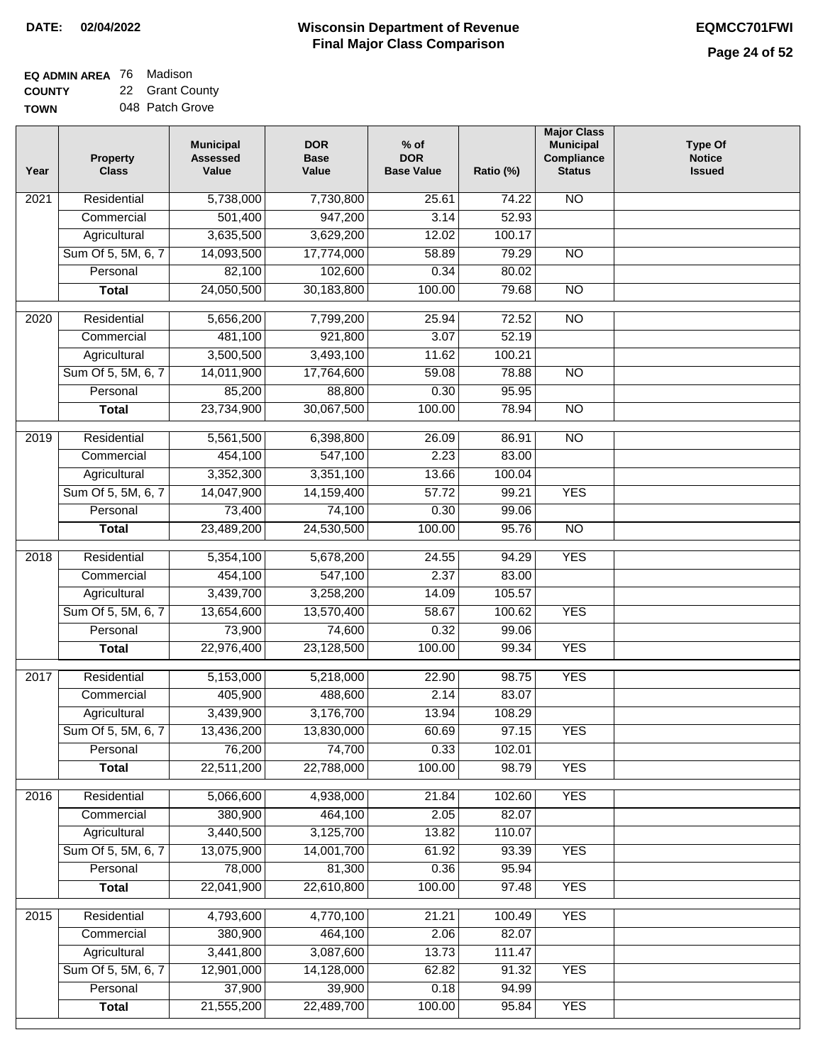**DATE:** 02/04/2022

# Wisconsin Department of Revenue
## Final Major Class Comparison

**EQMCC701FWI**

**EQ ADMIN AREA** 76 Madison
**COUNTY** 22 Grant County
**TOWN** 048 Patch Grove

| Year | Property Class | Municipal Assessed Value | DOR Base Value | % of DOR Base Value | Ratio (%) | Major Class Municipal Compliance Status | Type Of Notice Issued |
|---|---|---|---|---|---|---|---|
| 2021 | Residential | 5,738,000 | 7,730,800 | 25.61 | 74.22 | NO | |
| | Commercial | 501,400 | 947,200 | 3.14 | 52.93 | | |
| | Agricultural | 3,635,500 | 3,629,200 | 12.02 | 100.17 | | |
| | Sum Of 5, 5M, 6, 7 | 14,093,500 | 17,774,000 | 58.89 | 79.29 | NO | |
| | Personal | 82,100 | 102,600 | 0.34 | 80.02 | | |
| | **Total** | 24,050,500 | 30,183,800 | 100.00 | 79.68 | NO | |
| 2020 | Residential | 5,656,200 | 7,799,200 | 25.94 | 72.52 | NO | |
| | Commercial | 481,100 | 921,800 | 3.07 | 52.19 | | |
| | Agricultural | 3,500,500 | 3,493,100 | 11.62 | 100.21 | | |
| | Sum Of 5, 5M, 6, 7 | 14,011,900 | 17,764,600 | 59.08 | 78.88 | NO | |
| | Personal | 85,200 | 88,800 | 0.30 | 95.95 | | |
| | **Total** | 23,734,900 | 30,067,500 | 100.00 | 78.94 | NO | |
| 2019 | Residential | 5,561,500 | 6,398,800 | 26.09 | 86.91 | NO | |
| | Commercial | 454,100 | 547,100 | 2.23 | 83.00 | | |
| | Agricultural | 3,352,300 | 3,351,100 | 13.66 | 100.04 | | |
| | Sum Of 5, 5M, 6, 7 | 14,047,900 | 14,159,400 | 57.72 | 99.21 | YES | |
| | Personal | 73,400 | 74,100 | 0.30 | 99.06 | | |
| | **Total** | 23,489,200 | 24,530,500 | 100.00 | 95.76 | NO | |
| 2018 | Residential | 5,354,100 | 5,678,200 | 24.55 | 94.29 | YES | |
| | Commercial | 454,100 | 547,100 | 2.37 | 83.00 | | |
| | Agricultural | 3,439,700 | 3,258,200 | 14.09 | 105.57 | | |
| | Sum Of 5, 5M, 6, 7 | 13,654,600 | 13,570,400 | 58.67 | 100.62 | YES | |
| | Personal | 73,900 | 74,600 | 0.32 | 99.06 | | |
| | **Total** | 22,976,400 | 23,128,500 | 100.00 | 99.34 | YES | |
| 2017 | Residential | 5,153,000 | 5,218,000 | 22.90 | 98.75 | YES | |
| | Commercial | 405,900 | 488,600 | 2.14 | 83.07 | | |
| | Agricultural | 3,439,900 | 3,176,700 | 13.94 | 108.29 | | |
| | Sum Of 5, 5M, 6, 7 | 13,436,200 | 13,830,000 | 60.69 | 97.15 | YES | |
| | Personal | 76,200 | 74,700 | 0.33 | 102.01 | | |
| | **Total** | 22,511,200 | 22,788,000 | 100.00 | 98.79 | YES | |
| 2016 | Residential | 5,066,600 | 4,938,000 | 21.84 | 102.60 | YES | |
| | Commercial | 380,900 | 464,100 | 2.05 | 82.07 | | |
| | Agricultural | 3,440,500 | 3,125,700 | 13.82 | 110.07 | | |
| | Sum Of 5, 5M, 6, 7 | 13,075,900 | 14,001,700 | 61.92 | 93.39 | YES | |
| | Personal | 78,000 | 81,300 | 0.36 | 95.94 | | |
| | **Total** | 22,041,900 | 22,610,800 | 100.00 | 97.48 | YES | |
| 2015 | Residential | 4,793,600 | 4,770,100 | 21.21 | 100.49 | YES | |
| | Commercial | 380,900 | 464,100 | 2.06 | 82.07 | | |
| | Agricultural | 3,441,800 | 3,087,600 | 13.73 | 111.47 | | |
| | Sum Of 5, 5M, 6, 7 | 12,901,000 | 14,128,000 | 62.82 | 91.32 | YES | |
| | Personal | 37,900 | 39,900 | 0.18 | 94.99 | | |
| | **Total** | 21,555,200 | 22,489,700 | 100.00 | 95.84 | YES | |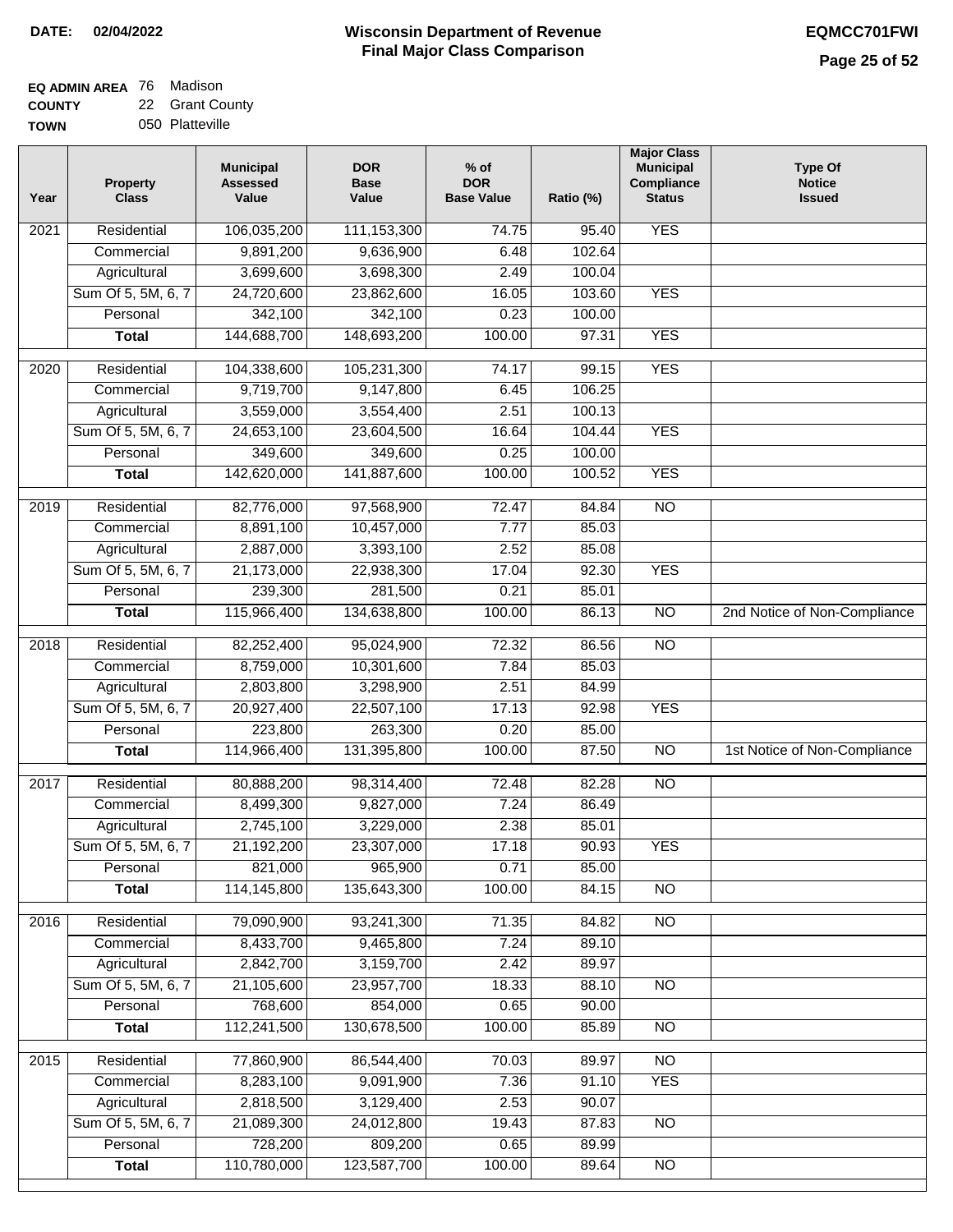**DATE:** 02/04/2022

# Wisconsin Department of Revenue
## Final Major Class Comparison

**EQMCC701FWI**

**EQ ADMIN AREA** 76 Madison
**COUNTY** 22 Grant County
**TOWN** 050 Platteville

| Year | Property Class | Municipal Assessed Value | DOR Base Value | % of DOR Base Value | Ratio (%) | Major Class Municipal Compliance Status | Type Of Notice Issued |
|---|---|---|---|---|---|---|---|
| 2021 | Residential | 106,035,200 | 111,153,300 | 74.75 | 95.40 | YES | |
| | Commercial | 9,891,200 | 9,636,900 | 6.48 | 102.64 | | |
| | Agricultural | 3,699,600 | 3,698,300 | 2.49 | 100.04 | | |
| | Sum Of 5, 5M, 6, 7 | 24,720,600 | 23,862,600 | 16.05 | 103.60 | YES | |
| | Personal | 342,100 | 342,100 | 0.23 | 100.00 | | |
| | **Total** | 144,688,700 | 148,693,200 | 100.00 | 97.31 | YES | |
| 2020 | Residential | 104,338,600 | 105,231,300 | 74.17 | 99.15 | YES | |
| | Commercial | 9,719,700 | 9,147,800 | 6.45 | 106.25 | | |
| | Agricultural | 3,559,000 | 3,554,400 | 2.51 | 100.13 | | |
| | Sum Of 5, 5M, 6, 7 | 24,653,100 | 23,604,500 | 16.64 | 104.44 | YES | |
| | Personal | 349,600 | 349,600 | 0.25 | 100.00 | | |
| | **Total** | 142,620,000 | 141,887,600 | 100.00 | 100.52 | YES | |
| 2019 | Residential | 82,776,000 | 97,568,900 | 72.47 | 84.84 | NO | |
| | Commercial | 8,891,100 | 10,457,000 | 7.77 | 85.03 | | |
| | Agricultural | 2,887,000 | 3,393,100 | 2.52 | 85.08 | | |
| | Sum Of 5, 5M, 6, 7 | 21,173,000 | 22,938,300 | 17.04 | 92.30 | YES | |
| | Personal | 239,300 | 281,500 | 0.21 | 85.01 | | |
| | **Total** | 115,966,400 | 134,638,800 | 100.00 | 86.13 | NO | 2nd Notice of Non-Compliance |
| 2018 | Residential | 82,252,400 | 95,024,900 | 72.32 | 86.56 | NO | |
| | Commercial | 8,759,000 | 10,301,600 | 7.84 | 85.03 | | |
| | Agricultural | 2,803,800 | 3,298,900 | 2.51 | 84.99 | | |
| | Sum Of 5, 5M, 6, 7 | 20,927,400 | 22,507,100 | 17.13 | 92.98 | YES | |
| | Personal | 223,800 | 263,300 | 0.20 | 85.00 | | |
| | **Total** | 114,966,400 | 131,395,800 | 100.00 | 87.50 | NO | 1st Notice of Non-Compliance |
| 2017 | Residential | 80,888,200 | 98,314,400 | 72.48 | 82.28 | NO | |
| | Commercial | 8,499,300 | 9,827,000 | 7.24 | 86.49 | | |
| | Agricultural | 2,745,100 | 3,229,000 | 2.38 | 85.01 | | |
| | Sum Of 5, 5M, 6, 7 | 21,192,200 | 23,307,000 | 17.18 | 90.93 | YES | |
| | Personal | 821,000 | 965,900 | 0.71 | 85.00 | | |
| | **Total** | 114,145,800 | 135,643,300 | 100.00 | 84.15 | NO | |
| 2016 | Residential | 79,090,900 | 93,241,300 | 71.35 | 84.82 | NO | |
| | Commercial | 8,433,700 | 9,465,800 | 7.24 | 89.10 | | |
| | Agricultural | 2,842,700 | 3,159,700 | 2.42 | 89.97 | | |
| | Sum Of 5, 5M, 6, 7 | 21,105,600 | 23,957,700 | 18.33 | 88.10 | NO | |
| | Personal | 768,600 | 854,000 | 0.65 | 90.00 | | |
| | **Total** | 112,241,500 | 130,678,500 | 100.00 | 85.89 | NO | |
| 2015 | Residential | 77,860,900 | 86,544,400 | 70.03 | 89.97 | NO | |
| | Commercial | 8,283,100 | 9,091,900 | 7.36 | 91.10 | YES | |
| | Agricultural | 2,818,500 | 3,129,400 | 2.53 | 90.07 | | |
| | Sum Of 5, 5M, 6, 7 | 21,089,300 | 24,012,800 | 19.43 | 87.83 | NO | |
| | Personal | 728,200 | 809,200 | 0.65 | 89.99 | | |
| | **Total** | 110,780,000 | 123,587,700 | 100.00 | 89.64 | NO | |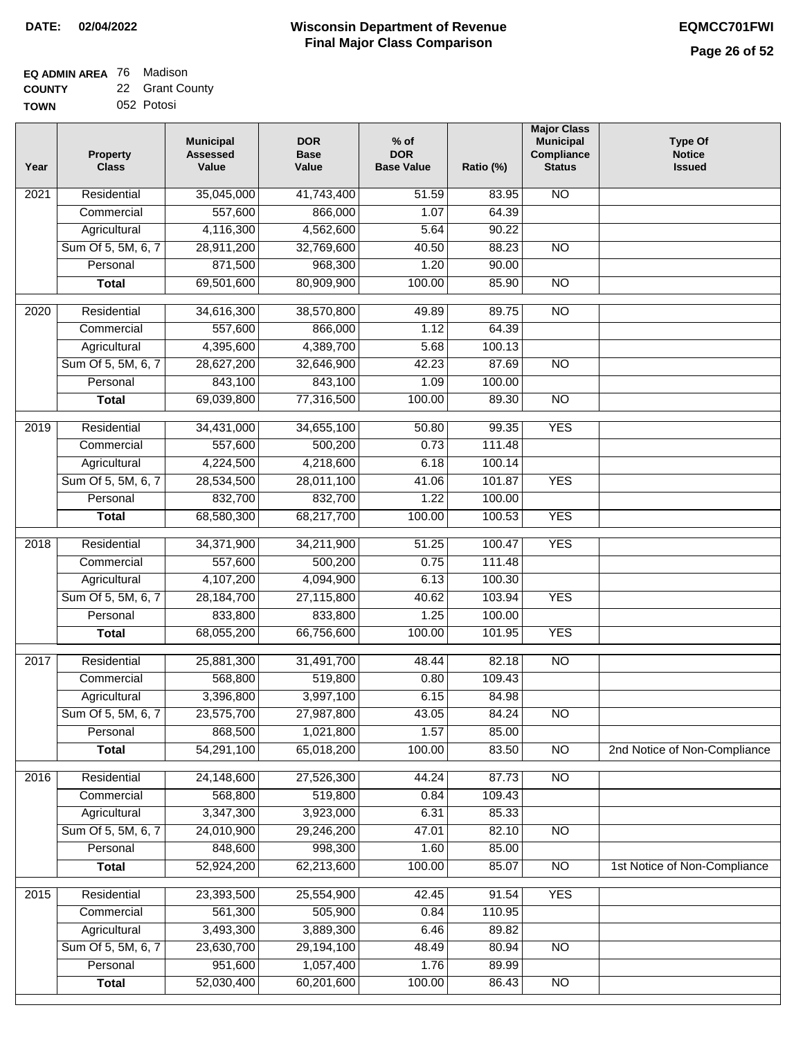**DATE: 02/04/2022**

# Wisconsin Department of Revenue
## Final Major Class Comparison

**EQMCC701FWI**

**EQ ADMIN AREA** 76 Madison
**COUNTY** 22 Grant County
**TOWN** 052 Potosi

| Year | Property Class | Municipal Assessed Value | DOR Base Value | % of DOR Base Value | Ratio (%) | Major Class Municipal Compliance Status | Type Of Notice Issued |
|---|---|---|---|---|---|---|---|
| 2021 | Residential | 35,045,000 | 41,743,400 | 51.59 | 83.95 | NO | |
| | Commercial | 557,600 | 866,000 | 1.07 | 64.39 | | |
| | Agricultural | 4,116,300 | 4,562,600 | 5.64 | 90.22 | | |
| | Sum Of 5, 5M, 6, 7 | 28,911,200 | 32,769,600 | 40.50 | 88.23 | NO | |
| | Personal | 871,500 | 968,300 | 1.20 | 90.00 | | |
| | **Total** | 69,501,600 | 80,909,900 | 100.00 | 85.90 | NO | |
| 2020 | Residential | 34,616,300 | 38,570,800 | 49.89 | 89.75 | NO | |
| | Commercial | 557,600 | 866,000 | 1.12 | 64.39 | | |
| | Agricultural | 4,395,600 | 4,389,700 | 5.68 | 100.13 | | |
| | Sum Of 5, 5M, 6, 7 | 28,627,200 | 32,646,900 | 42.23 | 87.69 | NO | |
| | Personal | 843,100 | 843,100 | 1.09 | 100.00 | | |
| | **Total** | 69,039,800 | 77,316,500 | 100.00 | 89.30 | NO | |
| 2019 | Residential | 34,431,000 | 34,655,100 | 50.80 | 99.35 | YES | |
| | Commercial | 557,600 | 500,200 | 0.73 | 111.48 | | |
| | Agricultural | 4,224,500 | 4,218,600 | 6.18 | 100.14 | | |
| | Sum Of 5, 5M, 6, 7 | 28,534,500 | 28,011,100 | 41.06 | 101.87 | YES | |
| | Personal | 832,700 | 832,700 | 1.22 | 100.00 | | |
| | **Total** | 68,580,300 | 68,217,700 | 100.00 | 100.53 | YES | |
| 2018 | Residential | 34,371,900 | 34,211,900 | 51.25 | 100.47 | YES | |
| | Commercial | 557,600 | 500,200 | 0.75 | 111.48 | | |
| | Agricultural | 4,107,200 | 4,094,900 | 6.13 | 100.30 | | |
| | Sum Of 5, 5M, 6, 7 | 28,184,700 | 27,115,800 | 40.62 | 103.94 | YES | |
| | Personal | 833,800 | 833,800 | 1.25 | 100.00 | | |
| | **Total** | 68,055,200 | 66,756,600 | 100.00 | 101.95 | YES | |
| 2017 | Residential | 25,881,300 | 31,491,700 | 48.44 | 82.18 | NO | |
| | Commercial | 568,800 | 519,800 | 0.80 | 109.43 | | |
| | Agricultural | 3,396,800 | 3,997,100 | 6.15 | 84.98 | | |
| | Sum Of 5, 5M, 6, 7 | 23,575,700 | 27,987,800 | 43.05 | 84.24 | NO | |
| | Personal | 868,500 | 1,021,800 | 1.57 | 85.00 | | |
| | **Total** | 54,291,100 | 65,018,200 | 100.00 | 83.50 | NO | 2nd Notice of Non-Compliance |
| 2016 | Residential | 24,148,600 | 27,526,300 | 44.24 | 87.73 | NO | |
| | Commercial | 568,800 | 519,800 | 0.84 | 109.43 | | |
| | Agricultural | 3,347,300 | 3,923,000 | 6.31 | 85.33 | | |
| | Sum Of 5, 5M, 6, 7 | 24,010,900 | 29,246,200 | 47.01 | 82.10 | NO | |
| | Personal | 848,600 | 998,300 | 1.60 | 85.00 | | |
| | **Total** | 52,924,200 | 62,213,600 | 100.00 | 85.07 | NO | 1st Notice of Non-Compliance |
| 2015 | Residential | 23,393,500 | 25,554,900 | 42.45 | 91.54 | YES | |
| | Commercial | 561,300 | 505,900 | 0.84 | 110.95 | | |
| | Agricultural | 3,493,300 | 3,889,300 | 6.46 | 89.82 | | |
| | Sum Of 5, 5M, 6, 7 | 23,630,700 | 29,194,100 | 48.49 | 80.94 | NO | |
| | Personal | 951,600 | 1,057,400 | 1.76 | 89.99 | | |
| | **Total** | 52,030,400 | 60,201,600 | 100.00 | 86.43 | NO | |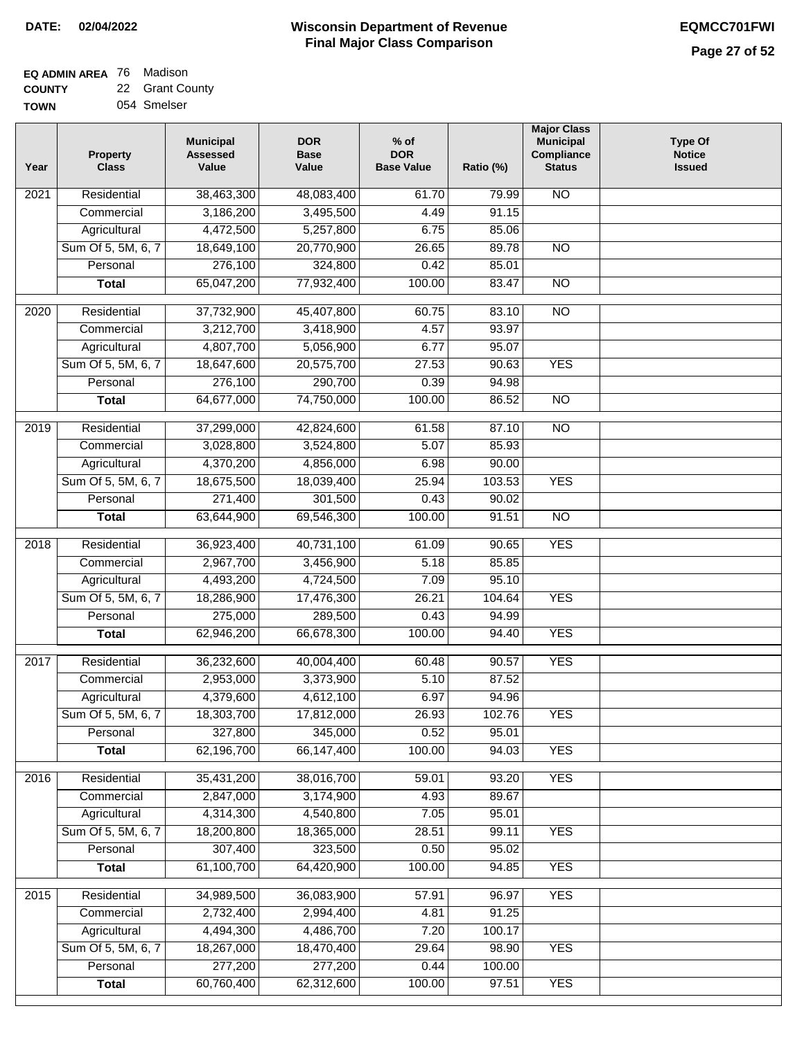**DATE:** 02/04/2022

# Wisconsin Department of Revenue
## Final Major Class Comparison

**EQMCC701FWI**

**EQ ADMIN AREA** 76 Madison
**COUNTY** 22 Grant County
**TOWN** 054 Smelser

| Year | Property Class | Municipal Assessed Value | DOR Base Value | % of DOR Base Value | Ratio (%) | Major Class Municipal Compliance Status | Type Of Notice Issued |
|---|---|---|---|---|---|---|---|
| 2021 | Residential | 38,463,300 | 48,083,400 | 61.70 | 79.99 | NO | |
| | Commercial | 3,186,200 | 3,495,500 | 4.49 | 91.15 | | |
| | Agricultural | 4,472,500 | 5,257,800 | 6.75 | 85.06 | | |
| | Sum Of 5, 5M, 6, 7 | 18,649,100 | 20,770,900 | 26.65 | 89.78 | NO | |
| | Personal | 276,100 | 324,800 | 0.42 | 85.01 | | |
| | **Total** | 65,047,200 | 77,932,400 | 100.00 | 83.47 | NO | |
| 2020 | Residential | 37,732,900 | 45,407,800 | 60.75 | 83.10 | NO | |
| | Commercial | 3,212,700 | 3,418,900 | 4.57 | 93.97 | | |
| | Agricultural | 4,807,700 | 5,056,900 | 6.77 | 95.07 | | |
| | Sum Of 5, 5M, 6, 7 | 18,647,600 | 20,575,700 | 27.53 | 90.63 | YES | |
| | Personal | 276,100 | 290,700 | 0.39 | 94.98 | | |
| | **Total** | 64,677,000 | 74,750,000 | 100.00 | 86.52 | NO | |
| 2019 | Residential | 37,299,000 | 42,824,600 | 61.58 | 87.10 | NO | |
| | Commercial | 3,028,800 | 3,524,800 | 5.07 | 85.93 | | |
| | Agricultural | 4,370,200 | 4,856,000 | 6.98 | 90.00 | | |
| | Sum Of 5, 5M, 6, 7 | 18,675,500 | 18,039,400 | 25.94 | 103.53 | YES | |
| | Personal | 271,400 | 301,500 | 0.43 | 90.02 | | |
| | **Total** | 63,644,900 | 69,546,300 | 100.00 | 91.51 | NO | |
| 2018 | Residential | 36,923,400 | 40,731,100 | 61.09 | 90.65 | YES | |
| | Commercial | 2,967,700 | 3,456,900 | 5.18 | 85.85 | | |
| | Agricultural | 4,493,200 | 4,724,500 | 7.09 | 95.10 | | |
| | Sum Of 5, 5M, 6, 7 | 18,286,900 | 17,476,300 | 26.21 | 104.64 | YES | |
| | Personal | 275,000 | 289,500 | 0.43 | 94.99 | | |
| | **Total** | 62,946,200 | 66,678,300 | 100.00 | 94.40 | YES | |
| 2017 | Residential | 36,232,600 | 40,004,400 | 60.48 | 90.57 | YES | |
| | Commercial | 2,953,000 | 3,373,900 | 5.10 | 87.52 | | |
| | Agricultural | 4,379,600 | 4,612,100 | 6.97 | 94.96 | | |
| | Sum Of 5, 5M, 6, 7 | 18,303,700 | 17,812,000 | 26.93 | 102.76 | YES | |
| | Personal | 327,800 | 345,000 | 0.52 | 95.01 | | |
| | **Total** | 62,196,700 | 66,147,400 | 100.00 | 94.03 | YES | |
| 2016 | Residential | 35,431,200 | 38,016,700 | 59.01 | 93.20 | YES | |
| | Commercial | 2,847,000 | 3,174,900 | 4.93 | 89.67 | | |
| | Agricultural | 4,314,300 | 4,540,800 | 7.05 | 95.01 | | |
| | Sum Of 5, 5M, 6, 7 | 18,200,800 | 18,365,000 | 28.51 | 99.11 | YES | |
| | Personal | 307,400 | 323,500 | 0.50 | 95.02 | | |
| | **Total** | 61,100,700 | 64,420,900 | 100.00 | 94.85 | YES | |
| 2015 | Residential | 34,989,500 | 36,083,900 | 57.91 | 96.97 | YES | |
| | Commercial | 2,732,400 | 2,994,400 | 4.81 | 91.25 | | |
| | Agricultural | 4,494,300 | 4,486,700 | 7.20 | 100.17 | | |
| | Sum Of 5, 5M, 6, 7 | 18,267,000 | 18,470,400 | 29.64 | 98.90 | YES | |
| | Personal | 277,200 | 277,200 | 0.44 | 100.00 | | |
| | **Total** | 60,760,400 | 62,312,600 | 100.00 | 97.51 | YES | |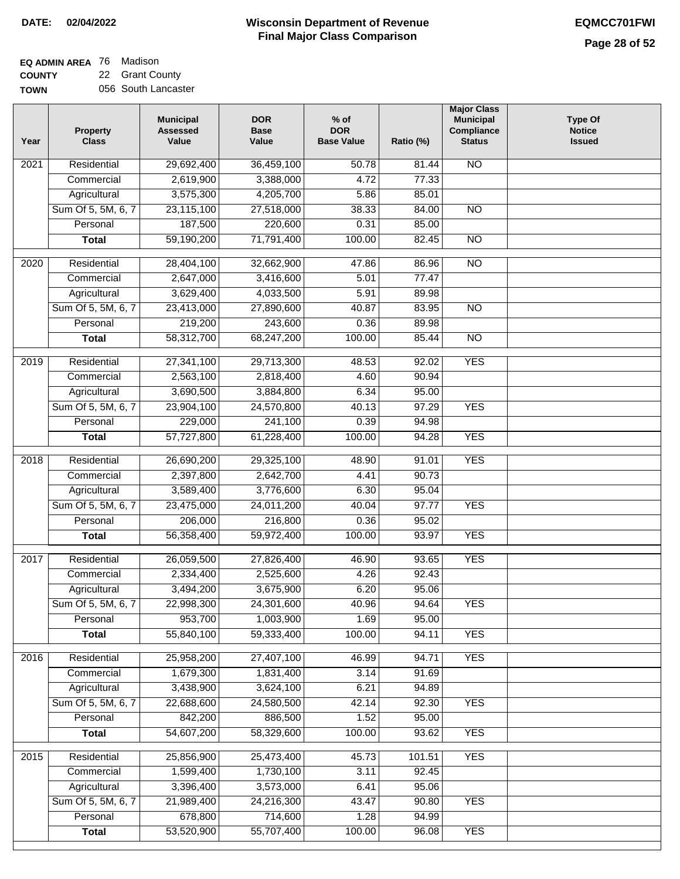**DATE: 02/04/2022**

# Wisconsin Department of Revenue
## Final Major Class Comparison

**EQMCC701FWI**

**EQ ADMIN AREA** 76 Madison
**COUNTY** 22 Grant County
**TOWN** 056 South Lancaster

| Year | Property Class | Municipal Assessed Value | DOR Base Value | % of DOR Base Value | Ratio (%) | Major Class Municipal Compliance Status | Type Of Notice Issued |
|---|---|---|---|---|---|---|---|
| 2021 | Residential | 29,692,400 | 36,459,100 | 50.78 | 81.44 | NO | |
| | Commercial | 2,619,900 | 3,388,000 | 4.72 | 77.33 | | |
| | Agricultural | 3,575,300 | 4,205,700 | 5.86 | 85.01 | | |
| | Sum Of 5, 5M, 6, 7 | 23,115,100 | 27,518,000 | 38.33 | 84.00 | NO | |
| | Personal | 187,500 | 220,600 | 0.31 | 85.00 | | |
| | **Total** | 59,190,200 | 71,791,400 | 100.00 | 82.45 | NO | |
| 2020 | Residential | 28,404,100 | 32,662,900 | 47.86 | 86.96 | NO | |
| | Commercial | 2,647,000 | 3,416,600 | 5.01 | 77.47 | | |
| | Agricultural | 3,629,400 | 4,033,500 | 5.91 | 89.98 | | |
| | Sum Of 5, 5M, 6, 7 | 23,413,000 | 27,890,600 | 40.87 | 83.95 | NO | |
| | Personal | 219,200 | 243,600 | 0.36 | 89.98 | | |
| | **Total** | 58,312,700 | 68,247,200 | 100.00 | 85.44 | NO | |
| 2019 | Residential | 27,341,100 | 29,713,300 | 48.53 | 92.02 | YES | |
| | Commercial | 2,563,100 | 2,818,400 | 4.60 | 90.94 | | |
| | Agricultural | 3,690,500 | 3,884,800 | 6.34 | 95.00 | | |
| | Sum Of 5, 5M, 6, 7 | 23,904,100 | 24,570,800 | 40.13 | 97.29 | YES | |
| | Personal | 229,000 | 241,100 | 0.39 | 94.98 | | |
| | **Total** | 57,727,800 | 61,228,400 | 100.00 | 94.28 | YES | |
| 2018 | Residential | 26,690,200 | 29,325,100 | 48.90 | 91.01 | YES | |
| | Commercial | 2,397,800 | 2,642,700 | 4.41 | 90.73 | | |
| | Agricultural | 3,589,400 | 3,776,600 | 6.30 | 95.04 | | |
| | Sum Of 5, 5M, 6, 7 | 23,475,000 | 24,011,200 | 40.04 | 97.77 | YES | |
| | Personal | 206,000 | 216,800 | 0.36 | 95.02 | | |
| | **Total** | 56,358,400 | 59,972,400 | 100.00 | 93.97 | YES | |
| 2017 | Residential | 26,059,500 | 27,826,400 | 46.90 | 93.65 | YES | |
| | Commercial | 2,334,400 | 2,525,600 | 4.26 | 92.43 | | |
| | Agricultural | 3,494,200 | 3,675,900 | 6.20 | 95.06 | | |
| | Sum Of 5, 5M, 6, 7 | 22,998,300 | 24,301,600 | 40.96 | 94.64 | YES | |
| | Personal | 953,700 | 1,003,900 | 1.69 | 95.00 | | |
| | **Total** | 55,840,100 | 59,333,400 | 100.00 | 94.11 | YES | |
| 2016 | Residential | 25,958,200 | 27,407,100 | 46.99 | 94.71 | YES | |
| | Commercial | 1,679,300 | 1,831,400 | 3.14 | 91.69 | | |
| | Agricultural | 3,438,900 | 3,624,100 | 6.21 | 94.89 | | |
| | Sum Of 5, 5M, 6, 7 | 22,688,600 | 24,580,500 | 42.14 | 92.30 | YES | |
| | Personal | 842,200 | 886,500 | 1.52 | 95.00 | | |
| | **Total** | 54,607,200 | 58,329,600 | 100.00 | 93.62 | YES | |
| 2015 | Residential | 25,856,900 | 25,473,400 | 45.73 | 101.51 | YES | |
| | Commercial | 1,599,400 | 1,730,100 | 3.11 | 92.45 | | |
| | Agricultural | 3,396,400 | 3,573,000 | 6.41 | 95.06 | | |
| | Sum Of 5, 5M, 6, 7 | 21,989,400 | 24,216,300 | 43.47 | 90.80 | YES | |
| | Personal | 678,800 | 714,600 | 1.28 | 94.99 | | |
| | **Total** | 53,520,900 | 55,707,400 | 100.00 | 96.08 | YES | |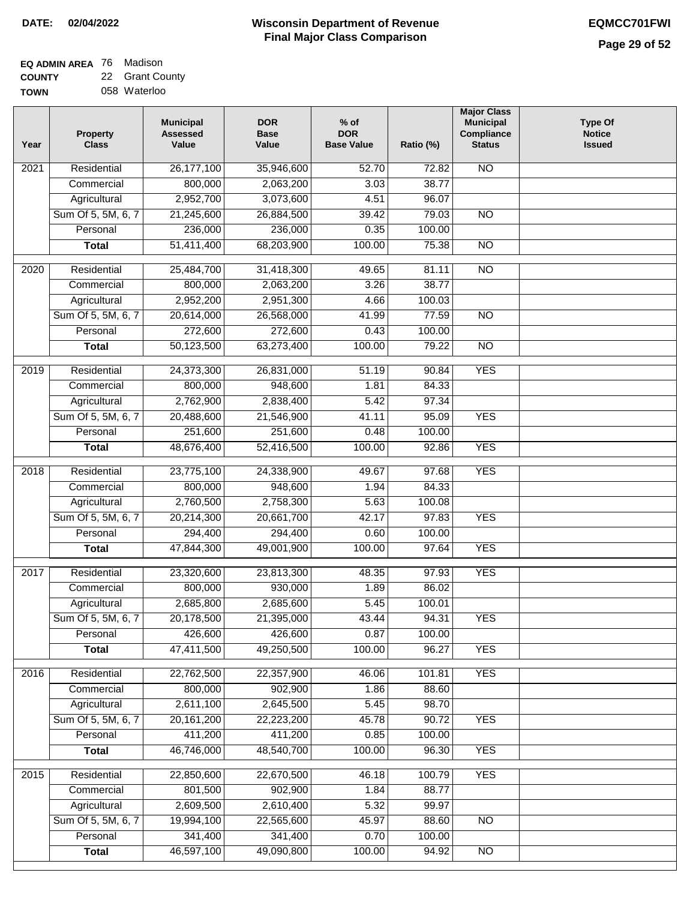DATE: 02/04/2022

# Wisconsin Department of Revenue
## Final Major Class Comparison

EQMCC701FWI

**EQ ADMIN AREA** 76 Madison
**COUNTY** 22 Grant County
**TOWN** 058 Waterloo

| Year | Property Class | Municipal Assessed Value | DOR Base Value | % of DOR Base Value | Ratio (%) | Major Class Municipal Compliance Status | Type Of Notice Issued |
|---|---|---|---|---|---|---|---|
| 2021 | Residential | 26,177,100 | 35,946,600 | 52.70 | 72.82 | NO | |
| | Commercial | 800,000 | 2,063,200 | 3.03 | 38.77 | | |
| | Agricultural | 2,952,700 | 3,073,600 | 4.51 | 96.07 | | |
| | Sum Of 5, 5M, 6, 7 | 21,245,600 | 26,884,500 | 39.42 | 79.03 | NO | |
| | Personal | 236,000 | 236,000 | 0.35 | 100.00 | | |
| | **Total** | 51,411,400 | 68,203,900 | 100.00 | 75.38 | NO | |
| 2020 | Residential | 25,484,700 | 31,418,300 | 49.65 | 81.11 | NO | |
| | Commercial | 800,000 | 2,063,200 | 3.26 | 38.77 | | |
| | Agricultural | 2,952,200 | 2,951,300 | 4.66 | 100.03 | | |
| | Sum Of 5, 5M, 6, 7 | 20,614,000 | 26,568,000 | 41.99 | 77.59 | NO | |
| | Personal | 272,600 | 272,600 | 0.43 | 100.00 | | |
| | **Total** | 50,123,500 | 63,273,400 | 100.00 | 79.22 | NO | |
| 2019 | Residential | 24,373,300 | 26,831,000 | 51.19 | 90.84 | YES | |
| | Commercial | 800,000 | 948,600 | 1.81 | 84.33 | | |
| | Agricultural | 2,762,900 | 2,838,400 | 5.42 | 97.34 | | |
| | Sum Of 5, 5M, 6, 7 | 20,488,600 | 21,546,900 | 41.11 | 95.09 | YES | |
| | Personal | 251,600 | 251,600 | 0.48 | 100.00 | | |
| | **Total** | 48,676,400 | 52,416,500 | 100.00 | 92.86 | YES | |
| 2018 | Residential | 23,775,100 | 24,338,900 | 49.67 | 97.68 | YES | |
| | Commercial | 800,000 | 948,600 | 1.94 | 84.33 | | |
| | Agricultural | 2,760,500 | 2,758,300 | 5.63 | 100.08 | | |
| | Sum Of 5, 5M, 6, 7 | 20,214,300 | 20,661,700 | 42.17 | 97.83 | YES | |
| | Personal | 294,400 | 294,400 | 0.60 | 100.00 | | |
| | **Total** | 47,844,300 | 49,001,900 | 100.00 | 97.64 | YES | |
| 2017 | Residential | 23,320,600 | 23,813,300 | 48.35 | 97.93 | YES | |
| | Commercial | 800,000 | 930,000 | 1.89 | 86.02 | | |
| | Agricultural | 2,685,800 | 2,685,600 | 5.45 | 100.01 | | |
| | Sum Of 5, 5M, 6, 7 | 20,178,500 | 21,395,000 | 43.44 | 94.31 | YES | |
| | Personal | 426,600 | 426,600 | 0.87 | 100.00 | | |
| | **Total** | 47,411,500 | 49,250,500 | 100.00 | 96.27 | YES | |
| 2016 | Residential | 22,762,500 | 22,357,900 | 46.06 | 101.81 | YES | |
| | Commercial | 800,000 | 902,900 | 1.86 | 88.60 | | |
| | Agricultural | 2,611,100 | 2,645,500 | 5.45 | 98.70 | | |
| | Sum Of 5, 5M, 6, 7 | 20,161,200 | 22,223,200 | 45.78 | 90.72 | YES | |
| | Personal | 411,200 | 411,200 | 0.85 | 100.00 | | |
| | **Total** | 46,746,000 | 48,540,700 | 100.00 | 96.30 | YES | |
| 2015 | Residential | 22,850,600 | 22,670,500 | 46.18 | 100.79 | YES | |
| | Commercial | 801,500 | 902,900 | 1.84 | 88.77 | | |
| | Agricultural | 2,609,500 | 2,610,400 | 5.32 | 99.97 | | |
| | Sum Of 5, 5M, 6, 7 | 19,994,100 | 22,565,600 | 45.97 | 88.60 | NO | |
| | Personal | 341,400 | 341,400 | 0.70 | 100.00 | | |
| | **Total** | 46,597,100 | 49,090,800 | 100.00 | 94.92 | NO | |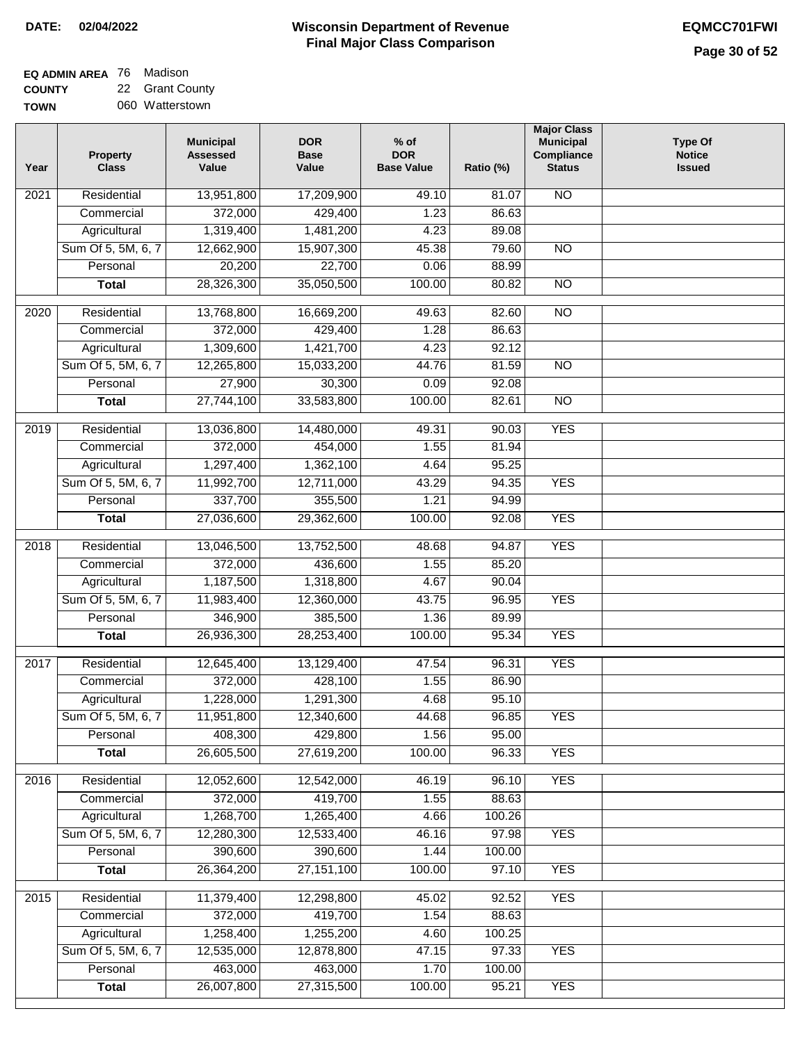**DATE: 02/04/2022**

# Wisconsin Department of Revenue
## Final Major Class Comparison

**EQMCC701FWI**

**EQ ADMIN AREA** 76 Madison
**COUNTY** 22 Grant County
**TOWN** 060 Watterstown

| Year | Property Class | Municipal Assessed Value | DOR Base Value | % of DOR Base Value | Ratio (%) | Major Class Municipal Compliance Status | Type Of Notice Issued |
|---|---|---|---|---|---|---|---|
| 2021 | Residential | 13,951,800 | 17,209,900 | 49.10 | 81.07 | NO | |
| | Commercial | 372,000 | 429,400 | 1.23 | 86.63 | | |
| | Agricultural | 1,319,400 | 1,481,200 | 4.23 | 89.08 | | |
| | Sum Of 5, 5M, 6, 7 | 12,662,900 | 15,907,300 | 45.38 | 79.60 | NO | |
| | Personal | 20,200 | 22,700 | 0.06 | 88.99 | | |
| | **Total** | 28,326,300 | 35,050,500 | 100.00 | 80.82 | NO | |
| 2020 | Residential | 13,768,800 | 16,669,200 | 49.63 | 82.60 | NO | |
| | Commercial | 372,000 | 429,400 | 1.28 | 86.63 | | |
| | Agricultural | 1,309,600 | 1,421,700 | 4.23 | 92.12 | | |
| | Sum Of 5, 5M, 6, 7 | 12,265,800 | 15,033,200 | 44.76 | 81.59 | NO | |
| | Personal | 27,900 | 30,300 | 0.09 | 92.08 | | |
| | **Total** | 27,744,100 | 33,583,800 | 100.00 | 82.61 | NO | |
| 2019 | Residential | 13,036,800 | 14,480,000 | 49.31 | 90.03 | YES | |
| | Commercial | 372,000 | 454,000 | 1.55 | 81.94 | | |
| | Agricultural | 1,297,400 | 1,362,100 | 4.64 | 95.25 | | |
| | Sum Of 5, 5M, 6, 7 | 11,992,700 | 12,711,000 | 43.29 | 94.35 | YES | |
| | Personal | 337,700 | 355,500 | 1.21 | 94.99 | | |
| | **Total** | 27,036,600 | 29,362,600 | 100.00 | 92.08 | YES | |
| 2018 | Residential | 13,046,500 | 13,752,500 | 48.68 | 94.87 | YES | |
| | Commercial | 372,000 | 436,600 | 1.55 | 85.20 | | |
| | Agricultural | 1,187,500 | 1,318,800 | 4.67 | 90.04 | | |
| | Sum Of 5, 5M, 6, 7 | 11,983,400 | 12,360,000 | 43.75 | 96.95 | YES | |
| | Personal | 346,900 | 385,500 | 1.36 | 89.99 | | |
| | **Total** | 26,936,300 | 28,253,400 | 100.00 | 95.34 | YES | |
| 2017 | Residential | 12,645,400 | 13,129,400 | 47.54 | 96.31 | YES | |
| | Commercial | 372,000 | 428,100 | 1.55 | 86.90 | | |
| | Agricultural | 1,228,000 | 1,291,300 | 4.68 | 95.10 | | |
| | Sum Of 5, 5M, 6, 7 | 11,951,800 | 12,340,600 | 44.68 | 96.85 | YES | |
| | Personal | 408,300 | 429,800 | 1.56 | 95.00 | | |
| | **Total** | 26,605,500 | 27,619,200 | 100.00 | 96.33 | YES | |
| 2016 | Residential | 12,052,600 | 12,542,000 | 46.19 | 96.10 | YES | |
| | Commercial | 372,000 | 419,700 | 1.55 | 88.63 | | |
| | Agricultural | 1,268,700 | 1,265,400 | 4.66 | 100.26 | | |
| | Sum Of 5, 5M, 6, 7 | 12,280,300 | 12,533,400 | 46.16 | 97.98 | YES | |
| | Personal | 390,600 | 390,600 | 1.44 | 100.00 | | |
| | **Total** | 26,364,200 | 27,151,100 | 100.00 | 97.10 | YES | |
| 2015 | Residential | 11,379,400 | 12,298,800 | 45.02 | 92.52 | YES | |
| | Commercial | 372,000 | 419,700 | 1.54 | 88.63 | | |
| | Agricultural | 1,258,400 | 1,255,200 | 4.60 | 100.25 | | |
| | Sum Of 5, 5M, 6, 7 | 12,535,000 | 12,878,800 | 47.15 | 97.33 | YES | |
| | Personal | 463,000 | 463,000 | 1.70 | 100.00 | | |
| | **Total** | 26,007,800 | 27,315,500 | 100.00 | 95.21 | YES | |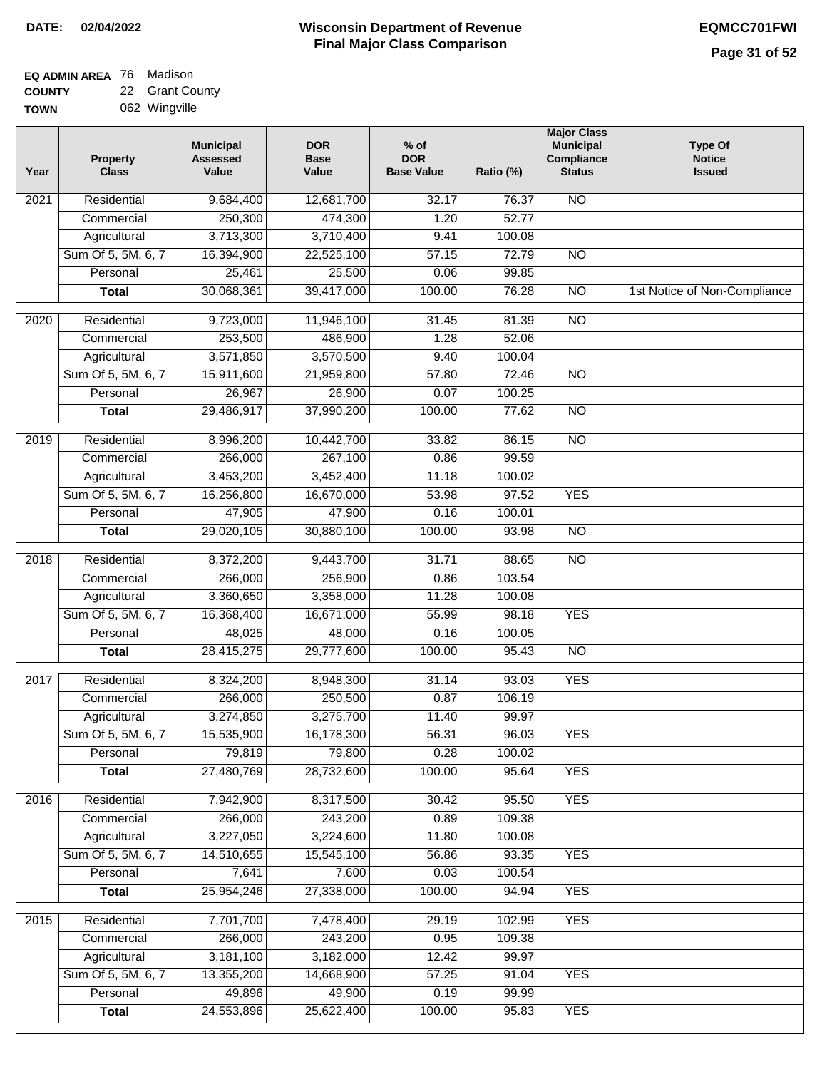**DATE:** 02/04/2022

# Wisconsin Department of Revenue
## Final Major Class Comparison

**EQMCC701FWI**

**EQ ADMIN AREA** 76 Madison
**COUNTY** 22 Grant County
**TOWN** 062 Wingville

| Year | Property Class | Municipal Assessed Value | DOR Base Value | % of DOR Base Value | Ratio (%) | Major Class Municipal Compliance Status | Type Of Notice Issued |
|---|---|---|---|---|---|---|---|
| 2021 | Residential | 9,684,400 | 12,681,700 | 32.17 | 76.37 | NO | |
| | Commercial | 250,300 | 474,300 | 1.20 | 52.77 | | |
| | Agricultural | 3,713,300 | 3,710,400 | 9.41 | 100.08 | | |
| | Sum Of 5, 5M, 6, 7 | 16,394,900 | 22,525,100 | 57.15 | 72.79 | NO | |
| | Personal | 25,461 | 25,500 | 0.06 | 99.85 | | |
| | **Total** | 30,068,361 | 39,417,000 | 100.00 | 76.28 | NO | 1st Notice of Non-Compliance |
| 2020 | Residential | 9,723,000 | 11,946,100 | 31.45 | 81.39 | NO | |
| | Commercial | 253,500 | 486,900 | 1.28 | 52.06 | | |
| | Agricultural | 3,571,850 | 3,570,500 | 9.40 | 100.04 | | |
| | Sum Of 5, 5M, 6, 7 | 15,911,600 | 21,959,800 | 57.80 | 72.46 | NO | |
| | Personal | 26,967 | 26,900 | 0.07 | 100.25 | | |
| | **Total** | 29,486,917 | 37,990,200 | 100.00 | 77.62 | NO | |
| 2019 | Residential | 8,996,200 | 10,442,700 | 33.82 | 86.15 | NO | |
| | Commercial | 266,000 | 267,100 | 0.86 | 99.59 | | |
| | Agricultural | 3,453,200 | 3,452,400 | 11.18 | 100.02 | | |
| | Sum Of 5, 5M, 6, 7 | 16,256,800 | 16,670,000 | 53.98 | 97.52 | YES | |
| | Personal | 47,905 | 47,900 | 0.16 | 100.01 | | |
| | **Total** | 29,020,105 | 30,880,100 | 100.00 | 93.98 | NO | |
| 2018 | Residential | 8,372,200 | 9,443,700 | 31.71 | 88.65 | NO | |
| | Commercial | 266,000 | 256,900 | 0.86 | 103.54 | | |
| | Agricultural | 3,360,650 | 3,358,000 | 11.28 | 100.08 | | |
| | Sum Of 5, 5M, 6, 7 | 16,368,400 | 16,671,000 | 55.99 | 98.18 | YES | |
| | Personal | 48,025 | 48,000 | 0.16 | 100.05 | | |
| | **Total** | 28,415,275 | 29,777,600 | 100.00 | 95.43 | NO | |
| 2017 | Residential | 8,324,200 | 8,948,300 | 31.14 | 93.03 | YES | |
| | Commercial | 266,000 | 250,500 | 0.87 | 106.19 | | |
| | Agricultural | 3,274,850 | 3,275,700 | 11.40 | 99.97 | | |
| | Sum Of 5, 5M, 6, 7 | 15,535,900 | 16,178,300 | 56.31 | 96.03 | YES | |
| | Personal | 79,819 | 79,800 | 0.28 | 100.02 | | |
| | **Total** | 27,480,769 | 28,732,600 | 100.00 | 95.64 | YES | |
| 2016 | Residential | 7,942,900 | 8,317,500 | 30.42 | 95.50 | YES | |
| | Commercial | 266,000 | 243,200 | 0.89 | 109.38 | | |
| | Agricultural | 3,227,050 | 3,224,600 | 11.80 | 100.08 | | |
| | Sum Of 5, 5M, 6, 7 | 14,510,655 | 15,545,100 | 56.86 | 93.35 | YES | |
| | Personal | 7,641 | 7,600 | 0.03 | 100.54 | | |
| | **Total** | 25,954,246 | 27,338,000 | 100.00 | 94.94 | YES | |
| 2015 | Residential | 7,701,700 | 7,478,400 | 29.19 | 102.99 | YES | |
| | Commercial | 266,000 | 243,200 | 0.95 | 109.38 | | |
| | Agricultural | 3,181,100 | 3,182,000 | 12.42 | 99.97 | | |
| | Sum Of 5, 5M, 6, 7 | 13,355,200 | 14,668,900 | 57.25 | 91.04 | YES | |
| | Personal | 49,896 | 49,900 | 0.19 | 99.99 | | |
| | **Total** | 24,553,896 | 25,622,400 | 100.00 | 95.83 | YES | |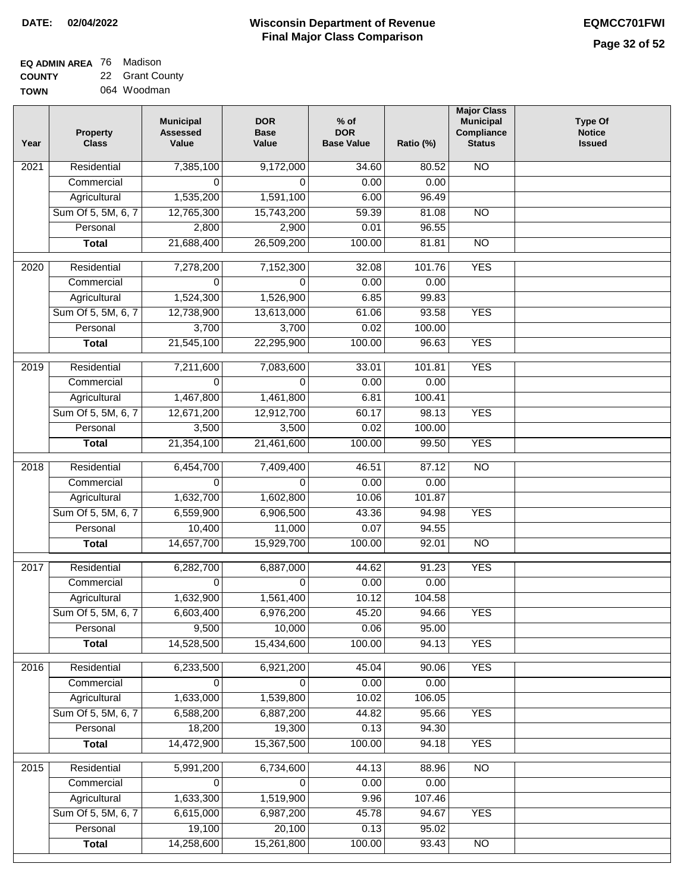**DATE: 02/04/2022**

# Wisconsin Department of Revenue
## Final Major Class Comparison

**EQMCC701FWI**

**EQ ADMIN AREA** 76 Madison
**COUNTY** 22 Grant County
**TOWN** 064 Woodman

| Year | Property Class | Municipal Assessed Value | DOR Base Value | % of DOR Base Value | Ratio (%) | Major Class Municipal Compliance Status | Type Of Notice Issued |
|---|---|---|---|---|---|---|---|
| 2021 | Residential | 7,385,100 | 9,172,000 | 34.60 | 80.52 | NO | |
| | Commercial | 0 | 0 | 0.00 | 0.00 | | |
| | Agricultural | 1,535,200 | 1,591,100 | 6.00 | 96.49 | | |
| | Sum Of 5, 5M, 6, 7 | 12,765,300 | 15,743,200 | 59.39 | 81.08 | NO | |
| | Personal | 2,800 | 2,900 | 0.01 | 96.55 | | |
| | **Total** | 21,688,400 | 26,509,200 | 100.00 | 81.81 | NO | |
| 2020 | Residential | 7,278,200 | 7,152,300 | 32.08 | 101.76 | YES | |
| | Commercial | 0 | 0 | 0.00 | 0.00 | | |
| | Agricultural | 1,524,300 | 1,526,900 | 6.85 | 99.83 | | |
| | Sum Of 5, 5M, 6, 7 | 12,738,900 | 13,613,000 | 61.06 | 93.58 | YES | |
| | Personal | 3,700 | 3,700 | 0.02 | 100.00 | | |
| | **Total** | 21,545,100 | 22,295,900 | 100.00 | 96.63 | YES | |
| 2019 | Residential | 7,211,600 | 7,083,600 | 33.01 | 101.81 | YES | |
| | Commercial | 0 | 0 | 0.00 | 0.00 | | |
| | Agricultural | 1,467,800 | 1,461,800 | 6.81 | 100.41 | | |
| | Sum Of 5, 5M, 6, 7 | 12,671,200 | 12,912,700 | 60.17 | 98.13 | YES | |
| | Personal | 3,500 | 3,500 | 0.02 | 100.00 | | |
| | **Total** | 21,354,100 | 21,461,600 | 100.00 | 99.50 | YES | |
| 2018 | Residential | 6,454,700 | 7,409,400 | 46.51 | 87.12 | NO | |
| | Commercial | 0 | 0 | 0.00 | 0.00 | | |
| | Agricultural | 1,632,700 | 1,602,800 | 10.06 | 101.87 | | |
| | Sum Of 5, 5M, 6, 7 | 6,559,900 | 6,906,500 | 43.36 | 94.98 | YES | |
| | Personal | 10,400 | 11,000 | 0.07 | 94.55 | | |
| | **Total** | 14,657,700 | 15,929,700 | 100.00 | 92.01 | NO | |
| 2017 | Residential | 6,282,700 | 6,887,000 | 44.62 | 91.23 | YES | |
| | Commercial | 0 | 0 | 0.00 | 0.00 | | |
| | Agricultural | 1,632,900 | 1,561,400 | 10.12 | 104.58 | | |
| | Sum Of 5, 5M, 6, 7 | 6,603,400 | 6,976,200 | 45.20 | 94.66 | YES | |
| | Personal | 9,500 | 10,000 | 0.06 | 95.00 | | |
| | **Total** | 14,528,500 | 15,434,600 | 100.00 | 94.13 | YES | |
| 2016 | Residential | 6,233,500 | 6,921,200 | 45.04 | 90.06 | YES | |
| | Commercial | 0 | 0 | 0.00 | 0.00 | | |
| | Agricultural | 1,633,000 | 1,539,800 | 10.02 | 106.05 | | |
| | Sum Of 5, 5M, 6, 7 | 6,588,200 | 6,887,200 | 44.82 | 95.66 | YES | |
| | Personal | 18,200 | 19,300 | 0.13 | 94.30 | | |
| | **Total** | 14,472,900 | 15,367,500 | 100.00 | 94.18 | YES | |
| 2015 | Residential | 5,991,200 | 6,734,600 | 44.13 | 88.96 | NO | |
| | Commercial | 0 | 0 | 0.00 | 0.00 | | |
| | Agricultural | 1,633,300 | 1,519,900 | 9.96 | 107.46 | | |
| | Sum Of 5, 5M, 6, 7 | 6,615,000 | 6,987,200 | 45.78 | 94.67 | YES | |
| | Personal | 19,100 | 20,100 | 0.13 | 95.02 | | |
| | **Total** | 14,258,600 | 15,261,800 | 100.00 | 93.43 | NO | |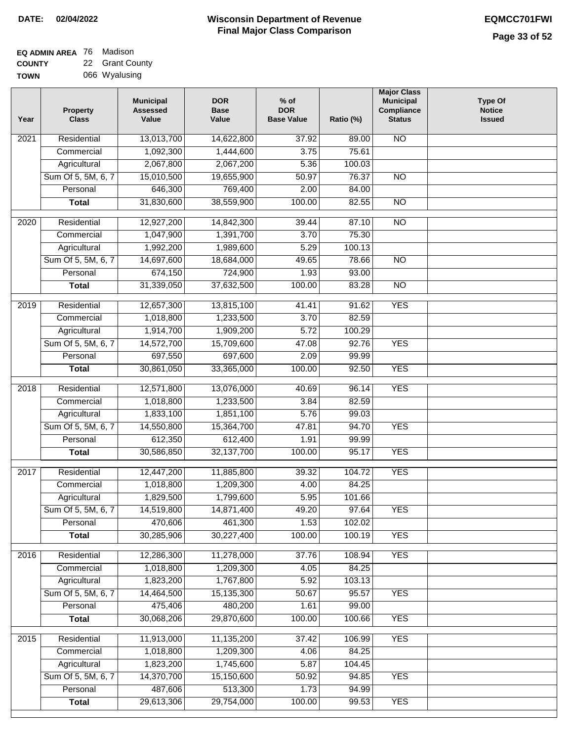**DATE: 02/04/2022**

# Wisconsin Department of Revenue
## Final Major Class Comparison

**EQMCC701FWI**

**EQ ADMIN AREA** 76 Madison
**COUNTY** 22 Grant County
**TOWN** 066 Wyalusing

| Year | Property Class | Municipal Assessed Value | DOR Base Value | % of DOR Base Value | Ratio (%) | Major Class Municipal Compliance Status | Type Of Notice Issued |
|---|---|---|---|---|---|---|---|
| 2021 | Residential | 13,013,700 | 14,622,800 | 37.92 | 89.00 | NO | |
| | Commercial | 1,092,300 | 1,444,600 | 3.75 | 75.61 | | |
| | Agricultural | 2,067,800 | 2,067,200 | 5.36 | 100.03 | | |
| | Sum Of 5, 5M, 6, 7 | 15,010,500 | 19,655,900 | 50.97 | 76.37 | NO | |
| | Personal | 646,300 | 769,400 | 2.00 | 84.00 | | |
| | **Total** | 31,830,600 | 38,559,900 | 100.00 | 82.55 | NO | |
| 2020 | Residential | 12,927,200 | 14,842,300 | 39.44 | 87.10 | NO | |
| | Commercial | 1,047,900 | 1,391,700 | 3.70 | 75.30 | | |
| | Agricultural | 1,992,200 | 1,989,600 | 5.29 | 100.13 | | |
| | Sum Of 5, 5M, 6, 7 | 14,697,600 | 18,684,000 | 49.65 | 78.66 | NO | |
| | Personal | 674,150 | 724,900 | 1.93 | 93.00 | | |
| | **Total** | 31,339,050 | 37,632,500 | 100.00 | 83.28 | NO | |
| 2019 | Residential | 12,657,300 | 13,815,100 | 41.41 | 91.62 | YES | |
| | Commercial | 1,018,800 | 1,233,500 | 3.70 | 82.59 | | |
| | Agricultural | 1,914,700 | 1,909,200 | 5.72 | 100.29 | | |
| | Sum Of 5, 5M, 6, 7 | 14,572,700 | 15,709,600 | 47.08 | 92.76 | YES | |
| | Personal | 697,550 | 697,600 | 2.09 | 99.99 | | |
| | **Total** | 30,861,050 | 33,365,000 | 100.00 | 92.50 | YES | |
| 2018 | Residential | 12,571,800 | 13,076,000 | 40.69 | 96.14 | YES | |
| | Commercial | 1,018,800 | 1,233,500 | 3.84 | 82.59 | | |
| | Agricultural | 1,833,100 | 1,851,100 | 5.76 | 99.03 | | |
| | Sum Of 5, 5M, 6, 7 | 14,550,800 | 15,364,700 | 47.81 | 94.70 | YES | |
| | Personal | 612,350 | 612,400 | 1.91 | 99.99 | | |
| | **Total** | 30,586,850 | 32,137,700 | 100.00 | 95.17 | YES | |
| 2017 | Residential | 12,447,200 | 11,885,800 | 39.32 | 104.72 | YES | |
| | Commercial | 1,018,800 | 1,209,300 | 4.00 | 84.25 | | |
| | Agricultural | 1,829,500 | 1,799,600 | 5.95 | 101.66 | | |
| | Sum Of 5, 5M, 6, 7 | 14,519,800 | 14,871,400 | 49.20 | 97.64 | YES | |
| | Personal | 470,606 | 461,300 | 1.53 | 102.02 | | |
| | **Total** | 30,285,906 | 30,227,400 | 100.00 | 100.19 | YES | |
| 2016 | Residential | 12,286,300 | 11,278,000 | 37.76 | 108.94 | YES | |
| | Commercial | 1,018,800 | 1,209,300 | 4.05 | 84.25 | | |
| | Agricultural | 1,823,200 | 1,767,800 | 5.92 | 103.13 | | |
| | Sum Of 5, 5M, 6, 7 | 14,464,500 | 15,135,300 | 50.67 | 95.57 | YES | |
| | Personal | 475,406 | 480,200 | 1.61 | 99.00 | | |
| | **Total** | 30,068,206 | 29,870,600 | 100.00 | 100.66 | YES | |
| 2015 | Residential | 11,913,000 | 11,135,200 | 37.42 | 106.99 | YES | |
| | Commercial | 1,018,800 | 1,209,300 | 4.06 | 84.25 | | |
| | Agricultural | 1,823,200 | 1,745,600 | 5.87 | 104.45 | | |
| | Sum Of 5, 5M, 6, 7 | 14,370,700 | 15,150,600 | 50.92 | 94.85 | YES | |
| | Personal | 487,606 | 513,300 | 1.73 | 94.99 | | |
| | **Total** | 29,613,306 | 29,754,000 | 100.00 | 99.53 | YES | |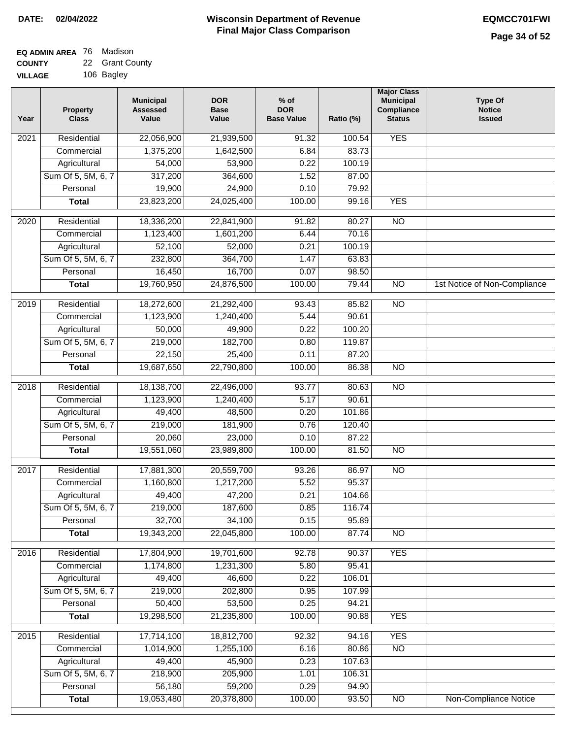**DATE:** 02/04/2022

# Wisconsin Department of Revenue
## Final Major Class Comparison

**EQMCC701FWI**

**EQ ADMIN AREA** 76 Madison
**COUNTY** 22 Grant County
**VILLAGE** 106 Bagley

| Year | Property Class | Municipal Assessed Value | DOR Base Value | % of DOR Base Value | Ratio (%) | Major Class Municipal Compliance Status | Type Of Notice Issued |
|---|---|---|---|---|---|---|---|
| 2021 | Residential | 22,056,900 | 21,939,500 | 91.32 | 100.54 | YES | |
| | Commercial | 1,375,200 | 1,642,500 | 6.84 | 83.73 | | |
| | Agricultural | 54,000 | 53,900 | 0.22 | 100.19 | | |
| | Sum Of 5, 5M, 6, 7 | 317,200 | 364,600 | 1.52 | 87.00 | | |
| | Personal | 19,900 | 24,900 | 0.10 | 79.92 | | |
| | **Total** | 23,823,200 | 24,025,400 | 100.00 | 99.16 | YES | |
| 2020 | Residential | 18,336,200 | 22,841,900 | 91.82 | 80.27 | NO | |
| | Commercial | 1,123,400 | 1,601,200 | 6.44 | 70.16 | | |
| | Agricultural | 52,100 | 52,000 | 0.21 | 100.19 | | |
| | Sum Of 5, 5M, 6, 7 | 232,800 | 364,700 | 1.47 | 63.83 | | |
| | Personal | 16,450 | 16,700 | 0.07 | 98.50 | | |
| | **Total** | 19,760,950 | 24,876,500 | 100.00 | 79.44 | NO | 1st Notice of Non-Compliance |
| 2019 | Residential | 18,272,600 | 21,292,400 | 93.43 | 85.82 | NO | |
| | Commercial | 1,123,900 | 1,240,400 | 5.44 | 90.61 | | |
| | Agricultural | 50,000 | 49,900 | 0.22 | 100.20 | | |
| | Sum Of 5, 5M, 6, 7 | 219,000 | 182,700 | 0.80 | 119.87 | | |
| | Personal | 22,150 | 25,400 | 0.11 | 87.20 | | |
| | **Total** | 19,687,650 | 22,790,800 | 100.00 | 86.38 | NO | |
| 2018 | Residential | 18,138,700 | 22,496,000 | 93.77 | 80.63 | NO | |
| | Commercial | 1,123,900 | 1,240,400 | 5.17 | 90.61 | | |
| | Agricultural | 49,400 | 48,500 | 0.20 | 101.86 | | |
| | Sum Of 5, 5M, 6, 7 | 219,000 | 181,900 | 0.76 | 120.40 | | |
| | Personal | 20,060 | 23,000 | 0.10 | 87.22 | | |
| | **Total** | 19,551,060 | 23,989,800 | 100.00 | 81.50 | NO | |
| 2017 | Residential | 17,881,300 | 20,559,700 | 93.26 | 86.97 | NO | |
| | Commercial | 1,160,800 | 1,217,200 | 5.52 | 95.37 | | |
| | Agricultural | 49,400 | 47,200 | 0.21 | 104.66 | | |
| | Sum Of 5, 5M, 6, 7 | 219,000 | 187,600 | 0.85 | 116.74 | | |
| | Personal | 32,700 | 34,100 | 0.15 | 95.89 | | |
| | **Total** | 19,343,200 | 22,045,800 | 100.00 | 87.74 | NO | |
| 2016 | Residential | 17,804,900 | 19,701,600 | 92.78 | 90.37 | YES | |
| | Commercial | 1,174,800 | 1,231,300 | 5.80 | 95.41 | | |
| | Agricultural | 49,400 | 46,600 | 0.22 | 106.01 | | |
| | Sum Of 5, 5M, 6, 7 | 219,000 | 202,800 | 0.95 | 107.99 | | |
| | Personal | 50,400 | 53,500 | 0.25 | 94.21 | | |
| | **Total** | 19,298,500 | 21,235,800 | 100.00 | 90.88 | YES | |
| 2015 | Residential | 17,714,100 | 18,812,700 | 92.32 | 94.16 | YES | |
| | Commercial | 1,014,900 | 1,255,100 | 6.16 | 80.86 | NO | |
| | Agricultural | 49,400 | 45,900 | 0.23 | 107.63 | | |
| | Sum Of 5, 5M, 6, 7 | 218,900 | 205,900 | 1.01 | 106.31 | | |
| | Personal | 56,180 | 59,200 | 0.29 | 94.90 | | |
| | **Total** | 19,053,480 | 20,378,800 | 100.00 | 93.50 | NO | Non-Compliance Notice |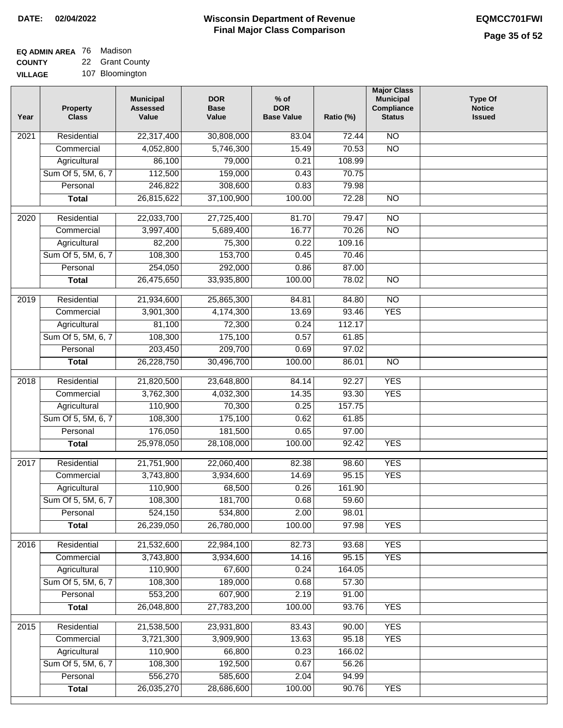**DATE: 02/04/2022**

# Wisconsin Department of Revenue
## Final Major Class Comparison

**EQMCC701FWI**

**EQ ADMIN AREA** 76 Madison
**COUNTY** 22 Grant County
**VILLAGE** 107 Bloomington

| Year | Property Class | Municipal Assessed Value | DOR Base Value | % of DOR Base Value | Ratio (%) | Major Class Municipal Compliance Status | Type Of Notice Issued |
|---|---|---|---|---|---|---|---|
| 2021 | Residential | 22,317,400 | 30,808,000 | 83.04 | 72.44 | NO | |
| | Commercial | 4,052,800 | 5,746,300 | 15.49 | 70.53 | NO | |
| | Agricultural | 86,100 | 79,000 | 0.21 | 108.99 | | |
| | Sum Of 5, 5M, 6, 7 | 112,500 | 159,000 | 0.43 | 70.75 | | |
| | Personal | 246,822 | 308,600 | 0.83 | 79.98 | | |
| | **Total** | 26,815,622 | 37,100,900 | 100.00 | 72.28 | NO | |
| 2020 | Residential | 22,033,700 | 27,725,400 | 81.70 | 79.47 | NO | |
| | Commercial | 3,997,400 | 5,689,400 | 16.77 | 70.26 | NO | |
| | Agricultural | 82,200 | 75,300 | 0.22 | 109.16 | | |
| | Sum Of 5, 5M, 6, 7 | 108,300 | 153,700 | 0.45 | 70.46 | | |
| | Personal | 254,050 | 292,000 | 0.86 | 87.00 | | |
| | **Total** | 26,475,650 | 33,935,800 | 100.00 | 78.02 | NO | |
| 2019 | Residential | 21,934,600 | 25,865,300 | 84.81 | 84.80 | NO | |
| | Commercial | 3,901,300 | 4,174,300 | 13.69 | 93.46 | YES | |
| | Agricultural | 81,100 | 72,300 | 0.24 | 112.17 | | |
| | Sum Of 5, 5M, 6, 7 | 108,300 | 175,100 | 0.57 | 61.85 | | |
| | Personal | 203,450 | 209,700 | 0.69 | 97.02 | | |
| | **Total** | 26,228,750 | 30,496,700 | 100.00 | 86.01 | NO | |
| 2018 | Residential | 21,820,500 | 23,648,800 | 84.14 | 92.27 | YES | |
| | Commercial | 3,762,300 | 4,032,300 | 14.35 | 93.30 | YES | |
| | Agricultural | 110,900 | 70,300 | 0.25 | 157.75 | | |
| | Sum Of 5, 5M, 6, 7 | 108,300 | 175,100 | 0.62 | 61.85 | | |
| | Personal | 176,050 | 181,500 | 0.65 | 97.00 | | |
| | **Total** | 25,978,050 | 28,108,000 | 100.00 | 92.42 | YES | |
| 2017 | Residential | 21,751,900 | 22,060,400 | 82.38 | 98.60 | YES | |
| | Commercial | 3,743,800 | 3,934,600 | 14.69 | 95.15 | YES | |
| | Agricultural | 110,900 | 68,500 | 0.26 | 161.90 | | |
| | Sum Of 5, 5M, 6, 7 | 108,300 | 181,700 | 0.68 | 59.60 | | |
| | Personal | 524,150 | 534,800 | 2.00 | 98.01 | | |
| | **Total** | 26,239,050 | 26,780,000 | 100.00 | 97.98 | YES | |
| 2016 | Residential | 21,532,600 | 22,984,100 | 82.73 | 93.68 | YES | |
| | Commercial | 3,743,800 | 3,934,600 | 14.16 | 95.15 | YES | |
| | Agricultural | 110,900 | 67,600 | 0.24 | 164.05 | | |
| | Sum Of 5, 5M, 6, 7 | 108,300 | 189,000 | 0.68 | 57.30 | | |
| | Personal | 553,200 | 607,900 | 2.19 | 91.00 | | |
| | **Total** | 26,048,800 | 27,783,200 | 100.00 | 93.76 | YES | |
| 2015 | Residential | 21,538,500 | 23,931,800 | 83.43 | 90.00 | YES | |
| | Commercial | 3,721,300 | 3,909,900 | 13.63 | 95.18 | YES | |
| | Agricultural | 110,900 | 66,800 | 0.23 | 166.02 | | |
| | Sum Of 5, 5M, 6, 7 | 108,300 | 192,500 | 0.67 | 56.26 | | |
| | Personal | 556,270 | 585,600 | 2.04 | 94.99 | | |
| | **Total** | 26,035,270 | 28,686,600 | 100.00 | 90.76 | YES | |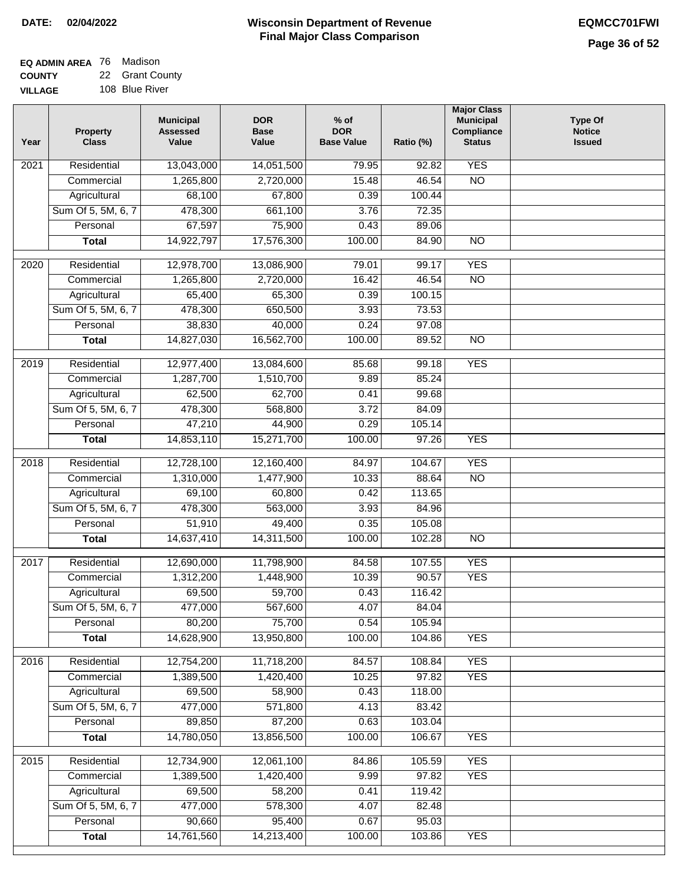**DATE:** 02/04/2022

# Wisconsin Department of Revenue
## Final Major Class Comparison

**EQMCC701FWI**

**EQ ADMIN AREA** 76 Madison
**COUNTY** 22 Grant County
**VILLAGE** 108 Blue River

| Year | Property Class | Municipal Assessed Value | DOR Base Value | % of DOR Base Value | Ratio (%) | Major Class Municipal Compliance Status | Type Of Notice Issued |
|---|---|---|---|---|---|---|---|
| 2021 | Residential | 13,043,000 | 14,051,500 | 79.95 | 92.82 | YES | |
| | Commercial | 1,265,800 | 2,720,000 | 15.48 | 46.54 | NO | |
| | Agricultural | 68,100 | 67,800 | 0.39 | 100.44 | | |
| | Sum Of 5, 5M, 6, 7 | 478,300 | 661,100 | 3.76 | 72.35 | | |
| | Personal | 67,597 | 75,900 | 0.43 | 89.06 | | |
| | **Total** | 14,922,797 | 17,576,300 | 100.00 | 84.90 | NO | |
| 2020 | Residential | 12,978,700 | 13,086,900 | 79.01 | 99.17 | YES | |
| | Commercial | 1,265,800 | 2,720,000 | 16.42 | 46.54 | NO | |
| | Agricultural | 65,400 | 65,300 | 0.39 | 100.15 | | |
| | Sum Of 5, 5M, 6, 7 | 478,300 | 650,500 | 3.93 | 73.53 | | |
| | Personal | 38,830 | 40,000 | 0.24 | 97.08 | | |
| | **Total** | 14,827,030 | 16,562,700 | 100.00 | 89.52 | NO | |
| 2019 | Residential | 12,977,400 | 13,084,600 | 85.68 | 99.18 | YES | |
| | Commercial | 1,287,700 | 1,510,700 | 9.89 | 85.24 | | |
| | Agricultural | 62,500 | 62,700 | 0.41 | 99.68 | | |
| | Sum Of 5, 5M, 6, 7 | 478,300 | 568,800 | 3.72 | 84.09 | | |
| | Personal | 47,210 | 44,900 | 0.29 | 105.14 | | |
| | **Total** | 14,853,110 | 15,271,700 | 100.00 | 97.26 | YES | |
| 2018 | Residential | 12,728,100 | 12,160,400 | 84.97 | 104.67 | YES | |
| | Commercial | 1,310,000 | 1,477,900 | 10.33 | 88.64 | NO | |
| | Agricultural | 69,100 | 60,800 | 0.42 | 113.65 | | |
| | Sum Of 5, 5M, 6, 7 | 478,300 | 563,000 | 3.93 | 84.96 | | |
| | Personal | 51,910 | 49,400 | 0.35 | 105.08 | | |
| | **Total** | 14,637,410 | 14,311,500 | 100.00 | 102.28 | NO | |
| 2017 | Residential | 12,690,000 | 11,798,900 | 84.58 | 107.55 | YES | |
| | Commercial | 1,312,200 | 1,448,900 | 10.39 | 90.57 | YES | |
| | Agricultural | 69,500 | 59,700 | 0.43 | 116.42 | | |
| | Sum Of 5, 5M, 6, 7 | 477,000 | 567,600 | 4.07 | 84.04 | | |
| | Personal | 80,200 | 75,700 | 0.54 | 105.94 | | |
| | **Total** | 14,628,900 | 13,950,800 | 100.00 | 104.86 | YES | |
| 2016 | Residential | 12,754,200 | 11,718,200 | 84.57 | 108.84 | YES | |
| | Commercial | 1,389,500 | 1,420,400 | 10.25 | 97.82 | YES | |
| | Agricultural | 69,500 | 58,900 | 0.43 | 118.00 | | |
| | Sum Of 5, 5M, 6, 7 | 477,000 | 571,800 | 4.13 | 83.42 | | |
| | Personal | 89,850 | 87,200 | 0.63 | 103.04 | | |
| | **Total** | 14,780,050 | 13,856,500 | 100.00 | 106.67 | YES | |
| 2015 | Residential | 12,734,900 | 12,061,100 | 84.86 | 105.59 | YES | |
| | Commercial | 1,389,500 | 1,420,400 | 9.99 | 97.82 | YES | |
| | Agricultural | 69,500 | 58,200 | 0.41 | 119.42 | | |
| | Sum Of 5, 5M, 6, 7 | 477,000 | 578,300 | 4.07 | 82.48 | | |
| | Personal | 90,660 | 95,400 | 0.67 | 95.03 | | |
| | **Total** | 14,761,560 | 14,213,400 | 100.00 | 103.86 | YES | |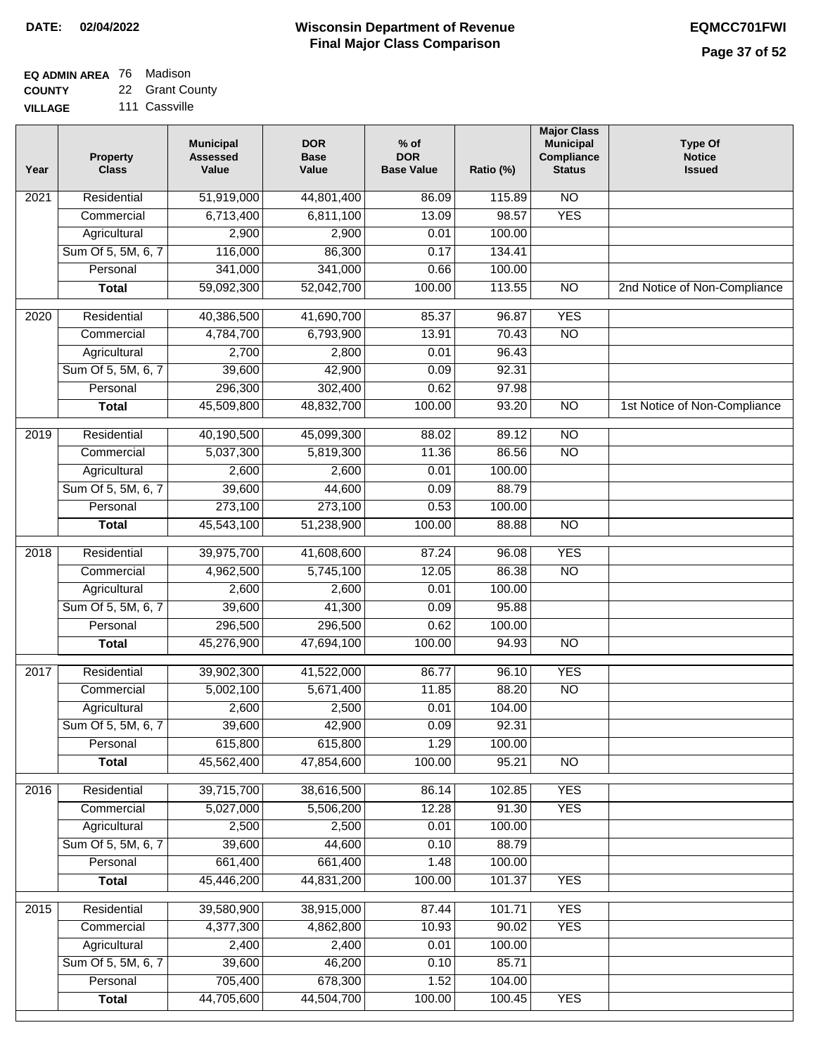**DATE:** 02/04/2022

# Wisconsin Department of Revenue
## Final Major Class Comparison

**EQMCC701FWI**

**EQ ADMIN AREA** 76 Madison
**COUNTY** 22 Grant County
**VILLAGE** 111 Cassville

| Year | Property Class | Municipal Assessed Value | DOR Base Value | % of DOR Base Value | Ratio (%) | Major Class Municipal Compliance Status | Type Of Notice Issued |
|---|---|---|---|---|---|---|---|
| 2021 | Residential | 51,919,000 | 44,801,400 | 86.09 | 115.89 | NO | |
| | Commercial | 6,713,400 | 6,811,100 | 13.09 | 98.57 | YES | |
| | Agricultural | 2,900 | 2,900 | 0.01 | 100.00 | | |
| | Sum Of 5, 5M, 6, 7 | 116,000 | 86,300 | 0.17 | 134.41 | | |
| | Personal | 341,000 | 341,000 | 0.66 | 100.00 | | |
| | **Total** | 59,092,300 | 52,042,700 | 100.00 | 113.55 | NO | 2nd Notice of Non-Compliance |
| 2020 | Residential | 40,386,500 | 41,690,700 | 85.37 | 96.87 | YES | |
| | Commercial | 4,784,700 | 6,793,900 | 13.91 | 70.43 | NO | |
| | Agricultural | 2,700 | 2,800 | 0.01 | 96.43 | | |
| | Sum Of 5, 5M, 6, 7 | 39,600 | 42,900 | 0.09 | 92.31 | | |
| | Personal | 296,300 | 302,400 | 0.62 | 97.98 | | |
| | **Total** | 45,509,800 | 48,832,700 | 100.00 | 93.20 | NO | 1st Notice of Non-Compliance |
| 2019 | Residential | 40,190,500 | 45,099,300 | 88.02 | 89.12 | NO | |
| | Commercial | 5,037,300 | 5,819,300 | 11.36 | 86.56 | NO | |
| | Agricultural | 2,600 | 2,600 | 0.01 | 100.00 | | |
| | Sum Of 5, 5M, 6, 7 | 39,600 | 44,600 | 0.09 | 88.79 | | |
| | Personal | 273,100 | 273,100 | 0.53 | 100.00 | | |
| | **Total** | 45,543,100 | 51,238,900 | 100.00 | 88.88 | NO | |
| 2018 | Residential | 39,975,700 | 41,608,600 | 87.24 | 96.08 | YES | |
| | Commercial | 4,962,500 | 5,745,100 | 12.05 | 86.38 | NO | |
| | Agricultural | 2,600 | 2,600 | 0.01 | 100.00 | | |
| | Sum Of 5, 5M, 6, 7 | 39,600 | 41,300 | 0.09 | 95.88 | | |
| | Personal | 296,500 | 296,500 | 0.62 | 100.00 | | |
| | **Total** | 45,276,900 | 47,694,100 | 100.00 | 94.93 | NO | |
| 2017 | Residential | 39,902,300 | 41,522,000 | 86.77 | 96.10 | YES | |
| | Commercial | 5,002,100 | 5,671,400 | 11.85 | 88.20 | NO | |
| | Agricultural | 2,600 | 2,500 | 0.01 | 104.00 | | |
| | Sum Of 5, 5M, 6, 7 | 39,600 | 42,900 | 0.09 | 92.31 | | |
| | Personal | 615,800 | 615,800 | 1.29 | 100.00 | | |
| | **Total** | 45,562,400 | 47,854,600 | 100.00 | 95.21 | NO | |
| 2016 | Residential | 39,715,700 | 38,616,500 | 86.14 | 102.85 | YES | |
| | Commercial | 5,027,000 | 5,506,200 | 12.28 | 91.30 | YES | |
| | Agricultural | 2,500 | 2,500 | 0.01 | 100.00 | | |
| | Sum Of 5, 5M, 6, 7 | 39,600 | 44,600 | 0.10 | 88.79 | | |
| | Personal | 661,400 | 661,400 | 1.48 | 100.00 | | |
| | **Total** | 45,446,200 | 44,831,200 | 100.00 | 101.37 | YES | |
| 2015 | Residential | 39,580,900 | 38,915,000 | 87.44 | 101.71 | YES | |
| | Commercial | 4,377,300 | 4,862,800 | 10.93 | 90.02 | YES | |
| | Agricultural | 2,400 | 2,400 | 0.01 | 100.00 | | |
| | Sum Of 5, 5M, 6, 7 | 39,600 | 46,200 | 0.10 | 85.71 | | |
| | Personal | 705,400 | 678,300 | 1.52 | 104.00 | | |
| | **Total** | 44,705,600 | 44,504,700 | 100.00 | 100.45 | YES | |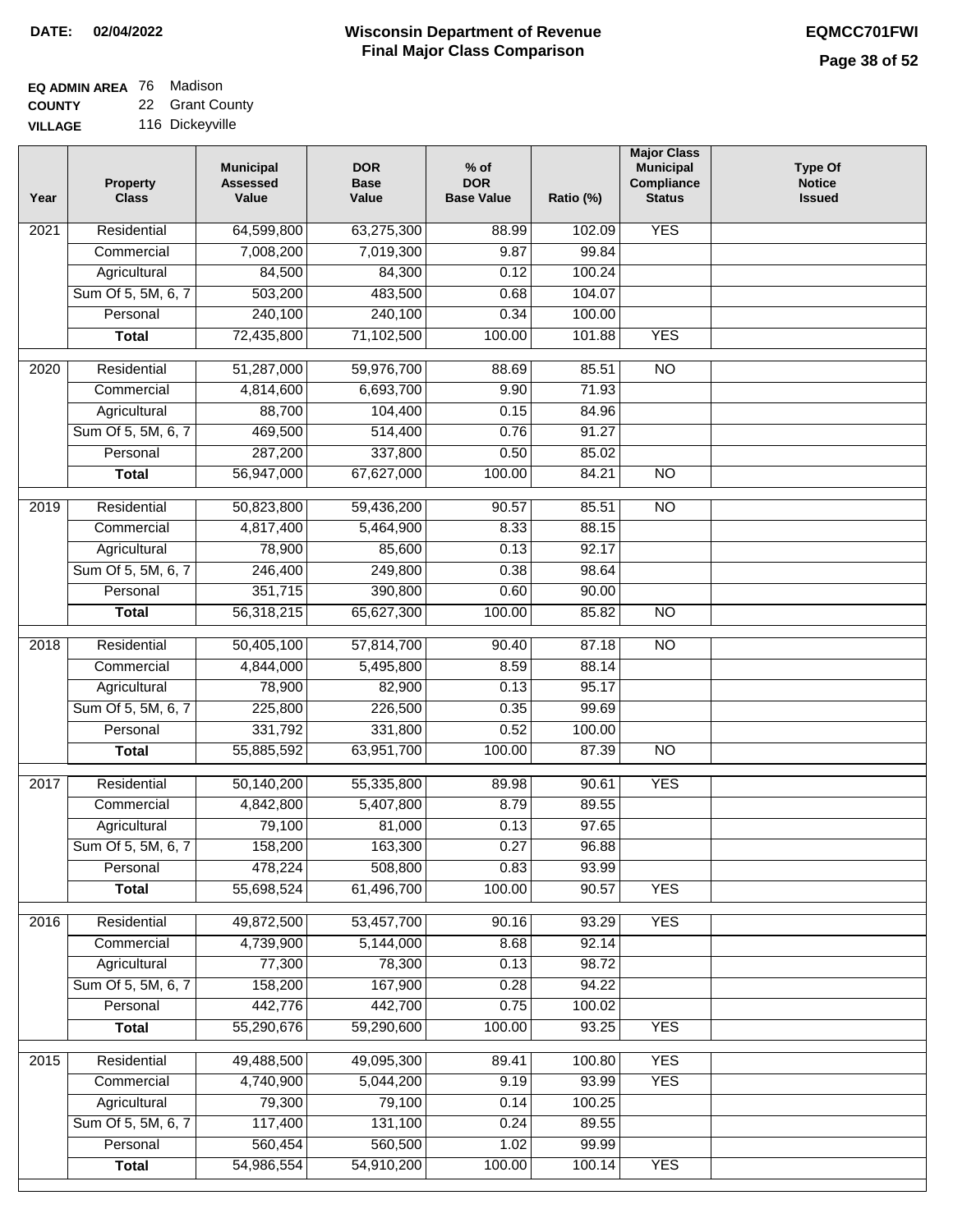**DATE:** 02/04/2022

# Wisconsin Department of Revenue
## Final Major Class Comparison

**EQMCC701FWI**

**EQ ADMIN AREA** 76 Madison
**COUNTY** 22 Grant County
**VILLAGE** 116 Dickeyville

| Year | Property Class | Municipal Assessed Value | DOR Base Value | % of DOR Base Value | Ratio (%) | Major Class Municipal Compliance Status | Type Of Notice Issued |
|---|---|---|---|---|---|---|---|
| 2021 | Residential | 64,599,800 | 63,275,300 | 88.99 | 102.09 | YES | |
| | Commercial | 7,008,200 | 7,019,300 | 9.87 | 99.84 | | |
| | Agricultural | 84,500 | 84,300 | 0.12 | 100.24 | | |
| | Sum Of 5, 5M, 6, 7 | 503,200 | 483,500 | 0.68 | 104.07 | | |
| | Personal | 240,100 | 240,100 | 0.34 | 100.00 | | |
| | **Total** | 72,435,800 | 71,102,500 | 100.00 | 101.88 | YES | |
| 2020 | Residential | 51,287,000 | 59,976,700 | 88.69 | 85.51 | NO | |
| | Commercial | 4,814,600 | 6,693,700 | 9.90 | 71.93 | | |
| | Agricultural | 88,700 | 104,400 | 0.15 | 84.96 | | |
| | Sum Of 5, 5M, 6, 7 | 469,500 | 514,400 | 0.76 | 91.27 | | |
| | Personal | 287,200 | 337,800 | 0.50 | 85.02 | | |
| | **Total** | 56,947,000 | 67,627,000 | 100.00 | 84.21 | NO | |
| 2019 | Residential | 50,823,800 | 59,436,200 | 90.57 | 85.51 | NO | |
| | Commercial | 4,817,400 | 5,464,900 | 8.33 | 88.15 | | |
| | Agricultural | 78,900 | 85,600 | 0.13 | 92.17 | | |
| | Sum Of 5, 5M, 6, 7 | 246,400 | 249,800 | 0.38 | 98.64 | | |
| | Personal | 351,715 | 390,800 | 0.60 | 90.00 | | |
| | **Total** | 56,318,215 | 65,627,300 | 100.00 | 85.82 | NO | |
| 2018 | Residential | 50,405,100 | 57,814,700 | 90.40 | 87.18 | NO | |
| | Commercial | 4,844,000 | 5,495,800 | 8.59 | 88.14 | | |
| | Agricultural | 78,900 | 82,900 | 0.13 | 95.17 | | |
| | Sum Of 5, 5M, 6, 7 | 225,800 | 226,500 | 0.35 | 99.69 | | |
| | Personal | 331,792 | 331,800 | 0.52 | 100.00 | | |
| | **Total** | 55,885,592 | 63,951,700 | 100.00 | 87.39 | NO | |
| 2017 | Residential | 50,140,200 | 55,335,800 | 89.98 | 90.61 | YES | |
| | Commercial | 4,842,800 | 5,407,800 | 8.79 | 89.55 | | |
| | Agricultural | 79,100 | 81,000 | 0.13 | 97.65 | | |
| | Sum Of 5, 5M, 6, 7 | 158,200 | 163,300 | 0.27 | 96.88 | | |
| | Personal | 478,224 | 508,800 | 0.83 | 93.99 | | |
| | **Total** | 55,698,524 | 61,496,700 | 100.00 | 90.57 | YES | |
| 2016 | Residential | 49,872,500 | 53,457,700 | 90.16 | 93.29 | YES | |
| | Commercial | 4,739,900 | 5,144,000 | 8.68 | 92.14 | | |
| | Agricultural | 77,300 | 78,300 | 0.13 | 98.72 | | |
| | Sum Of 5, 5M, 6, 7 | 158,200 | 167,900 | 0.28 | 94.22 | | |
| | Personal | 442,776 | 442,700 | 0.75 | 100.02 | | |
| | **Total** | 55,290,676 | 59,290,600 | 100.00 | 93.25 | YES | |
| 2015 | Residential | 49,488,500 | 49,095,300 | 89.41 | 100.80 | YES | |
| | Commercial | 4,740,900 | 5,044,200 | 9.19 | 93.99 | YES | |
| | Agricultural | 79,300 | 79,100 | 0.14 | 100.25 | | |
| | Sum Of 5, 5M, 6, 7 | 117,400 | 131,100 | 0.24 | 89.55 | | |
| | Personal | 560,454 | 560,500 | 1.02 | 99.99 | | |
| | **Total** | 54,986,554 | 54,910,200 | 100.00 | 100.14 | YES | |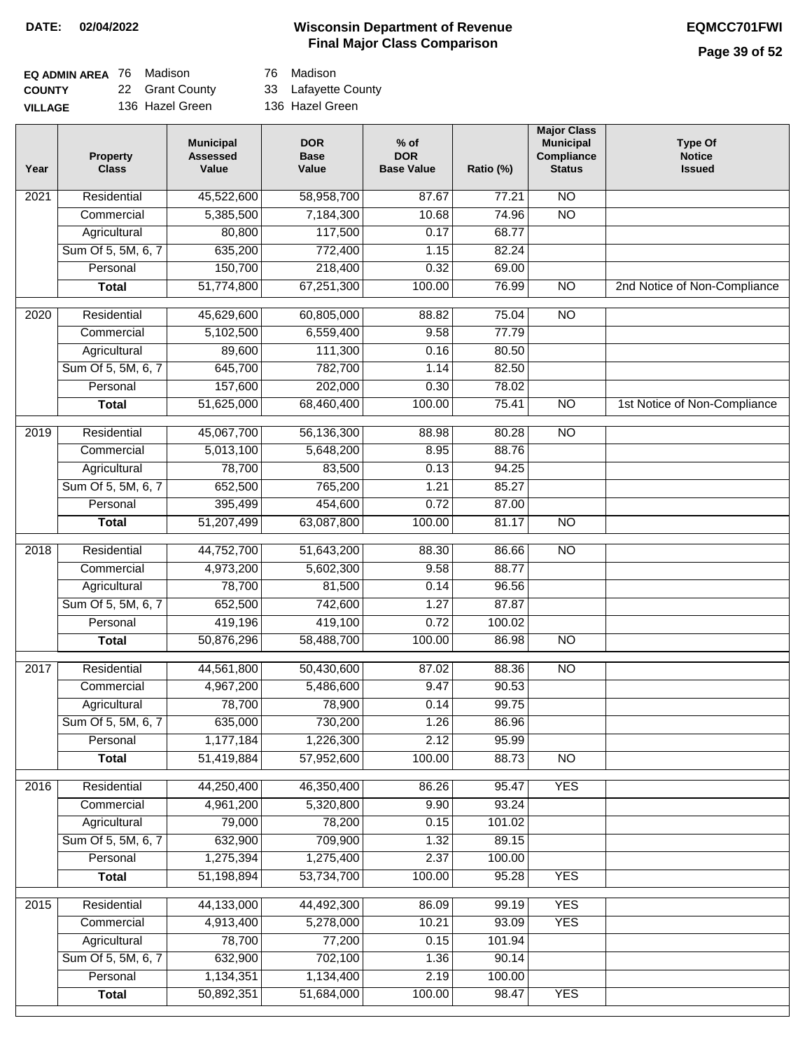DATE: 02/04/2022

# Wisconsin Department of Revenue
## Final Major Class Comparison

EQMCC701FWI

| EQ ADMIN AREA | 76 Madison | 76 Madison |
|---|---|---|
| COUNTY | 22 Grant County | 33 Lafayette County |
| VILLAGE | 136 Hazel Green | 136 Hazel Green |

| Year | Property Class | Municipal Assessed Value | DOR Base Value | % of DOR Base Value | Ratio (%) | Major Class Municipal Compliance Status | Type Of Notice Issued |
|---|---|---|---|---|---|---|---|
| 2021 | Residential | 45,522,600 | 58,958,700 | 87.67 | 77.21 | NO | |
| | Commercial | 5,385,500 | 7,184,300 | 10.68 | 74.96 | NO | |
| | Agricultural | 80,800 | 117,500 | 0.17 | 68.77 | | |
| | Sum Of 5, 5M, 6, 7 | 635,200 | 772,400 | 1.15 | 82.24 | | |
| | Personal | 150,700 | 218,400 | 0.32 | 69.00 | | |
| | **Total** | 51,774,800 | 67,251,300 | 100.00 | 76.99 | NO | 2nd Notice of Non-Compliance |
| 2020 | Residential | 45,629,600 | 60,805,000 | 88.82 | 75.04 | NO | |
| | Commercial | 5,102,500 | 6,559,400 | 9.58 | 77.79 | | |
| | Agricultural | 89,600 | 111,300 | 0.16 | 80.50 | | |
| | Sum Of 5, 5M, 6, 7 | 645,700 | 782,700 | 1.14 | 82.50 | | |
| | Personal | 157,600 | 202,000 | 0.30 | 78.02 | | |
| | **Total** | 51,625,000 | 68,460,400 | 100.00 | 75.41 | NO | 1st Notice of Non-Compliance |
| 2019 | Residential | 45,067,700 | 56,136,300 | 88.98 | 80.28 | NO | |
| | Commercial | 5,013,100 | 5,648,200 | 8.95 | 88.76 | | |
| | Agricultural | 78,700 | 83,500 | 0.13 | 94.25 | | |
| | Sum Of 5, 5M, 6, 7 | 652,500 | 765,200 | 1.21 | 85.27 | | |
| | Personal | 395,499 | 454,600 | 0.72 | 87.00 | | |
| | **Total** | 51,207,499 | 63,087,800 | 100.00 | 81.17 | NO | |
| 2018 | Residential | 44,752,700 | 51,643,200 | 88.30 | 86.66 | NO | |
| | Commercial | 4,973,200 | 5,602,300 | 9.58 | 88.77 | | |
| | Agricultural | 78,700 | 81,500 | 0.14 | 96.56 | | |
| | Sum Of 5, 5M, 6, 7 | 652,500 | 742,600 | 1.27 | 87.87 | | |
| | Personal | 419,196 | 419,100 | 0.72 | 100.02 | | |
| | **Total** | 50,876,296 | 58,488,700 | 100.00 | 86.98 | NO | |
| 2017 | Residential | 44,561,800 | 50,430,600 | 87.02 | 88.36 | NO | |
| | Commercial | 4,967,200 | 5,486,600 | 9.47 | 90.53 | | |
| | Agricultural | 78,700 | 78,900 | 0.14 | 99.75 | | |
| | Sum Of 5, 5M, 6, 7 | 635,000 | 730,200 | 1.26 | 86.96 | | |
| | Personal | 1,177,184 | 1,226,300 | 2.12 | 95.99 | | |
| | **Total** | 51,419,884 | 57,952,600 | 100.00 | 88.73 | NO | |
| 2016 | Residential | 44,250,400 | 46,350,400 | 86.26 | 95.47 | YES | |
| | Commercial | 4,961,200 | 5,320,800 | 9.90 | 93.24 | | |
| | Agricultural | 79,000 | 78,200 | 0.15 | 101.02 | | |
| | Sum Of 5, 5M, 6, 7 | 632,900 | 709,900 | 1.32 | 89.15 | | |
| | Personal | 1,275,394 | 1,275,400 | 2.37 | 100.00 | | |
| | **Total** | 51,198,894 | 53,734,700 | 100.00 | 95.28 | YES | |
| 2015 | Residential | 44,133,000 | 44,492,300 | 86.09 | 99.19 | YES | |
| | Commercial | 4,913,400 | 5,278,000 | 10.21 | 93.09 | YES | |
| | Agricultural | 78,700 | 77,200 | 0.15 | 101.94 | | |
| | Sum Of 5, 5M, 6, 7 | 632,900 | 702,100 | 1.36 | 90.14 | | |
| | Personal | 1,134,351 | 1,134,400 | 2.19 | 100.00 | | |
| | **Total** | 50,892,351 | 51,684,000 | 100.00 | 98.47 | YES | |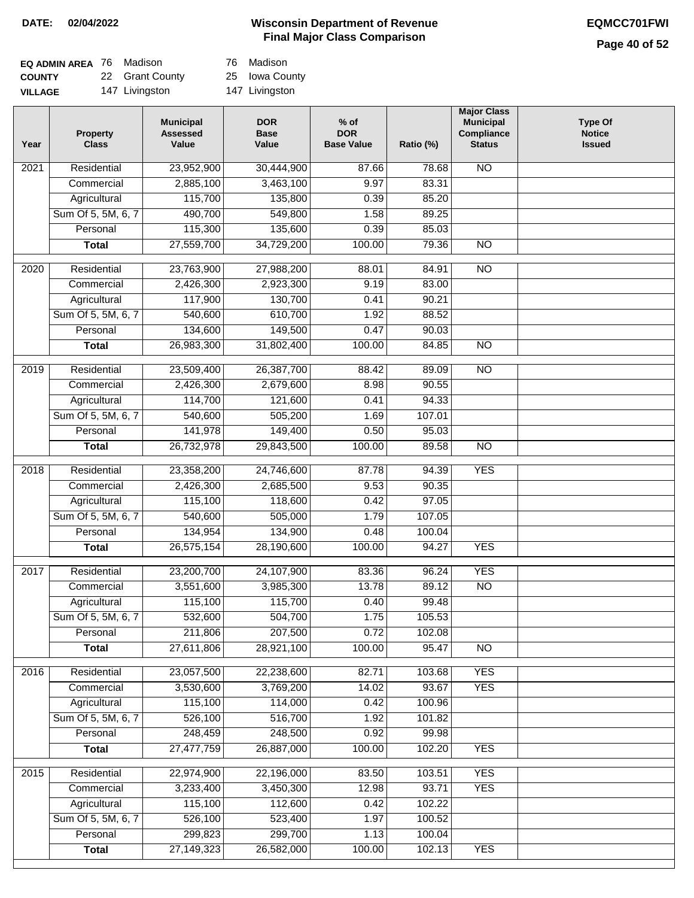**DATE: 02/04/2022**

# Wisconsin Department of Revenue
## Final Major Class Comparison

**EQMCC701FWI**

| | | |
|---|---|---|
| **EQ ADMIN AREA** | 76 Madison | 76 Madison |
| **COUNTY** | 22 Grant County | 25 Iowa County |
| **VILLAGE** | 147 Livingston | 147 Livingston |

| Year | Property Class | Municipal Assessed Value | DOR Base Value | % of DOR Base Value | Ratio (%) | Major Class Municipal Compliance Status | Type Of Notice Issued |
|---|---|---|---|---|---|---|---|
| 2021 | Residential | 23,952,900 | 30,444,900 | 87.66 | 78.68 | NO | |
| | Commercial | 2,885,100 | 3,463,100 | 9.97 | 83.31 | | |
| | Agricultural | 115,700 | 135,800 | 0.39 | 85.20 | | |
| | Sum Of 5, 5M, 6, 7 | 490,700 | 549,800 | 1.58 | 89.25 | | |
| | Personal | 115,300 | 135,600 | 0.39 | 85.03 | | |
| | **Total** | 27,559,700 | 34,729,200 | 100.00 | 79.36 | NO | |
| 2020 | Residential | 23,763,900 | 27,988,200 | 88.01 | 84.91 | NO | |
| | Commercial | 2,426,300 | 2,923,300 | 9.19 | 83.00 | | |
| | Agricultural | 117,900 | 130,700 | 0.41 | 90.21 | | |
| | Sum Of 5, 5M, 6, 7 | 540,600 | 610,700 | 1.92 | 88.52 | | |
| | Personal | 134,600 | 149,500 | 0.47 | 90.03 | | |
| | **Total** | 26,983,300 | 31,802,400 | 100.00 | 84.85 | NO | |
| 2019 | Residential | 23,509,400 | 26,387,700 | 88.42 | 89.09 | NO | |
| | Commercial | 2,426,300 | 2,679,600 | 8.98 | 90.55 | | |
| | Agricultural | 114,700 | 121,600 | 0.41 | 94.33 | | |
| | Sum Of 5, 5M, 6, 7 | 540,600 | 505,200 | 1.69 | 107.01 | | |
| | Personal | 141,978 | 149,400 | 0.50 | 95.03 | | |
| | **Total** | 26,732,978 | 29,843,500 | 100.00 | 89.58 | NO | |
| 2018 | Residential | 23,358,200 | 24,746,600 | 87.78 | 94.39 | YES | |
| | Commercial | 2,426,300 | 2,685,500 | 9.53 | 90.35 | | |
| | Agricultural | 115,100 | 118,600 | 0.42 | 97.05 | | |
| | Sum Of 5, 5M, 6, 7 | 540,600 | 505,000 | 1.79 | 107.05 | | |
| | Personal | 134,954 | 134,900 | 0.48 | 100.04 | | |
| | **Total** | 26,575,154 | 28,190,600 | 100.00 | 94.27 | YES | |
| 2017 | Residential | 23,200,700 | 24,107,900 | 83.36 | 96.24 | YES | |
| | Commercial | 3,551,600 | 3,985,300 | 13.78 | 89.12 | NO | |
| | Agricultural | 115,100 | 115,700 | 0.40 | 99.48 | | |
| | Sum Of 5, 5M, 6, 7 | 532,600 | 504,700 | 1.75 | 105.53 | | |
| | Personal | 211,806 | 207,500 | 0.72 | 102.08 | | |
| | **Total** | 27,611,806 | 28,921,100 | 100.00 | 95.47 | NO | |
| 2016 | Residential | 23,057,500 | 22,238,600 | 82.71 | 103.68 | YES | |
| | Commercial | 3,530,600 | 3,769,200 | 14.02 | 93.67 | YES | |
| | Agricultural | 115,100 | 114,000 | 0.42 | 100.96 | | |
| | Sum Of 5, 5M, 6, 7 | 526,100 | 516,700 | 1.92 | 101.82 | | |
| | Personal | 248,459 | 248,500 | 0.92 | 99.98 | | |
| | **Total** | 27,477,759 | 26,887,000 | 100.00 | 102.20 | YES | |
| 2015 | Residential | 22,974,900 | 22,196,000 | 83.50 | 103.51 | YES | |
| | Commercial | 3,233,400 | 3,450,300 | 12.98 | 93.71 | YES | |
| | Agricultural | 115,100 | 112,600 | 0.42 | 102.22 | | |
| | Sum Of 5, 5M, 6, 7 | 526,100 | 523,400 | 1.97 | 100.52 | | |
| | Personal | 299,823 | 299,700 | 1.13 | 100.04 | | |
| | **Total** | 27,149,323 | 26,582,000 | 100.00 | 102.13 | YES | |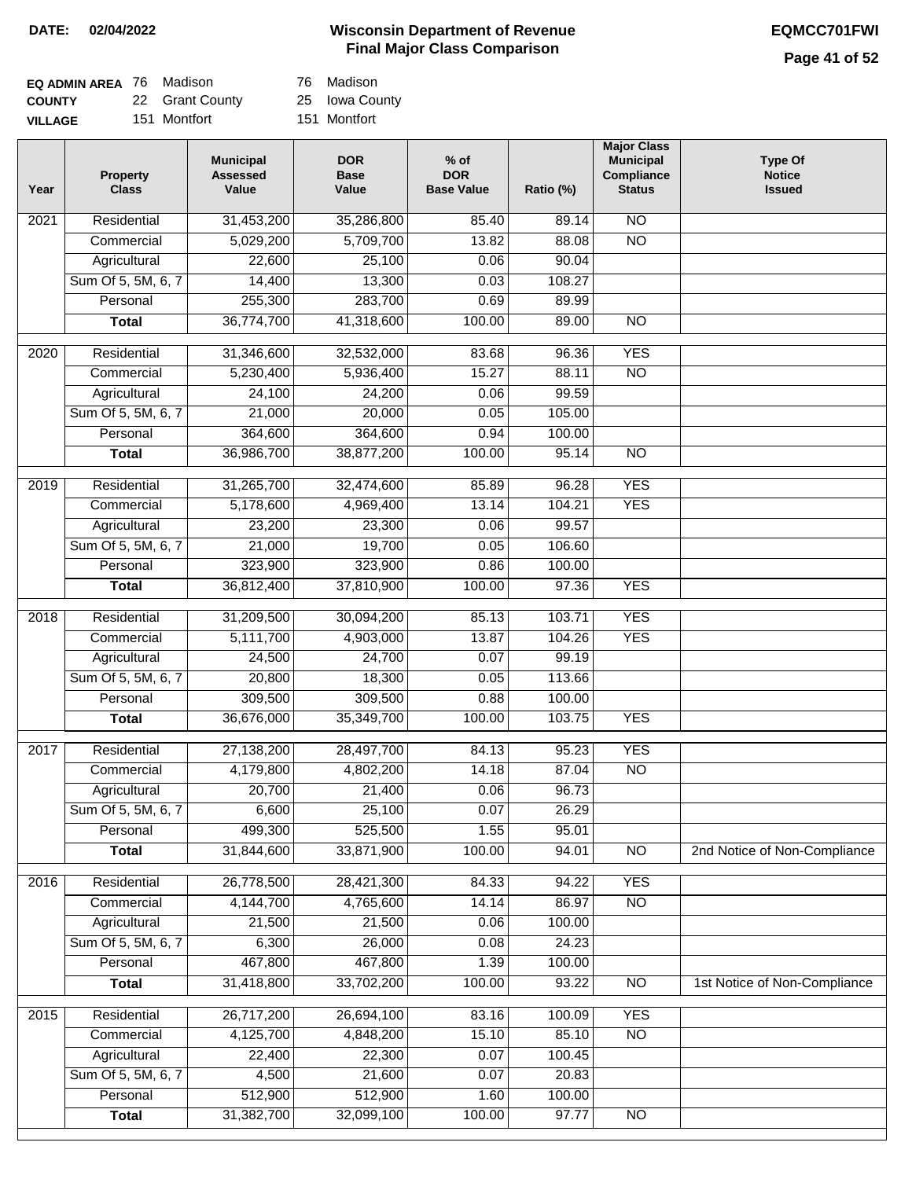**DATE: 02/04/2022**

# Wisconsin Department of Revenue
## Final Major Class Comparison

**EQMCC701FWI**

| | | | |
|---|---|---|---|
| **EQ ADMIN AREA** | 76 Madison | 76 Madison |
| **COUNTY** | 22 Grant County | 25 Iowa County |
| **VILLAGE** | 151 Montfort | 151 Montfort |

| Year | Property Class | Municipal Assessed Value | DOR Base Value | % of DOR Base Value | Ratio (%) | Major Class Municipal Compliance Status | Type Of Notice Issued |
|---|---|---|---|---|---|---|---|
| 2021 | Residential | 31,453,200 | 35,286,800 | 85.40 | 89.14 | NO | |
| | Commercial | 5,029,200 | 5,709,700 | 13.82 | 88.08 | NO | |
| | Agricultural | 22,600 | 25,100 | 0.06 | 90.04 | | |
| | Sum Of 5, 5M, 6, 7 | 14,400 | 13,300 | 0.03 | 108.27 | | |
| | Personal | 255,300 | 283,700 | 0.69 | 89.99 | | |
| | **Total** | 36,774,700 | 41,318,600 | 100.00 | 89.00 | NO | |
| 2020 | Residential | 31,346,600 | 32,532,000 | 83.68 | 96.36 | YES | |
| | Commercial | 5,230,400 | 5,936,400 | 15.27 | 88.11 | NO | |
| | Agricultural | 24,100 | 24,200 | 0.06 | 99.59 | | |
| | Sum Of 5, 5M, 6, 7 | 21,000 | 20,000 | 0.05 | 105.00 | | |
| | Personal | 364,600 | 364,600 | 0.94 | 100.00 | | |
| | **Total** | 36,986,700 | 38,877,200 | 100.00 | 95.14 | NO | |
| 2019 | Residential | 31,265,700 | 32,474,600 | 85.89 | 96.28 | YES | |
| | Commercial | 5,178,600 | 4,969,400 | 13.14 | 104.21 | YES | |
| | Agricultural | 23,200 | 23,300 | 0.06 | 99.57 | | |
| | Sum Of 5, 5M, 6, 7 | 21,000 | 19,700 | 0.05 | 106.60 | | |
| | Personal | 323,900 | 323,900 | 0.86 | 100.00 | | |
| | **Total** | 36,812,400 | 37,810,900 | 100.00 | 97.36 | YES | |
| 2018 | Residential | 31,209,500 | 30,094,200 | 85.13 | 103.71 | YES | |
| | Commercial | 5,111,700 | 4,903,000 | 13.87 | 104.26 | YES | |
| | Agricultural | 24,500 | 24,700 | 0.07 | 99.19 | | |
| | Sum Of 5, 5M, 6, 7 | 20,800 | 18,300 | 0.05 | 113.66 | | |
| | Personal | 309,500 | 309,500 | 0.88 | 100.00 | | |
| | **Total** | 36,676,000 | 35,349,700 | 100.00 | 103.75 | YES | |
| 2017 | Residential | 27,138,200 | 28,497,700 | 84.13 | 95.23 | YES | |
| | Commercial | 4,179,800 | 4,802,200 | 14.18 | 87.04 | NO | |
| | Agricultural | 20,700 | 21,400 | 0.06 | 96.73 | | |
| | Sum Of 5, 5M, 6, 7 | 6,600 | 25,100 | 0.07 | 26.29 | | |
| | Personal | 499,300 | 525,500 | 1.55 | 95.01 | | |
| | **Total** | 31,844,600 | 33,871,900 | 100.00 | 94.01 | NO | 2nd Notice of Non-Compliance |
| 2016 | Residential | 26,778,500 | 28,421,300 | 84.33 | 94.22 | YES | |
| | Commercial | 4,144,700 | 4,765,600 | 14.14 | 86.97 | NO | |
| | Agricultural | 21,500 | 21,500 | 0.06 | 100.00 | | |
| | Sum Of 5, 5M, 6, 7 | 6,300 | 26,000 | 0.08 | 24.23 | | |
| | Personal | 467,800 | 467,800 | 1.39 | 100.00 | | |
| | **Total** | 31,418,800 | 33,702,200 | 100.00 | 93.22 | NO | 1st Notice of Non-Compliance |
| 2015 | Residential | 26,717,200 | 26,694,100 | 83.16 | 100.09 | YES | |
| | Commercial | 4,125,700 | 4,848,200 | 15.10 | 85.10 | NO | |
| | Agricultural | 22,400 | 22,300 | 0.07 | 100.45 | | |
| | Sum Of 5, 5M, 6, 7 | 4,500 | 21,600 | 0.07 | 20.83 | | |
| | Personal | 512,900 | 512,900 | 1.60 | 100.00 | | |
| | **Total** | 31,382,700 | 32,099,100 | 100.00 | 97.77 | NO | |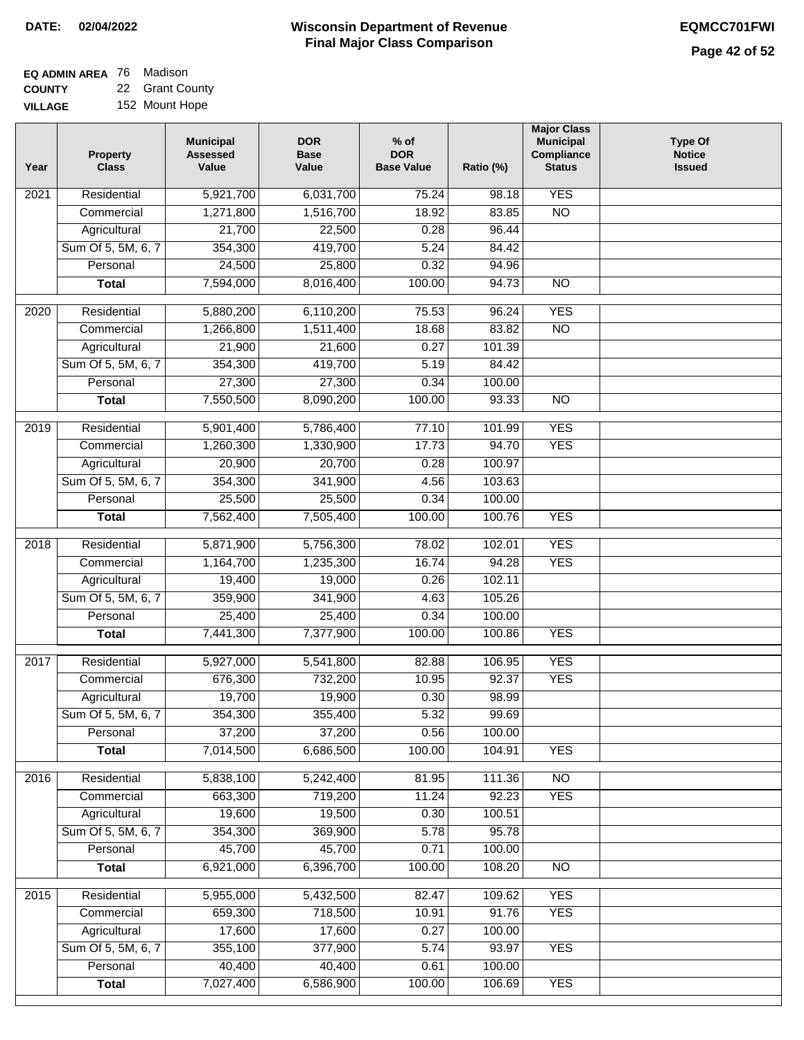DATE: 02/04/2022

# Wisconsin Department of Revenue
## Final Major Class Comparison

EQMCC701FWI

**EQ ADMIN AREA** 76 Madison
**COUNTY** 22 Grant County
**VILLAGE** 152 Mount Hope

| Year | Property Class | Municipal Assessed Value | DOR Base Value | % of DOR Base Value | Ratio (%) | Major Class Municipal Compliance Status | Type Of Notice Issued |
|---|---|---|---|---|---|---|---|
| 2021 | Residential | 5,921,700 | 6,031,700 | 75.24 | 98.18 | YES | |
| | Commercial | 1,271,800 | 1,516,700 | 18.92 | 83.85 | NO | |
| | Agricultural | 21,700 | 22,500 | 0.28 | 96.44 | | |
| | Sum Of 5, 5M, 6, 7 | 354,300 | 419,700 | 5.24 | 84.42 | | |
| | Personal | 24,500 | 25,800 | 0.32 | 94.96 | | |
| | **Total** | 7,594,000 | 8,016,400 | 100.00 | 94.73 | NO | |
| 2020 | Residential | 5,880,200 | 6,110,200 | 75.53 | 96.24 | YES | |
| | Commercial | 1,266,800 | 1,511,400 | 18.68 | 83.82 | NO | |
| | Agricultural | 21,900 | 21,600 | 0.27 | 101.39 | | |
| | Sum Of 5, 5M, 6, 7 | 354,300 | 419,700 | 5.19 | 84.42 | | |
| | Personal | 27,300 | 27,300 | 0.34 | 100.00 | | |
| | **Total** | 7,550,500 | 8,090,200 | 100.00 | 93.33 | NO | |
| 2019 | Residential | 5,901,400 | 5,786,400 | 77.10 | 101.99 | YES | |
| | Commercial | 1,260,300 | 1,330,900 | 17.73 | 94.70 | YES | |
| | Agricultural | 20,900 | 20,700 | 0.28 | 100.97 | | |
| | Sum Of 5, 5M, 6, 7 | 354,300 | 341,900 | 4.56 | 103.63 | | |
| | Personal | 25,500 | 25,500 | 0.34 | 100.00 | | |
| | **Total** | 7,562,400 | 7,505,400 | 100.00 | 100.76 | YES | |
| 2018 | Residential | 5,871,900 | 5,756,300 | 78.02 | 102.01 | YES | |
| | Commercial | 1,164,700 | 1,235,300 | 16.74 | 94.28 | YES | |
| | Agricultural | 19,400 | 19,000 | 0.26 | 102.11 | | |
| | Sum Of 5, 5M, 6, 7 | 359,900 | 341,900 | 4.63 | 105.26 | | |
| | Personal | 25,400 | 25,400 | 0.34 | 100.00 | | |
| | **Total** | 7,441,300 | 7,377,900 | 100.00 | 100.86 | YES | |
| 2017 | Residential | 5,927,000 | 5,541,800 | 82.88 | 106.95 | YES | |
| | Commercial | 676,300 | 732,200 | 10.95 | 92.37 | YES | |
| | Agricultural | 19,700 | 19,900 | 0.30 | 98.99 | | |
| | Sum Of 5, 5M, 6, 7 | 354,300 | 355,400 | 5.32 | 99.69 | | |
| | Personal | 37,200 | 37,200 | 0.56 | 100.00 | | |
| | **Total** | 7,014,500 | 6,686,500 | 100.00 | 104.91 | YES | |
| 2016 | Residential | 5,838,100 | 5,242,400 | 81.95 | 111.36 | NO | |
| | Commercial | 663,300 | 719,200 | 11.24 | 92.23 | YES | |
| | Agricultural | 19,600 | 19,500 | 0.30 | 100.51 | | |
| | Sum Of 5, 5M, 6, 7 | 354,300 | 369,900 | 5.78 | 95.78 | | |
| | Personal | 45,700 | 45,700 | 0.71 | 100.00 | | |
| | **Total** | 6,921,000 | 6,396,700 | 100.00 | 108.20 | NO | |
| 2015 | Residential | 5,955,000 | 5,432,500 | 82.47 | 109.62 | YES | |
| | Commercial | 659,300 | 718,500 | 10.91 | 91.76 | YES | |
| | Agricultural | 17,600 | 17,600 | 0.27 | 100.00 | | |
| | Sum Of 5, 5M, 6, 7 | 355,100 | 377,900 | 5.74 | 93.97 | YES | |
| | Personal | 40,400 | 40,400 | 0.61 | 100.00 | | |
| | **Total** | 7,027,400 | 6,586,900 | 100.00 | 106.69 | YES | |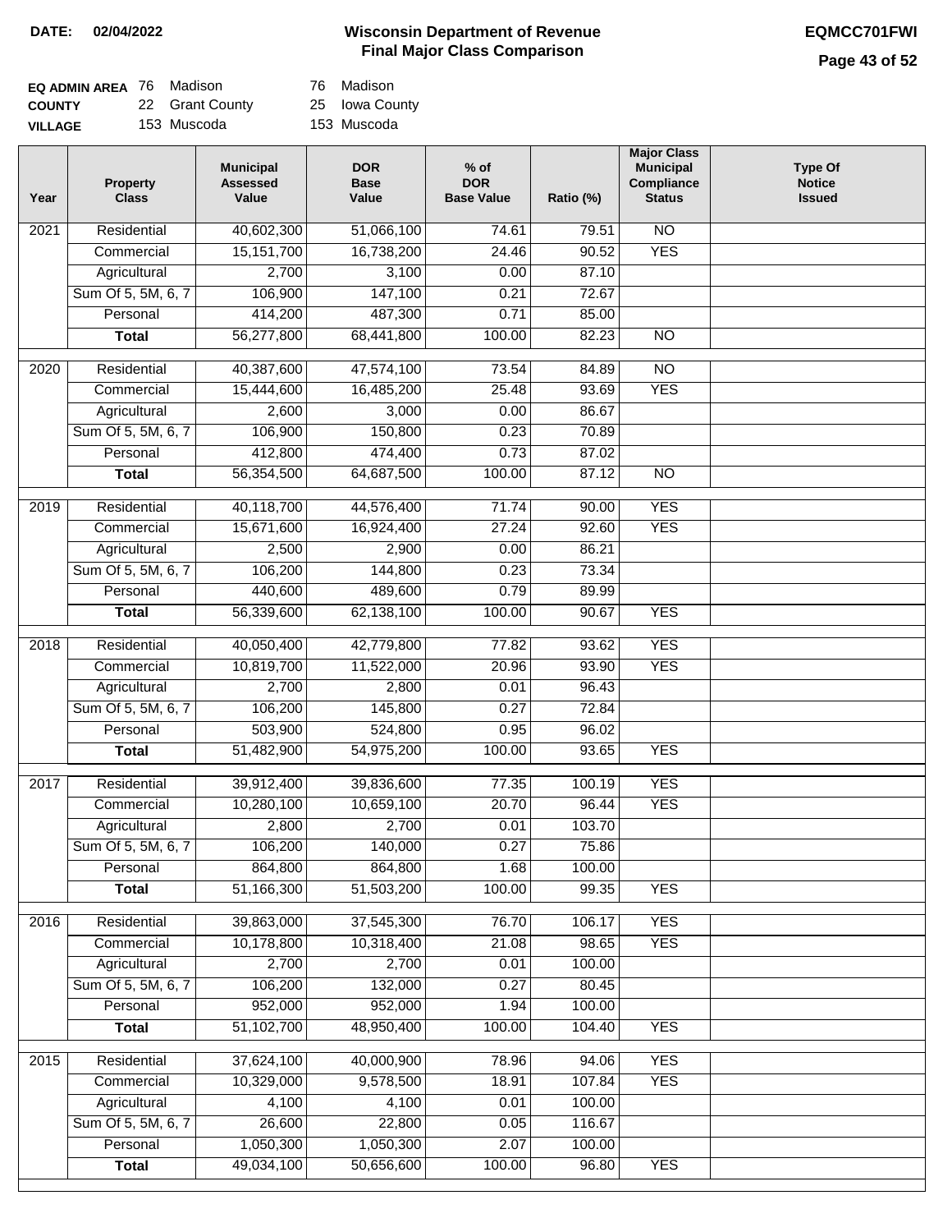**DATE: 02/04/2022**

# Wisconsin Department of Revenue
## Final Major Class Comparison

**EQMCC701FWI**

| | | | | |
|---|---|---|---|---|
| **EQ ADMIN AREA** | 76 | Madison | 76 | Madison |
| **COUNTY** | 22 | Grant County | 25 | Iowa County |
| **VILLAGE** | 153 | Muscoda | 153 | Muscoda |

| Year | Property Class | Municipal Assessed Value | DOR Base Value | % of DOR Base Value | Ratio (%) | Major Class Municipal Compliance Status | Type Of Notice Issued |
|---|---|---|---|---|---|---|---|
| 2021 | Residential | 40,602,300 | 51,066,100 | 74.61 | 79.51 | NO | |
| | Commercial | 15,151,700 | 16,738,200 | 24.46 | 90.52 | YES | |
| | Agricultural | 2,700 | 3,100 | 0.00 | 87.10 | | |
| | Sum Of 5, 5M, 6, 7 | 106,900 | 147,100 | 0.21 | 72.67 | | |
| | Personal | 414,200 | 487,300 | 0.71 | 85.00 | | |
| | **Total** | 56,277,800 | 68,441,800 | 100.00 | 82.23 | NO | |
| 2020 | Residential | 40,387,600 | 47,574,100 | 73.54 | 84.89 | NO | |
| | Commercial | 15,444,600 | 16,485,200 | 25.48 | 93.69 | YES | |
| | Agricultural | 2,600 | 3,000 | 0.00 | 86.67 | | |
| | Sum Of 5, 5M, 6, 7 | 106,900 | 150,800 | 0.23 | 70.89 | | |
| | Personal | 412,800 | 474,400 | 0.73 | 87.02 | | |
| | **Total** | 56,354,500 | 64,687,500 | 100.00 | 87.12 | NO | |
| 2019 | Residential | 40,118,700 | 44,576,400 | 71.74 | 90.00 | YES | |
| | Commercial | 15,671,600 | 16,924,400 | 27.24 | 92.60 | YES | |
| | Agricultural | 2,500 | 2,900 | 0.00 | 86.21 | | |
| | Sum Of 5, 5M, 6, 7 | 106,200 | 144,800 | 0.23 | 73.34 | | |
| | Personal | 440,600 | 489,600 | 0.79 | 89.99 | | |
| | **Total** | 56,339,600 | 62,138,100 | 100.00 | 90.67 | YES | |
| 2018 | Residential | 40,050,400 | 42,779,800 | 77.82 | 93.62 | YES | |
| | Commercial | 10,819,700 | 11,522,000 | 20.96 | 93.90 | YES | |
| | Agricultural | 2,700 | 2,800 | 0.01 | 96.43 | | |
| | Sum Of 5, 5M, 6, 7 | 106,200 | 145,800 | 0.27 | 72.84 | | |
| | Personal | 503,900 | 524,800 | 0.95 | 96.02 | | |
| | **Total** | 51,482,900 | 54,975,200 | 100.00 | 93.65 | YES | |
| 2017 | Residential | 39,912,400 | 39,836,600 | 77.35 | 100.19 | YES | |
| | Commercial | 10,280,100 | 10,659,100 | 20.70 | 96.44 | YES | |
| | Agricultural | 2,800 | 2,700 | 0.01 | 103.70 | | |
| | Sum Of 5, 5M, 6, 7 | 106,200 | 140,000 | 0.27 | 75.86 | | |
| | Personal | 864,800 | 864,800 | 1.68 | 100.00 | | |
| | **Total** | 51,166,300 | 51,503,200 | 100.00 | 99.35 | YES | |
| 2016 | Residential | 39,863,000 | 37,545,300 | 76.70 | 106.17 | YES | |
| | Commercial | 10,178,800 | 10,318,400 | 21.08 | 98.65 | YES | |
| | Agricultural | 2,700 | 2,700 | 0.01 | 100.00 | | |
| | Sum Of 5, 5M, 6, 7 | 106,200 | 132,000 | 0.27 | 80.45 | | |
| | Personal | 952,000 | 952,000 | 1.94 | 100.00 | | |
| | **Total** | 51,102,700 | 48,950,400 | 100.00 | 104.40 | YES | |
| 2015 | Residential | 37,624,100 | 40,000,900 | 78.96 | 94.06 | YES | |
| | Commercial | 10,329,000 | 9,578,500 | 18.91 | 107.84 | YES | |
| | Agricultural | 4,100 | 4,100 | 0.01 | 100.00 | | |
| | Sum Of 5, 5M, 6, 7 | 26,600 | 22,800 | 0.05 | 116.67 | | |
| | Personal | 1,050,300 | 1,050,300 | 2.07 | 100.00 | | |
| | **Total** | 49,034,100 | 50,656,600 | 100.00 | 96.80 | YES | |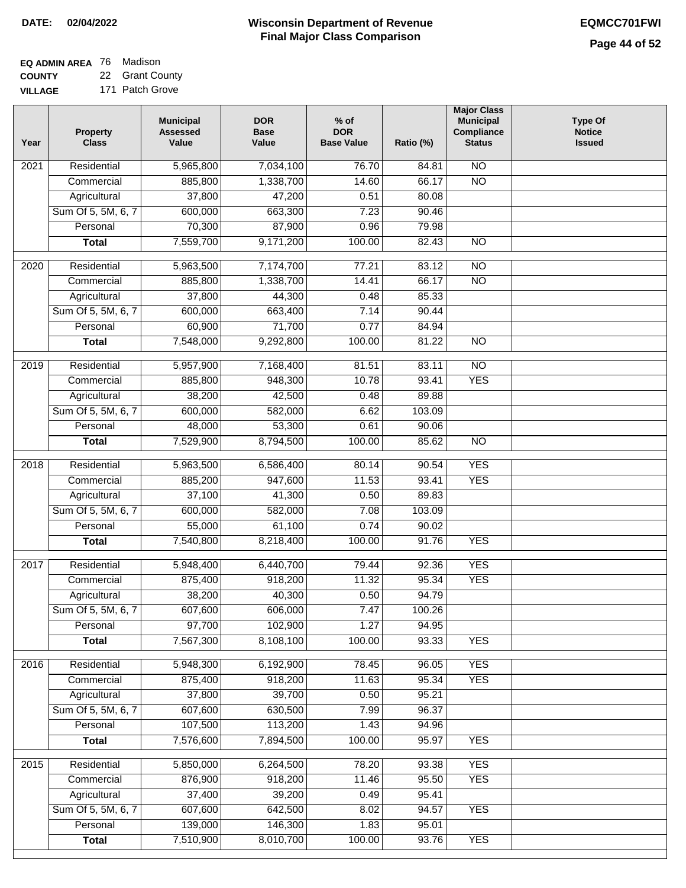**DATE: 02/04/2022**

# Wisconsin Department of Revenue
## Final Major Class Comparison

**EQMCC701FWI**

**EQ ADMIN AREA** 76 Madison
**COUNTY** 22 Grant County
**VILLAGE** 171 Patch Grove

| Year | Property Class | Municipal Assessed Value | DOR Base Value | % of DOR Base Value | Ratio (%) | Major Class Municipal Compliance Status | Type Of Notice Issued |
|---|---|---|---|---|---|---|---|
| 2021 | Residential | 5,965,800 | 7,034,100 | 76.70 | 84.81 | NO | |
| | Commercial | 885,800 | 1,338,700 | 14.60 | 66.17 | NO | |
| | Agricultural | 37,800 | 47,200 | 0.51 | 80.08 | | |
| | Sum Of 5, 5M, 6, 7 | 600,000 | 663,300 | 7.23 | 90.46 | | |
| | Personal | 70,300 | 87,900 | 0.96 | 79.98 | | |
| | **Total** | 7,559,700 | 9,171,200 | 100.00 | 82.43 | NO | |
| 2020 | Residential | 5,963,500 | 7,174,700 | 77.21 | 83.12 | NO | |
| | Commercial | 885,800 | 1,338,700 | 14.41 | 66.17 | NO | |
| | Agricultural | 37,800 | 44,300 | 0.48 | 85.33 | | |
| | Sum Of 5, 5M, 6, 7 | 600,000 | 663,400 | 7.14 | 90.44 | | |
| | Personal | 60,900 | 71,700 | 0.77 | 84.94 | | |
| | **Total** | 7,548,000 | 9,292,800 | 100.00 | 81.22 | NO | |
| 2019 | Residential | 5,957,900 | 7,168,400 | 81.51 | 83.11 | NO | |
| | Commercial | 885,800 | 948,300 | 10.78 | 93.41 | YES | |
| | Agricultural | 38,200 | 42,500 | 0.48 | 89.88 | | |
| | Sum Of 5, 5M, 6, 7 | 600,000 | 582,000 | 6.62 | 103.09 | | |
| | Personal | 48,000 | 53,300 | 0.61 | 90.06 | | |
| | **Total** | 7,529,900 | 8,794,500 | 100.00 | 85.62 | NO | |
| 2018 | Residential | 5,963,500 | 6,586,400 | 80.14 | 90.54 | YES | |
| | Commercial | 885,200 | 947,600 | 11.53 | 93.41 | YES | |
| | Agricultural | 37,100 | 41,300 | 0.50 | 89.83 | | |
| | Sum Of 5, 5M, 6, 7 | 600,000 | 582,000 | 7.08 | 103.09 | | |
| | Personal | 55,000 | 61,100 | 0.74 | 90.02 | | |
| | **Total** | 7,540,800 | 8,218,400 | 100.00 | 91.76 | YES | |
| 2017 | Residential | 5,948,400 | 6,440,700 | 79.44 | 92.36 | YES | |
| | Commercial | 875,400 | 918,200 | 11.32 | 95.34 | YES | |
| | Agricultural | 38,200 | 40,300 | 0.50 | 94.79 | | |
| | Sum Of 5, 5M, 6, 7 | 607,600 | 606,000 | 7.47 | 100.26 | | |
| | Personal | 97,700 | 102,900 | 1.27 | 94.95 | | |
| | **Total** | 7,567,300 | 8,108,100 | 100.00 | 93.33 | YES | |
| 2016 | Residential | 5,948,300 | 6,192,900 | 78.45 | 96.05 | YES | |
| | Commercial | 875,400 | 918,200 | 11.63 | 95.34 | YES | |
| | Agricultural | 37,800 | 39,700 | 0.50 | 95.21 | | |
| | Sum Of 5, 5M, 6, 7 | 607,600 | 630,500 | 7.99 | 96.37 | | |
| | Personal | 107,500 | 113,200 | 1.43 | 94.96 | | |
| | **Total** | 7,576,600 | 7,894,500 | 100.00 | 95.97 | YES | |
| 2015 | Residential | 5,850,000 | 6,264,500 | 78.20 | 93.38 | YES | |
| | Commercial | 876,900 | 918,200 | 11.46 | 95.50 | YES | |
| | Agricultural | 37,400 | 39,200 | 0.49 | 95.41 | | |
| | Sum Of 5, 5M, 6, 7 | 607,600 | 642,500 | 8.02 | 94.57 | YES | |
| | Personal | 139,000 | 146,300 | 1.83 | 95.01 | | |
| | **Total** | 7,510,900 | 8,010,700 | 100.00 | 93.76 | YES | |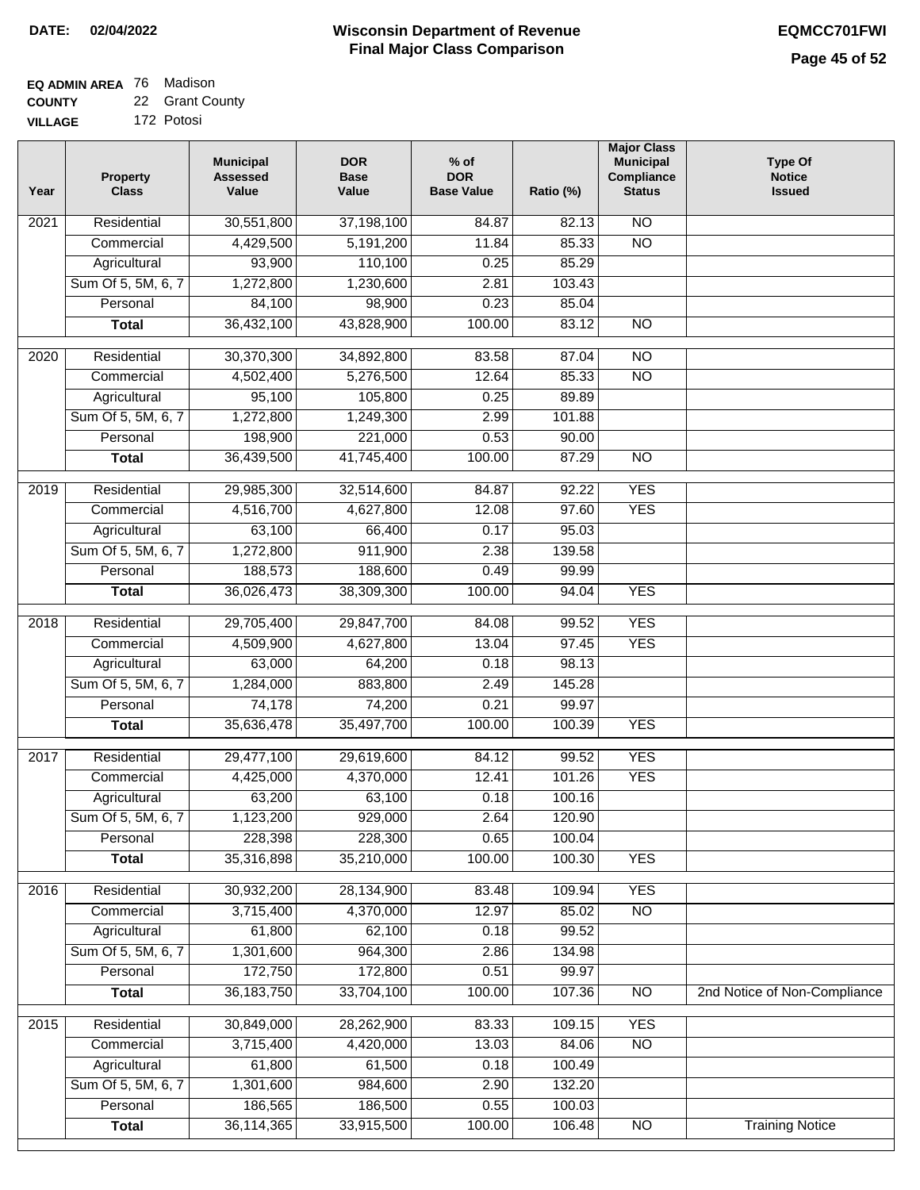**DATE:** 02/04/2022

# Wisconsin Department of Revenue
## Final Major Class Comparison

**EQMCC701FWI**

**EQ ADMIN AREA** 76 Madison
**COUNTY** 22 Grant County
**VILLAGE** 172 Potosi

| Year | Property Class | Municipal Assessed Value | DOR Base Value | % of DOR Base Value | Ratio (%) | Major Class Municipal Compliance Status | Type Of Notice Issued |
|---|---|---|---|---|---|---|---|
| 2021 | Residential | 30,551,800 | 37,198,100 | 84.87 | 82.13 | NO | |
| | Commercial | 4,429,500 | 5,191,200 | 11.84 | 85.33 | NO | |
| | Agricultural | 93,900 | 110,100 | 0.25 | 85.29 | | |
| | Sum Of 5, 5M, 6, 7 | 1,272,800 | 1,230,600 | 2.81 | 103.43 | | |
| | Personal | 84,100 | 98,900 | 0.23 | 85.04 | | |
| | **Total** | 36,432,100 | 43,828,900 | 100.00 | 83.12 | NO | |
| 2020 | Residential | 30,370,300 | 34,892,800 | 83.58 | 87.04 | NO | |
| | Commercial | 4,502,400 | 5,276,500 | 12.64 | 85.33 | NO | |
| | Agricultural | 95,100 | 105,800 | 0.25 | 89.89 | | |
| | Sum Of 5, 5M, 6, 7 | 1,272,800 | 1,249,300 | 2.99 | 101.88 | | |
| | Personal | 198,900 | 221,000 | 0.53 | 90.00 | | |
| | **Total** | 36,439,500 | 41,745,400 | 100.00 | 87.29 | NO | |
| 2019 | Residential | 29,985,300 | 32,514,600 | 84.87 | 92.22 | YES | |
| | Commercial | 4,516,700 | 4,627,800 | 12.08 | 97.60 | YES | |
| | Agricultural | 63,100 | 66,400 | 0.17 | 95.03 | | |
| | Sum Of 5, 5M, 6, 7 | 1,272,800 | 911,900 | 2.38 | 139.58 | | |
| | Personal | 188,573 | 188,600 | 0.49 | 99.99 | | |
| | **Total** | 36,026,473 | 38,309,300 | 100.00 | 94.04 | YES | |
| 2018 | Residential | 29,705,400 | 29,847,700 | 84.08 | 99.52 | YES | |
| | Commercial | 4,509,900 | 4,627,800 | 13.04 | 97.45 | YES | |
| | Agricultural | 63,000 | 64,200 | 0.18 | 98.13 | | |
| | Sum Of 5, 5M, 6, 7 | 1,284,000 | 883,800 | 2.49 | 145.28 | | |
| | Personal | 74,178 | 74,200 | 0.21 | 99.97 | | |
| | **Total** | 35,636,478 | 35,497,700 | 100.00 | 100.39 | YES | |
| 2017 | Residential | 29,477,100 | 29,619,600 | 84.12 | 99.52 | YES | |
| | Commercial | 4,425,000 | 4,370,000 | 12.41 | 101.26 | YES | |
| | Agricultural | 63,200 | 63,100 | 0.18 | 100.16 | | |
| | Sum Of 5, 5M, 6, 7 | 1,123,200 | 929,000 | 2.64 | 120.90 | | |
| | Personal | 228,398 | 228,300 | 0.65 | 100.04 | | |
| | **Total** | 35,316,898 | 35,210,000 | 100.00 | 100.30 | YES | |
| 2016 | Residential | 30,932,200 | 28,134,900 | 83.48 | 109.94 | YES | |
| | Commercial | 3,715,400 | 4,370,000 | 12.97 | 85.02 | NO | |
| | Agricultural | 61,800 | 62,100 | 0.18 | 99.52 | | |
| | Sum Of 5, 5M, 6, 7 | 1,301,600 | 964,300 | 2.86 | 134.98 | | |
| | Personal | 172,750 | 172,800 | 0.51 | 99.97 | | |
| | **Total** | 36,183,750 | 33,704,100 | 100.00 | 107.36 | NO | 2nd Notice of Non-Compliance |
| 2015 | Residential | 30,849,000 | 28,262,900 | 83.33 | 109.15 | YES | |
| | Commercial | 3,715,400 | 4,420,000 | 13.03 | 84.06 | NO | |
| | Agricultural | 61,800 | 61,500 | 0.18 | 100.49 | | |
| | Sum Of 5, 5M, 6, 7 | 1,301,600 | 984,600 | 2.90 | 132.20 | | |
| | Personal | 186,565 | 186,500 | 0.55 | 100.03 | | |
| | **Total** | 36,114,365 | 33,915,500 | 100.00 | 106.48 | NO | Training Notice |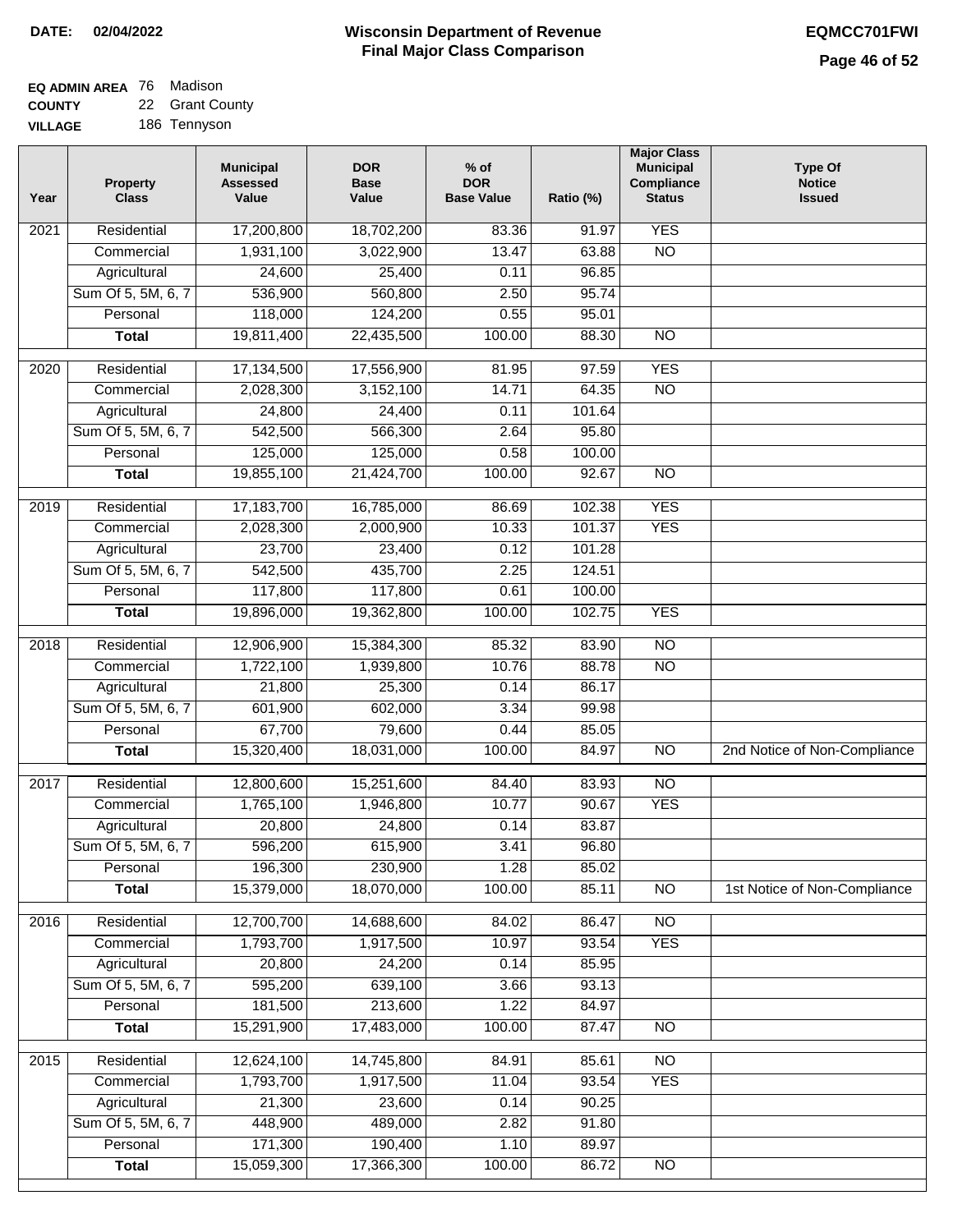**DATE:** 02/04/2022

# Wisconsin Department of Revenue
## Final Major Class Comparison

**EQMCC701FWI**

**EQ ADMIN AREA** 76 Madison
**COUNTY** 22 Grant County
**VILLAGE** 186 Tennyson

| Year | Property Class | Municipal Assessed Value | DOR Base Value | % of DOR Base Value | Ratio (%) | Major Class Municipal Compliance Status | Type Of Notice Issued |
|---|---|---|---|---|---|---|---|
| 2021 | Residential | 17,200,800 | 18,702,200 | 83.36 | 91.97 | YES | |
| | Commercial | 1,931,100 | 3,022,900 | 13.47 | 63.88 | NO | |
| | Agricultural | 24,600 | 25,400 | 0.11 | 96.85 | | |
| | Sum Of 5, 5M, 6, 7 | 536,900 | 560,800 | 2.50 | 95.74 | | |
| | Personal | 118,000 | 124,200 | 0.55 | 95.01 | | |
| | **Total** | 19,811,400 | 22,435,500 | 100.00 | 88.30 | NO | |
| 2020 | Residential | 17,134,500 | 17,556,900 | 81.95 | 97.59 | YES | |
| | Commercial | 2,028,300 | 3,152,100 | 14.71 | 64.35 | NO | |
| | Agricultural | 24,800 | 24,400 | 0.11 | 101.64 | | |
| | Sum Of 5, 5M, 6, 7 | 542,500 | 566,300 | 2.64 | 95.80 | | |
| | Personal | 125,000 | 125,000 | 0.58 | 100.00 | | |
| | **Total** | 19,855,100 | 21,424,700 | 100.00 | 92.67 | NO | |
| 2019 | Residential | 17,183,700 | 16,785,000 | 86.69 | 102.38 | YES | |
| | Commercial | 2,028,300 | 2,000,900 | 10.33 | 101.37 | YES | |
| | Agricultural | 23,700 | 23,400 | 0.12 | 101.28 | | |
| | Sum Of 5, 5M, 6, 7 | 542,500 | 435,700 | 2.25 | 124.51 | | |
| | Personal | 117,800 | 117,800 | 0.61 | 100.00 | | |
| | **Total** | 19,896,000 | 19,362,800 | 100.00 | 102.75 | YES | |
| 2018 | Residential | 12,906,900 | 15,384,300 | 85.32 | 83.90 | NO | |
| | Commercial | 1,722,100 | 1,939,800 | 10.76 | 88.78 | NO | |
| | Agricultural | 21,800 | 25,300 | 0.14 | 86.17 | | |
| | Sum Of 5, 5M, 6, 7 | 601,900 | 602,000 | 3.34 | 99.98 | | |
| | Personal | 67,700 | 79,600 | 0.44 | 85.05 | | |
| | **Total** | 15,320,400 | 18,031,000 | 100.00 | 84.97 | NO | 2nd Notice of Non-Compliance |
| 2017 | Residential | 12,800,600 | 15,251,600 | 84.40 | 83.93 | NO | |
| | Commercial | 1,765,100 | 1,946,800 | 10.77 | 90.67 | YES | |
| | Agricultural | 20,800 | 24,800 | 0.14 | 83.87 | | |
| | Sum Of 5, 5M, 6, 7 | 596,200 | 615,900 | 3.41 | 96.80 | | |
| | Personal | 196,300 | 230,900 | 1.28 | 85.02 | | |
| | **Total** | 15,379,000 | 18,070,000 | 100.00 | 85.11 | NO | 1st Notice of Non-Compliance |
| 2016 | Residential | 12,700,700 | 14,688,600 | 84.02 | 86.47 | NO | |
| | Commercial | 1,793,700 | 1,917,500 | 10.97 | 93.54 | YES | |
| | Agricultural | 20,800 | 24,200 | 0.14 | 85.95 | | |
| | Sum Of 5, 5M, 6, 7 | 595,200 | 639,100 | 3.66 | 93.13 | | |
| | Personal | 181,500 | 213,600 | 1.22 | 84.97 | | |
| | **Total** | 15,291,900 | 17,483,000 | 100.00 | 87.47 | NO | |
| 2015 | Residential | 12,624,100 | 14,745,800 | 84.91 | 85.61 | NO | |
| | Commercial | 1,793,700 | 1,917,500 | 11.04 | 93.54 | YES | |
| | Agricultural | 21,300 | 23,600 | 0.14 | 90.25 | | |
| | Sum Of 5, 5M, 6, 7 | 448,900 | 489,000 | 2.82 | 91.80 | | |
| | Personal | 171,300 | 190,400 | 1.10 | 89.97 | | |
| | **Total** | 15,059,300 | 17,366,300 | 100.00 | 86.72 | NO | |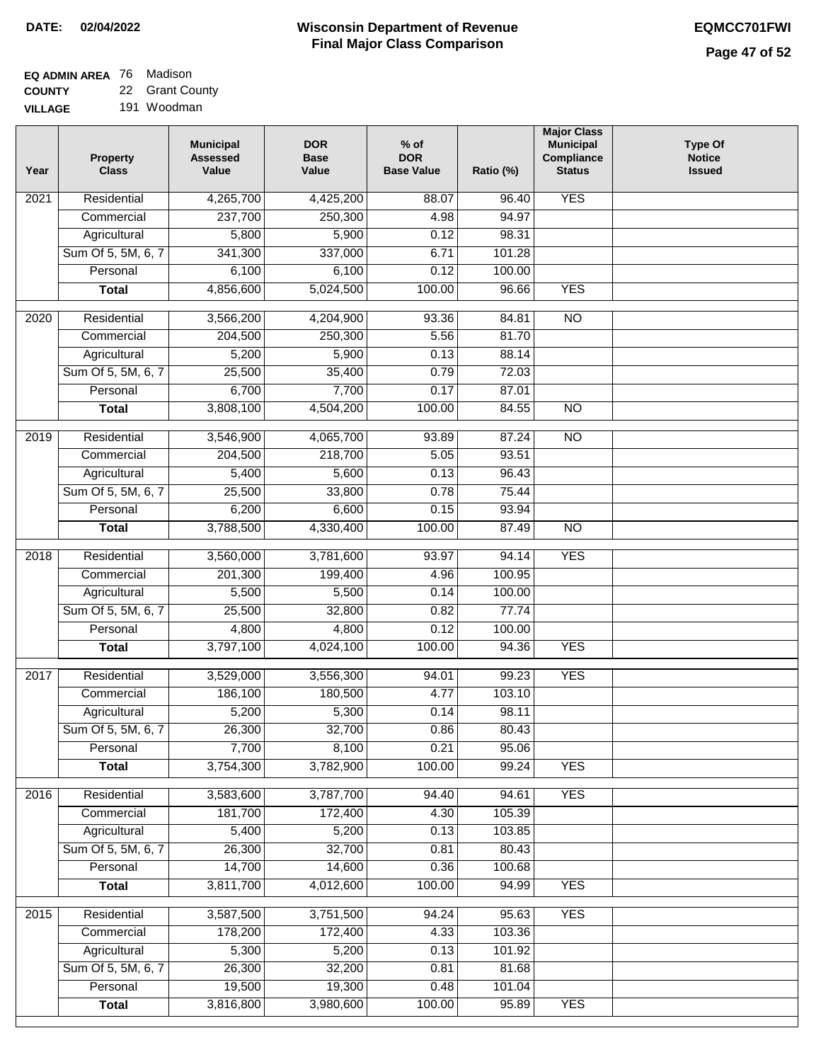**DATE:** 02/04/2022

# Wisconsin Department of Revenue
## Final Major Class Comparison

**EQMCC701FWI**

**EQ ADMIN AREA** 76 Madison
**COUNTY** 22 Grant County
**VILLAGE** 191 Woodman

| Year | Property Class | Municipal Assessed Value | DOR Base Value | % of DOR Base Value | Ratio (%) | Major Class Municipal Compliance Status | Type Of Notice Issued |
|---|---|---|---|---|---|---|---|
| 2021 | Residential | 4,265,700 | 4,425,200 | 88.07 | 96.40 | YES | |
| | Commercial | 237,700 | 250,300 | 4.98 | 94.97 | | |
| | Agricultural | 5,800 | 5,900 | 0.12 | 98.31 | | |
| | Sum Of 5, 5M, 6, 7 | 341,300 | 337,000 | 6.71 | 101.28 | | |
| | Personal | 6,100 | 6,100 | 0.12 | 100.00 | | |
| | **Total** | 4,856,600 | 5,024,500 | 100.00 | 96.66 | YES | |
| 2020 | Residential | 3,566,200 | 4,204,900 | 93.36 | 84.81 | NO | |
| | Commercial | 204,500 | 250,300 | 5.56 | 81.70 | | |
| | Agricultural | 5,200 | 5,900 | 0.13 | 88.14 | | |
| | Sum Of 5, 5M, 6, 7 | 25,500 | 35,400 | 0.79 | 72.03 | | |
| | Personal | 6,700 | 7,700 | 0.17 | 87.01 | | |
| | **Total** | 3,808,100 | 4,504,200 | 100.00 | 84.55 | NO | |
| 2019 | Residential | 3,546,900 | 4,065,700 | 93.89 | 87.24 | NO | |
| | Commercial | 204,500 | 218,700 | 5.05 | 93.51 | | |
| | Agricultural | 5,400 | 5,600 | 0.13 | 96.43 | | |
| | Sum Of 5, 5M, 6, 7 | 25,500 | 33,800 | 0.78 | 75.44 | | |
| | Personal | 6,200 | 6,600 | 0.15 | 93.94 | | |
| | **Total** | 3,788,500 | 4,330,400 | 100.00 | 87.49 | NO | |
| 2018 | Residential | 3,560,000 | 3,781,600 | 93.97 | 94.14 | YES | |
| | Commercial | 201,300 | 199,400 | 4.96 | 100.95 | | |
| | Agricultural | 5,500 | 5,500 | 0.14 | 100.00 | | |
| | Sum Of 5, 5M, 6, 7 | 25,500 | 32,800 | 0.82 | 77.74 | | |
| | Personal | 4,800 | 4,800 | 0.12 | 100.00 | | |
| | **Total** | 3,797,100 | 4,024,100 | 100.00 | 94.36 | YES | |
| 2017 | Residential | 3,529,000 | 3,556,300 | 94.01 | 99.23 | YES | |
| | Commercial | 186,100 | 180,500 | 4.77 | 103.10 | | |
| | Agricultural | 5,200 | 5,300 | 0.14 | 98.11 | | |
| | Sum Of 5, 5M, 6, 7 | 26,300 | 32,700 | 0.86 | 80.43 | | |
| | Personal | 7,700 | 8,100 | 0.21 | 95.06 | | |
| | **Total** | 3,754,300 | 3,782,900 | 100.00 | 99.24 | YES | |
| 2016 | Residential | 3,583,600 | 3,787,700 | 94.40 | 94.61 | YES | |
| | Commercial | 181,700 | 172,400 | 4.30 | 105.39 | | |
| | Agricultural | 5,400 | 5,200 | 0.13 | 103.85 | | |
| | Sum Of 5, 5M, 6, 7 | 26,300 | 32,700 | 0.81 | 80.43 | | |
| | Personal | 14,700 | 14,600 | 0.36 | 100.68 | | |
| | **Total** | 3,811,700 | 4,012,600 | 100.00 | 94.99 | YES | |
| 2015 | Residential | 3,587,500 | 3,751,500 | 94.24 | 95.63 | YES | |
| | Commercial | 178,200 | 172,400 | 4.33 | 103.36 | | |
| | Agricultural | 5,300 | 5,200 | 0.13 | 101.92 | | |
| | Sum Of 5, 5M, 6, 7 | 26,300 | 32,200 | 0.81 | 81.68 | | |
| | Personal | 19,500 | 19,300 | 0.48 | 101.04 | | |
| | **Total** | 3,816,800 | 3,980,600 | 100.00 | 95.89 | YES | |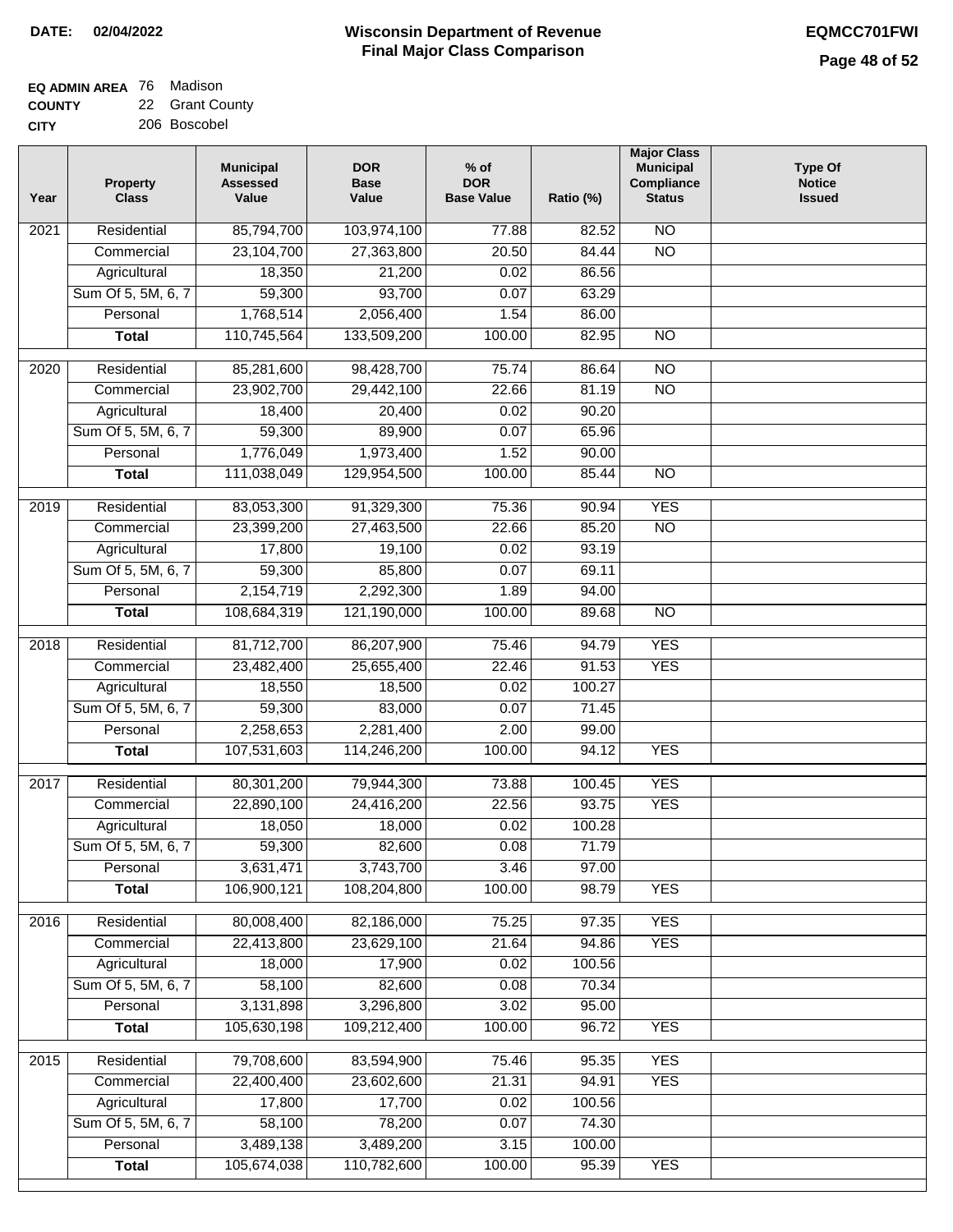**DATE:** 02/04/2022

# Wisconsin Department of Revenue
## Final Major Class Comparison

**EQMCC701FWI**

**EQ ADMIN AREA** 76 Madison
**COUNTY** 22 Grant County
**CITY** 206 Boscobel

| Year | Property Class | Municipal Assessed Value | DOR Base Value | % of DOR Base Value | Ratio (%) | Major Class Municipal Compliance Status | Type Of Notice Issued |
|---|---|---|---|---|---|---|---|
| 2021 | Residential | 85,794,700 | 103,974,100 | 77.88 | 82.52 | NO | |
| | Commercial | 23,104,700 | 27,363,800 | 20.50 | 84.44 | NO | |
| | Agricultural | 18,350 | 21,200 | 0.02 | 86.56 | | |
| | Sum Of 5, 5M, 6, 7 | 59,300 | 93,700 | 0.07 | 63.29 | | |
| | Personal | 1,768,514 | 2,056,400 | 1.54 | 86.00 | | |
| | **Total** | 110,745,564 | 133,509,200 | 100.00 | 82.95 | NO | |
| 2020 | Residential | 85,281,600 | 98,428,700 | 75.74 | 86.64 | NO | |
| | Commercial | 23,902,700 | 29,442,100 | 22.66 | 81.19 | NO | |
| | Agricultural | 18,400 | 20,400 | 0.02 | 90.20 | | |
| | Sum Of 5, 5M, 6, 7 | 59,300 | 89,900 | 0.07 | 65.96 | | |
| | Personal | 1,776,049 | 1,973,400 | 1.52 | 90.00 | | |
| | **Total** | 111,038,049 | 129,954,500 | 100.00 | 85.44 | NO | |
| 2019 | Residential | 83,053,300 | 91,329,300 | 75.36 | 90.94 | YES | |
| | Commercial | 23,399,200 | 27,463,500 | 22.66 | 85.20 | NO | |
| | Agricultural | 17,800 | 19,100 | 0.02 | 93.19 | | |
| | Sum Of 5, 5M, 6, 7 | 59,300 | 85,800 | 0.07 | 69.11 | | |
| | Personal | 2,154,719 | 2,292,300 | 1.89 | 94.00 | | |
| | **Total** | 108,684,319 | 121,190,000 | 100.00 | 89.68 | NO | |
| 2018 | Residential | 81,712,700 | 86,207,900 | 75.46 | 94.79 | YES | |
| | Commercial | 23,482,400 | 25,655,400 | 22.46 | 91.53 | YES | |
| | Agricultural | 18,550 | 18,500 | 0.02 | 100.27 | | |
| | Sum Of 5, 5M, 6, 7 | 59,300 | 83,000 | 0.07 | 71.45 | | |
| | Personal | 2,258,653 | 2,281,400 | 2.00 | 99.00 | | |
| | **Total** | 107,531,603 | 114,246,200 | 100.00 | 94.12 | YES | |
| 2017 | Residential | 80,301,200 | 79,944,300 | 73.88 | 100.45 | YES | |
| | Commercial | 22,890,100 | 24,416,200 | 22.56 | 93.75 | YES | |
| | Agricultural | 18,050 | 18,000 | 0.02 | 100.28 | | |
| | Sum Of 5, 5M, 6, 7 | 59,300 | 82,600 | 0.08 | 71.79 | | |
| | Personal | 3,631,471 | 3,743,700 | 3.46 | 97.00 | | |
| | **Total** | 106,900,121 | 108,204,800 | 100.00 | 98.79 | YES | |
| 2016 | Residential | 80,008,400 | 82,186,000 | 75.25 | 97.35 | YES | |
| | Commercial | 22,413,800 | 23,629,100 | 21.64 | 94.86 | YES | |
| | Agricultural | 18,000 | 17,900 | 0.02 | 100.56 | | |
| | Sum Of 5, 5M, 6, 7 | 58,100 | 82,600 | 0.08 | 70.34 | | |
| | Personal | 3,131,898 | 3,296,800 | 3.02 | 95.00 | | |
| | **Total** | 105,630,198 | 109,212,400 | 100.00 | 96.72 | YES | |
| 2015 | Residential | 79,708,600 | 83,594,900 | 75.46 | 95.35 | YES | |
| | Commercial | 22,400,400 | 23,602,600 | 21.31 | 94.91 | YES | |
| | Agricultural | 17,800 | 17,700 | 0.02 | 100.56 | | |
| | Sum Of 5, 5M, 6, 7 | 58,100 | 78,200 | 0.07 | 74.30 | | |
| | Personal | 3,489,138 | 3,489,200 | 3.15 | 100.00 | | |
| | **Total** | 105,674,038 | 110,782,600 | 100.00 | 95.39 | YES | |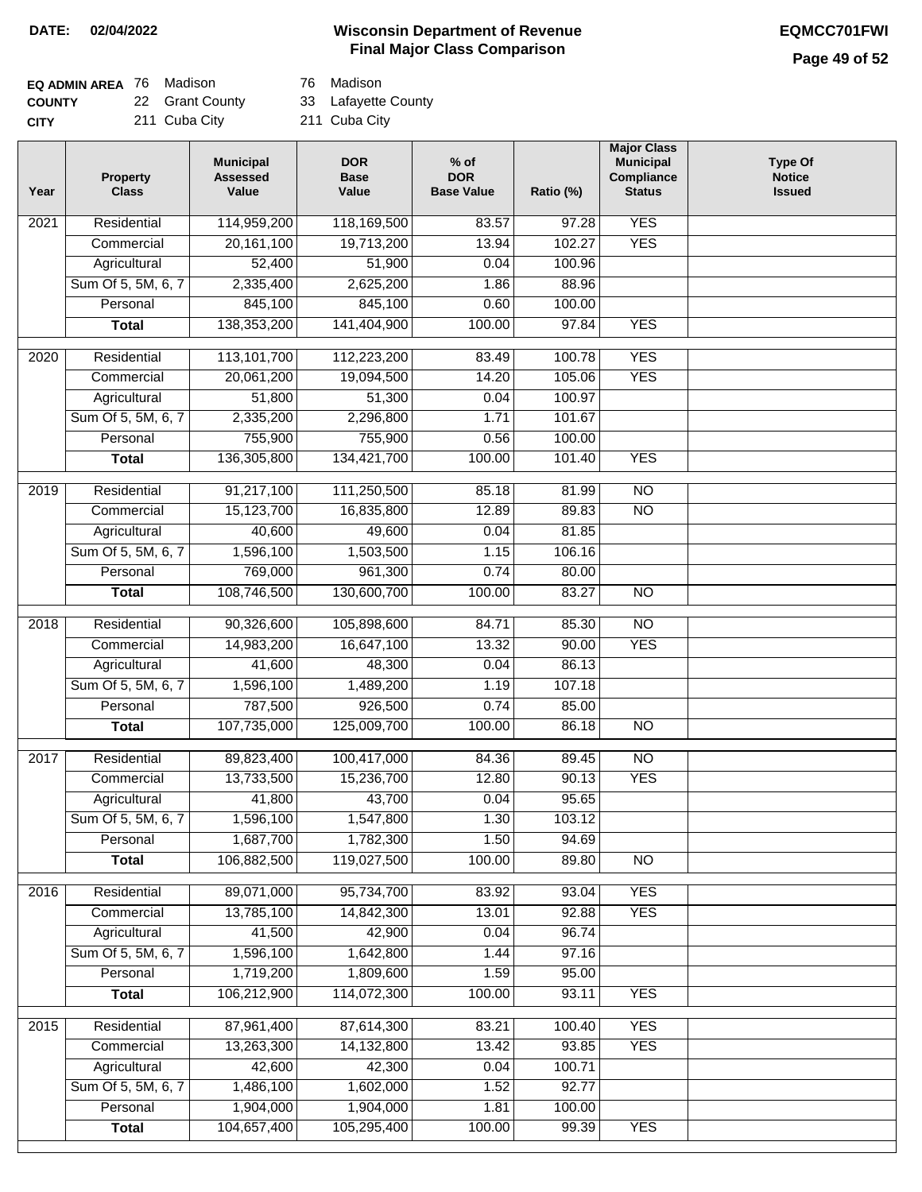**DATE:** 02/04/2022

# Wisconsin Department of Revenue
## Final Major Class Comparison

**EQMCC701FWI**

| | | | | |
|---|---|---|---|---|
| **EQ ADMIN AREA** | 76 | Madison | 76 | Madison |
| **COUNTY** | 22 | Grant County | 33 | Lafayette County |
| **CITY** | 211 | Cuba City | 211 | Cuba City |

| Year | Property Class | Municipal Assessed Value | DOR Base Value | % of DOR Base Value | Ratio (%) | Major Class Municipal Compliance Status | Type Of Notice Issued |
|---|---|---|---|---|---|---|---|
| 2021 | Residential | 114,959,200 | 118,169,500 | 83.57 | 97.28 | YES | |
| | Commercial | 20,161,100 | 19,713,200 | 13.94 | 102.27 | YES | |
| | Agricultural | 52,400 | 51,900 | 0.04 | 100.96 | | |
| | Sum Of 5, 5M, 6, 7 | 2,335,400 | 2,625,200 | 1.86 | 88.96 | | |
| | Personal | 845,100 | 845,100 | 0.60 | 100.00 | | |
| | **Total** | 138,353,200 | 141,404,900 | 100.00 | 97.84 | YES | |
| 2020 | Residential | 113,101,700 | 112,223,200 | 83.49 | 100.78 | YES | |
| | Commercial | 20,061,200 | 19,094,500 | 14.20 | 105.06 | YES | |
| | Agricultural | 51,800 | 51,300 | 0.04 | 100.97 | | |
| | Sum Of 5, 5M, 6, 7 | 2,335,200 | 2,296,800 | 1.71 | 101.67 | | |
| | Personal | 755,900 | 755,900 | 0.56 | 100.00 | | |
| | **Total** | 136,305,800 | 134,421,700 | 100.00 | 101.40 | YES | |
| 2019 | Residential | 91,217,100 | 111,250,500 | 85.18 | 81.99 | NO | |
| | Commercial | 15,123,700 | 16,835,800 | 12.89 | 89.83 | NO | |
| | Agricultural | 40,600 | 49,600 | 0.04 | 81.85 | | |
| | Sum Of 5, 5M, 6, 7 | 1,596,100 | 1,503,500 | 1.15 | 106.16 | | |
| | Personal | 769,000 | 961,300 | 0.74 | 80.00 | | |
| | **Total** | 108,746,500 | 130,600,700 | 100.00 | 83.27 | NO | |
| 2018 | Residential | 90,326,600 | 105,898,600 | 84.71 | 85.30 | NO | |
| | Commercial | 14,983,200 | 16,647,100 | 13.32 | 90.00 | YES | |
| | Agricultural | 41,600 | 48,300 | 0.04 | 86.13 | | |
| | Sum Of 5, 5M, 6, 7 | 1,596,100 | 1,489,200 | 1.19 | 107.18 | | |
| | Personal | 787,500 | 926,500 | 0.74 | 85.00 | | |
| | **Total** | 107,735,000 | 125,009,700 | 100.00 | 86.18 | NO | |
| 2017 | Residential | 89,823,400 | 100,417,000 | 84.36 | 89.45 | NO | |
| | Commercial | 13,733,500 | 15,236,700 | 12.80 | 90.13 | YES | |
| | Agricultural | 41,800 | 43,700 | 0.04 | 95.65 | | |
| | Sum Of 5, 5M, 6, 7 | 1,596,100 | 1,547,800 | 1.30 | 103.12 | | |
| | Personal | 1,687,700 | 1,782,300 | 1.50 | 94.69 | | |
| | **Total** | 106,882,500 | 119,027,500 | 100.00 | 89.80 | NO | |
| 2016 | Residential | 89,071,000 | 95,734,700 | 83.92 | 93.04 | YES | |
| | Commercial | 13,785,100 | 14,842,300 | 13.01 | 92.88 | YES | |
| | Agricultural | 41,500 | 42,900 | 0.04 | 96.74 | | |
| | Sum Of 5, 5M, 6, 7 | 1,596,100 | 1,642,800 | 1.44 | 97.16 | | |
| | Personal | 1,719,200 | 1,809,600 | 1.59 | 95.00 | | |
| | **Total** | 106,212,900 | 114,072,300 | 100.00 | 93.11 | YES | |
| 2015 | Residential | 87,961,400 | 87,614,300 | 83.21 | 100.40 | YES | |
| | Commercial | 13,263,300 | 14,132,800 | 13.42 | 93.85 | YES | |
| | Agricultural | 42,600 | 42,300 | 0.04 | 100.71 | | |
| | Sum Of 5, 5M, 6, 7 | 1,486,100 | 1,602,000 | 1.52 | 92.77 | | |
| | Personal | 1,904,000 | 1,904,000 | 1.81 | 100.00 | | |
| | **Total** | 104,657,400 | 105,295,400 | 100.00 | 99.39 | YES | |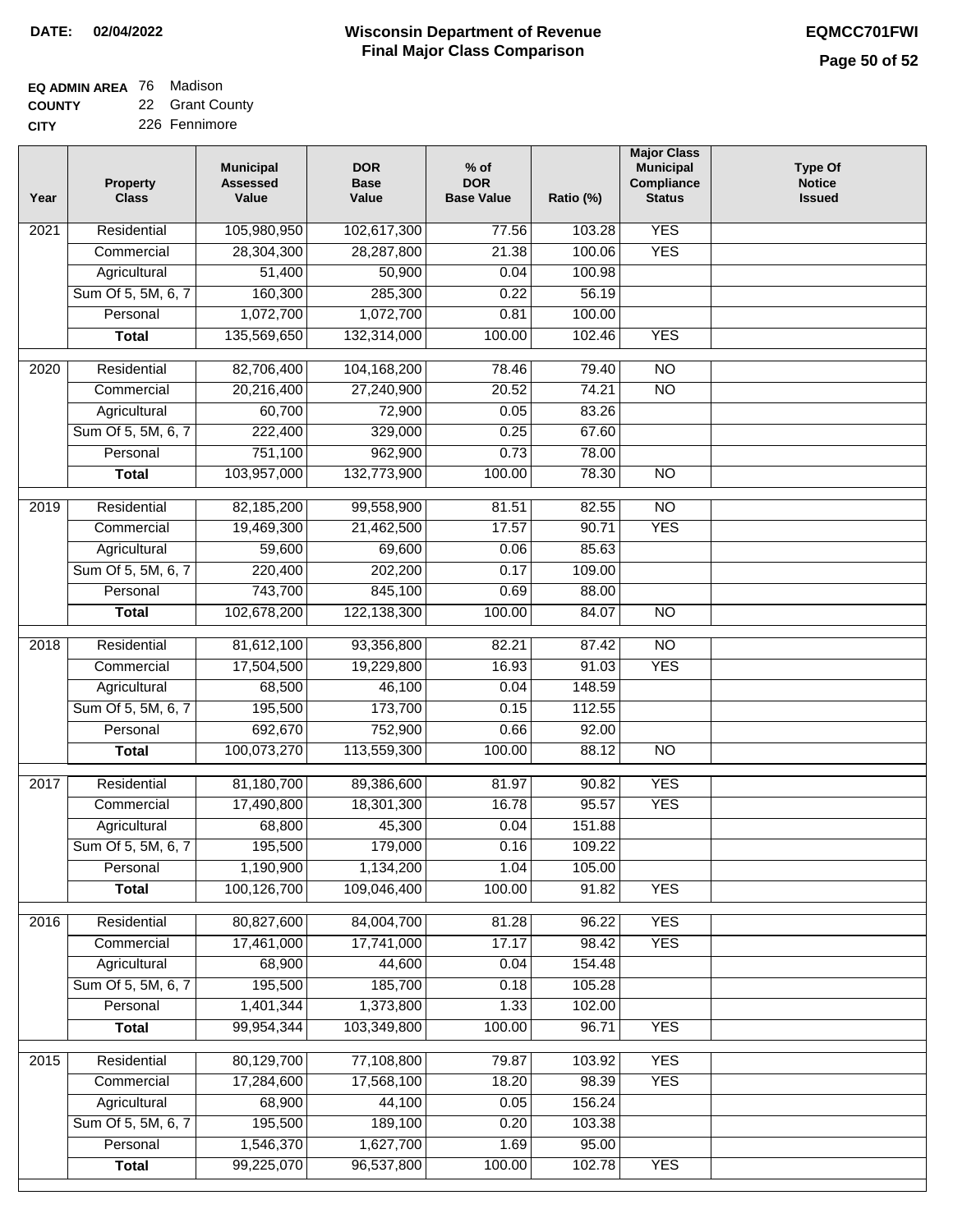**DATE:** 02/04/2022

# Wisconsin Department of Revenue
## Final Major Class Comparison

**EQMCC701FWI**

**EQ ADMIN AREA** 76 Madison
**COUNTY** 22 Grant County
**CITY** 226 Fennimore

| Year | Property Class | Municipal Assessed Value | DOR Base Value | % of DOR Base Value | Ratio (%) | Major Class Municipal Compliance Status | Type Of Notice Issued |
|---|---|---|---|---|---|---|---|
| 2021 | Residential | 105,980,950 | 102,617,300 | 77.56 | 103.28 | YES | |
| | Commercial | 28,304,300 | 28,287,800 | 21.38 | 100.06 | YES | |
| | Agricultural | 51,400 | 50,900 | 0.04 | 100.98 | | |
| | Sum Of 5, 5M, 6, 7 | 160,300 | 285,300 | 0.22 | 56.19 | | |
| | Personal | 1,072,700 | 1,072,700 | 0.81 | 100.00 | | |
| | **Total** | 135,569,650 | 132,314,000 | 100.00 | 102.46 | YES | |
| 2020 | Residential | 82,706,400 | 104,168,200 | 78.46 | 79.40 | NO | |
| | Commercial | 20,216,400 | 27,240,900 | 20.52 | 74.21 | NO | |
| | Agricultural | 60,700 | 72,900 | 0.05 | 83.26 | | |
| | Sum Of 5, 5M, 6, 7 | 222,400 | 329,000 | 0.25 | 67.60 | | |
| | Personal | 751,100 | 962,900 | 0.73 | 78.00 | | |
| | **Total** | 103,957,000 | 132,773,900 | 100.00 | 78.30 | NO | |
| 2019 | Residential | 82,185,200 | 99,558,900 | 81.51 | 82.55 | NO | |
| | Commercial | 19,469,300 | 21,462,500 | 17.57 | 90.71 | YES | |
| | Agricultural | 59,600 | 69,600 | 0.06 | 85.63 | | |
| | Sum Of 5, 5M, 6, 7 | 220,400 | 202,200 | 0.17 | 109.00 | | |
| | Personal | 743,700 | 845,100 | 0.69 | 88.00 | | |
| | **Total** | 102,678,200 | 122,138,300 | 100.00 | 84.07 | NO | |
| 2018 | Residential | 81,612,100 | 93,356,800 | 82.21 | 87.42 | NO | |
| | Commercial | 17,504,500 | 19,229,800 | 16.93 | 91.03 | YES | |
| | Agricultural | 68,500 | 46,100 | 0.04 | 148.59 | | |
| | Sum Of 5, 5M, 6, 7 | 195,500 | 173,700 | 0.15 | 112.55 | | |
| | Personal | 692,670 | 752,900 | 0.66 | 92.00 | | |
| | **Total** | 100,073,270 | 113,559,300 | 100.00 | 88.12 | NO | |
| 2017 | Residential | 81,180,700 | 89,386,600 | 81.97 | 90.82 | YES | |
| | Commercial | 17,490,800 | 18,301,300 | 16.78 | 95.57 | YES | |
| | Agricultural | 68,800 | 45,300 | 0.04 | 151.88 | | |
| | Sum Of 5, 5M, 6, 7 | 195,500 | 179,000 | 0.16 | 109.22 | | |
| | Personal | 1,190,900 | 1,134,200 | 1.04 | 105.00 | | |
| | **Total** | 100,126,700 | 109,046,400 | 100.00 | 91.82 | YES | |
| 2016 | Residential | 80,827,600 | 84,004,700 | 81.28 | 96.22 | YES | |
| | Commercial | 17,461,000 | 17,741,000 | 17.17 | 98.42 | YES | |
| | Agricultural | 68,900 | 44,600 | 0.04 | 154.48 | | |
| | Sum Of 5, 5M, 6, 7 | 195,500 | 185,700 | 0.18 | 105.28 | | |
| | Personal | 1,401,344 | 1,373,800 | 1.33 | 102.00 | | |
| | **Total** | 99,954,344 | 103,349,800 | 100.00 | 96.71 | YES | |
| 2015 | Residential | 80,129,700 | 77,108,800 | 79.87 | 103.92 | YES | |
| | Commercial | 17,284,600 | 17,568,100 | 18.20 | 98.39 | YES | |
| | Agricultural | 68,900 | 44,100 | 0.05 | 156.24 | | |
| | Sum Of 5, 5M, 6, 7 | 195,500 | 189,100 | 0.20 | 103.38 | | |
| | Personal | 1,546,370 | 1,627,700 | 1.69 | 95.00 | | |
| | **Total** | 99,225,070 | 96,537,800 | 100.00 | 102.78 | YES | |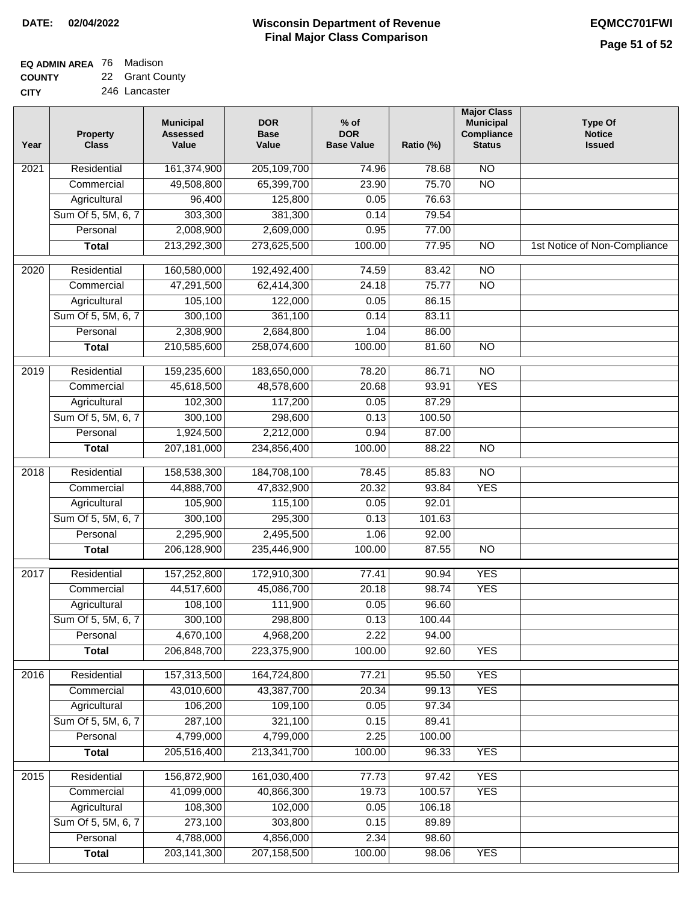**DATE: 02/04/2022**

# Wisconsin Department of Revenue
## Final Major Class Comparison

**EQMCC701FWI**

**EQ ADMIN AREA** 76 Madison
**COUNTY** 22 Grant County
**CITY** 246 Lancaster

| Year | Property Class | Municipal Assessed Value | DOR Base Value | % of DOR Base Value | Ratio (%) | Major Class Municipal Compliance Status | Type Of Notice Issued |
|---|---|---|---|---|---|---|---|
| 2021 | Residential | 161,374,900 | 205,109,700 | 74.96 | 78.68 | NO | |
| | Commercial | 49,508,800 | 65,399,700 | 23.90 | 75.70 | NO | |
| | Agricultural | 96,400 | 125,800 | 0.05 | 76.63 | | |
| | Sum Of 5, 5M, 6, 7 | 303,300 | 381,300 | 0.14 | 79.54 | | |
| | Personal | 2,008,900 | 2,609,000 | 0.95 | 77.00 | | |
| | **Total** | 213,292,300 | 273,625,500 | 100.00 | 77.95 | NO | 1st Notice of Non-Compliance |
| 2020 | Residential | 160,580,000 | 192,492,400 | 74.59 | 83.42 | NO | |
| | Commercial | 47,291,500 | 62,414,300 | 24.18 | 75.77 | NO | |
| | Agricultural | 105,100 | 122,000 | 0.05 | 86.15 | | |
| | Sum Of 5, 5M, 6, 7 | 300,100 | 361,100 | 0.14 | 83.11 | | |
| | Personal | 2,308,900 | 2,684,800 | 1.04 | 86.00 | | |
| | **Total** | 210,585,600 | 258,074,600 | 100.00 | 81.60 | NO | |
| 2019 | Residential | 159,235,600 | 183,650,000 | 78.20 | 86.71 | NO | |
| | Commercial | 45,618,500 | 48,578,600 | 20.68 | 93.91 | YES | |
| | Agricultural | 102,300 | 117,200 | 0.05 | 87.29 | | |
| | Sum Of 5, 5M, 6, 7 | 300,100 | 298,600 | 0.13 | 100.50 | | |
| | Personal | 1,924,500 | 2,212,000 | 0.94 | 87.00 | | |
| | **Total** | 207,181,000 | 234,856,400 | 100.00 | 88.22 | NO | |
| 2018 | Residential | 158,538,300 | 184,708,100 | 78.45 | 85.83 | NO | |
| | Commercial | 44,888,700 | 47,832,900 | 20.32 | 93.84 | YES | |
| | Agricultural | 105,900 | 115,100 | 0.05 | 92.01 | | |
| | Sum Of 5, 5M, 6, 7 | 300,100 | 295,300 | 0.13 | 101.63 | | |
| | Personal | 2,295,900 | 2,495,500 | 1.06 | 92.00 | | |
| | **Total** | 206,128,900 | 235,446,900 | 100.00 | 87.55 | NO | |
| 2017 | Residential | 157,252,800 | 172,910,300 | 77.41 | 90.94 | YES | |
| | Commercial | 44,517,600 | 45,086,700 | 20.18 | 98.74 | YES | |
| | Agricultural | 108,100 | 111,900 | 0.05 | 96.60 | | |
| | Sum Of 5, 5M, 6, 7 | 300,100 | 298,800 | 0.13 | 100.44 | | |
| | Personal | 4,670,100 | 4,968,200 | 2.22 | 94.00 | | |
| | **Total** | 206,848,700 | 223,375,900 | 100.00 | 92.60 | YES | |
| 2016 | Residential | 157,313,500 | 164,724,800 | 77.21 | 95.50 | YES | |
| | Commercial | 43,010,600 | 43,387,700 | 20.34 | 99.13 | YES | |
| | Agricultural | 106,200 | 109,100 | 0.05 | 97.34 | | |
| | Sum Of 5, 5M, 6, 7 | 287,100 | 321,100 | 0.15 | 89.41 | | |
| | Personal | 4,799,000 | 4,799,000 | 2.25 | 100.00 | | |
| | **Total** | 205,516,400 | 213,341,700 | 100.00 | 96.33 | YES | |
| 2015 | Residential | 156,872,900 | 161,030,400 | 77.73 | 97.42 | YES | |
| | Commercial | 41,099,000 | 40,866,300 | 19.73 | 100.57 | YES | |
| | Agricultural | 108,300 | 102,000 | 0.05 | 106.18 | | |
| | Sum Of 5, 5M, 6, 7 | 273,100 | 303,800 | 0.15 | 89.89 | | |
| | Personal | 4,788,000 | 4,856,000 | 2.34 | 98.60 | | |
| | **Total** | 203,141,300 | 207,158,500 | 100.00 | 98.06 | YES | |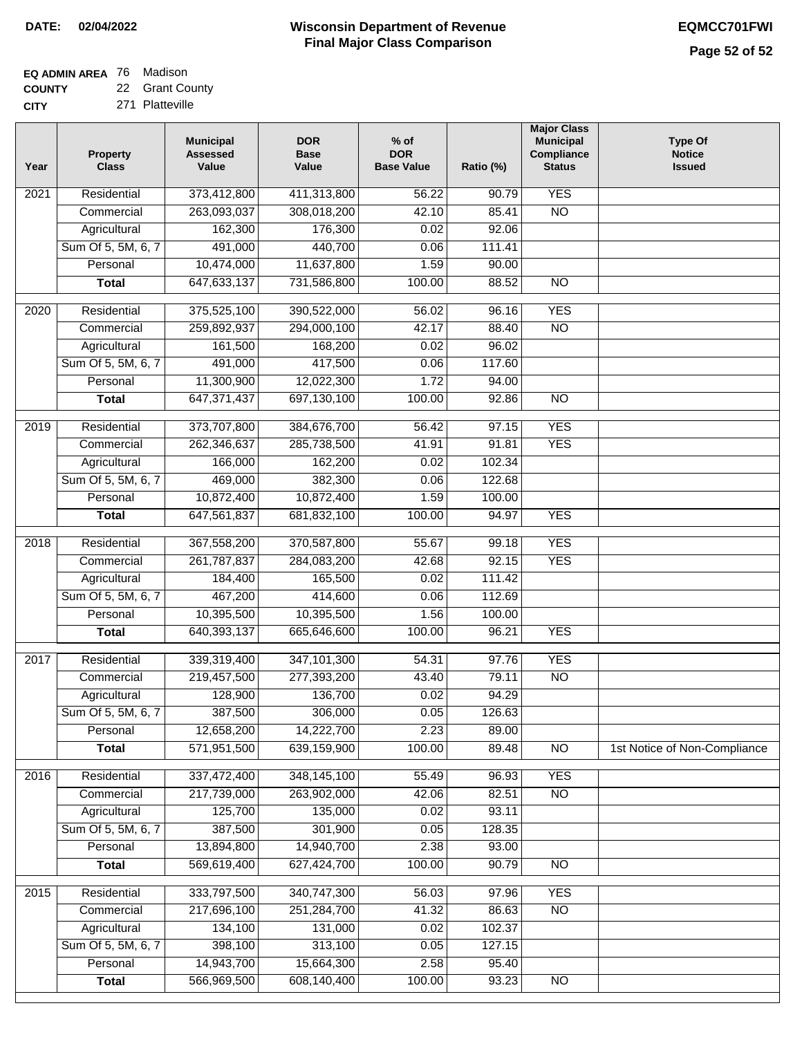**DATE:** 02/04/2022

# Wisconsin Department of Revenue
## Final Major Class Comparison

**EQMCC701FWI**

**EQ ADMIN AREA** 76 Madison
**COUNTY** 22 Grant County
**CITY** 271 Platteville

| Year | Property Class | Municipal Assessed Value | DOR Base Value | % of DOR Base Value | Ratio (%) | Major Class Municipal Compliance Status | Type Of Notice Issued |
|---|---|---|---|---|---|---|---|
| 2021 | Residential | 373,412,800 | 411,313,800 | 56.22 | 90.79 | YES | |
| | Commercial | 263,093,037 | 308,018,200 | 42.10 | 85.41 | NO | |
| | Agricultural | 162,300 | 176,300 | 0.02 | 92.06 | | |
| | Sum Of 5, 5M, 6, 7 | 491,000 | 440,700 | 0.06 | 111.41 | | |
| | Personal | 10,474,000 | 11,637,800 | 1.59 | 90.00 | | |
| | **Total** | 647,633,137 | 731,586,800 | 100.00 | 88.52 | NO | |
| 2020 | Residential | 375,525,100 | 390,522,000 | 56.02 | 96.16 | YES | |
| | Commercial | 259,892,937 | 294,000,100 | 42.17 | 88.40 | NO | |
| | Agricultural | 161,500 | 168,200 | 0.02 | 96.02 | | |
| | Sum Of 5, 5M, 6, 7 | 491,000 | 417,500 | 0.06 | 117.60 | | |
| | Personal | 11,300,900 | 12,022,300 | 1.72 | 94.00 | | |
| | **Total** | 647,371,437 | 697,130,100 | 100.00 | 92.86 | NO | |
| 2019 | Residential | 373,707,800 | 384,676,700 | 56.42 | 97.15 | YES | |
| | Commercial | 262,346,637 | 285,738,500 | 41.91 | 91.81 | YES | |
| | Agricultural | 166,000 | 162,200 | 0.02 | 102.34 | | |
| | Sum Of 5, 5M, 6, 7 | 469,000 | 382,300 | 0.06 | 122.68 | | |
| | Personal | 10,872,400 | 10,872,400 | 1.59 | 100.00 | | |
| | **Total** | 647,561,837 | 681,832,100 | 100.00 | 94.97 | YES | |
| 2018 | Residential | 367,558,200 | 370,587,800 | 55.67 | 99.18 | YES | |
| | Commercial | 261,787,837 | 284,083,200 | 42.68 | 92.15 | YES | |
| | Agricultural | 184,400 | 165,500 | 0.02 | 111.42 | | |
| | Sum Of 5, 5M, 6, 7 | 467,200 | 414,600 | 0.06 | 112.69 | | |
| | Personal | 10,395,500 | 10,395,500 | 1.56 | 100.00 | | |
| | **Total** | 640,393,137 | 665,646,600 | 100.00 | 96.21 | YES | |
| 2017 | Residential | 339,319,400 | 347,101,300 | 54.31 | 97.76 | YES | |
| | Commercial | 219,457,500 | 277,393,200 | 43.40 | 79.11 | NO | |
| | Agricultural | 128,900 | 136,700 | 0.02 | 94.29 | | |
| | Sum Of 5, 5M, 6, 7 | 387,500 | 306,000 | 0.05 | 126.63 | | |
| | Personal | 12,658,200 | 14,222,700 | 2.23 | 89.00 | | |
| | **Total** | 571,951,500 | 639,159,900 | 100.00 | 89.48 | NO | 1st Notice of Non-Compliance |
| 2016 | Residential | 337,472,400 | 348,145,100 | 55.49 | 96.93 | YES | |
| | Commercial | 217,739,000 | 263,902,000 | 42.06 | 82.51 | NO | |
| | Agricultural | 125,700 | 135,000 | 0.02 | 93.11 | | |
| | Sum Of 5, 5M, 6, 7 | 387,500 | 301,900 | 0.05 | 128.35 | | |
| | Personal | 13,894,800 | 14,940,700 | 2.38 | 93.00 | | |
| | **Total** | 569,619,400 | 627,424,700 | 100.00 | 90.79 | NO | |
| 2015 | Residential | 333,797,500 | 340,747,300 | 56.03 | 97.96 | YES | |
| | Commercial | 217,696,100 | 251,284,700 | 41.32 | 86.63 | NO | |
| | Agricultural | 134,100 | 131,000 | 0.02 | 102.37 | | |
| | Sum Of 5, 5M, 6, 7 | 398,100 | 313,100 | 0.05 | 127.15 | | |
| | Personal | 14,943,700 | 15,664,300 | 2.58 | 95.40 | | |
| | **Total** | 566,969,500 | 608,140,400 | 100.00 | 93.23 | NO | |